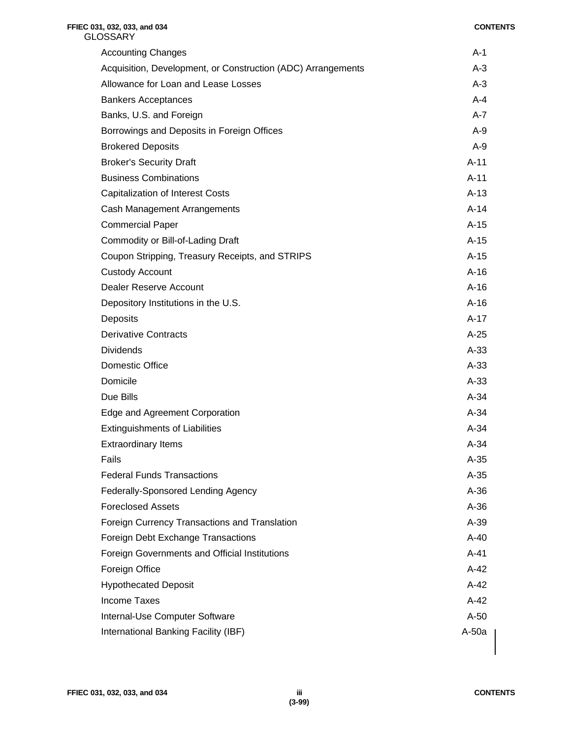GLOSSARY

| | |
|---|---|
| Accounting Changes | A-1 |
| Acquisition, Development, or Construction (ADC) Arrangements | A-3 |
| Allowance for Loan and Lease Losses | A-3 |
| Bankers Acceptances | A-4 |
| Banks, U.S. and Foreign | A-7 |
| Borrowings and Deposits in Foreign Offices | A-9 |
| Brokered Deposits | A-9 |
| Broker's Security Draft | A-11 |
| Business Combinations | A-11 |
| Capitalization of Interest Costs | A-13 |
| Cash Management Arrangements | A-14 |
| Commercial Paper | A-15 |
| Commodity or Bill-of-Lading Draft | A-15 |
| Coupon Stripping, Treasury Receipts, and STRIPS | A-15 |
| Custody Account | A-16 |
| Dealer Reserve Account | A-16 |
| Depository Institutions in the U.S. | A-16 |
| Deposits | A-17 |
| Derivative Contracts | A-25 |
| Dividends | A-33 |
| Domestic Office | A-33 |
| Domicile | A-33 |
| Due Bills | A-34 |
| Edge and Agreement Corporation | A-34 |
| Extinguishments of Liabilities | A-34 |
| Extraordinary Items | A-34 |
| Fails | A-35 |
| Federal Funds Transactions | A-35 |
| Federally-Sponsored Lending Agency | A-36 |
| Foreclosed Assets | A-36 |
| Foreign Currency Transactions and Translation | A-39 |
| Foreign Debt Exchange Transactions | A-40 |
| Foreign Governments and Official Institutions | A-41 |
| Foreign Office | A-42 |
| Hypothecated Deposit | A-42 |
| Income Taxes | A-42 |
| Internal-Use Computer Software | A-50 |
| International Banking Facility (IBF) | A-50a |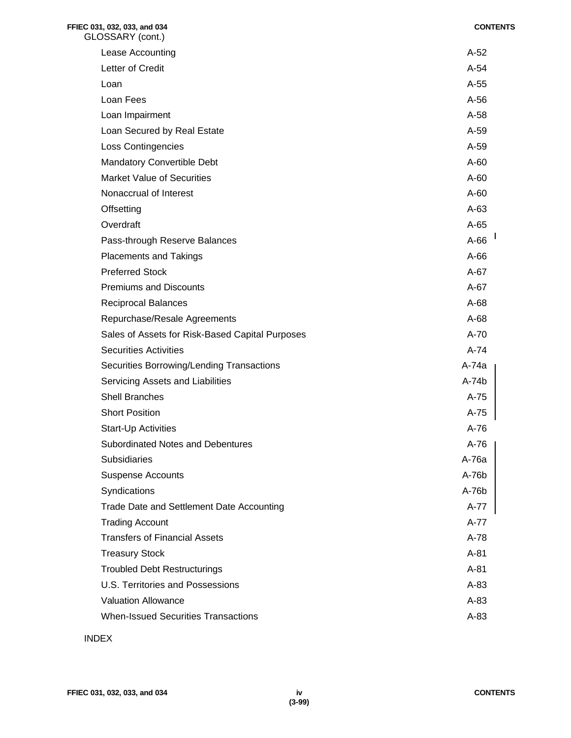GLOSSARY (cont.)

| | |
|---|---|
| Lease Accounting | A-52 |
| Letter of Credit | A-54 |
| Loan | A-55 |
| Loan Fees | A-56 |
| Loan Impairment | A-58 |
| Loan Secured by Real Estate | A-59 |
| Loss Contingencies | A-59 |
| Mandatory Convertible Debt | A-60 |
| Market Value of Securities | A-60 |
| Nonaccrual of Interest | A-60 |
| Offsetting | A-63 |
| Overdraft | A-65 |
| Pass-through Reserve Balances | A-66 |
| Placements and Takings | A-66 |
| Preferred Stock | A-67 |
| Premiums and Discounts | A-67 |
| Reciprocal Balances | A-68 |
| Repurchase/Resale Agreements | A-68 |
| Sales of Assets for Risk-Based Capital Purposes | A-70 |
| Securities Activities | A-74 |
| Securities Borrowing/Lending Transactions | A-74a |
| Servicing Assets and Liabilities | A-74b |
| Shell Branches | A-75 |
| Short Position | A-75 |
| Start-Up Activities | A-76 |
| Subordinated Notes and Debentures | A-76 |
| Subsidiaries | A-76a |
| Suspense Accounts | A-76b |
| Syndications | A-76b |
| Trade Date and Settlement Date Accounting | A-77 |
| Trading Account | A-77 |
| Transfers of Financial Assets | A-78 |
| Treasury Stock | A-81 |
| Troubled Debt Restructurings | A-81 |
| U.S. Territories and Possessions | A-83 |
| Valuation Allowance | A-83 |
| When-Issued Securities Transactions | A-83 |

INDEX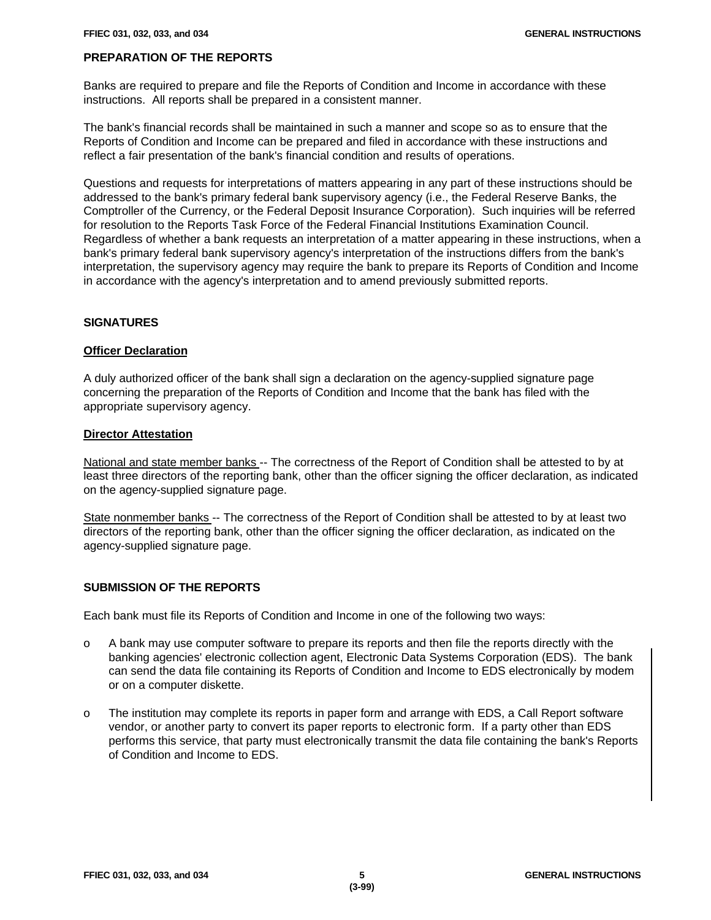## PREPARATION OF THE REPORTS

Banks are required to prepare and file the Reports of Condition and Income in accordance with these instructions. All reports shall be prepared in a consistent manner.

The bank's financial records shall be maintained in such a manner and scope so as to ensure that the Reports of Condition and Income can be prepared and filed in accordance with these instructions and reflect a fair presentation of the bank's financial condition and results of operations.

Questions and requests for interpretations of matters appearing in any part of these instructions should be addressed to the bank's primary federal bank supervisory agency (i.e., the Federal Reserve Banks, the Comptroller of the Currency, or the Federal Deposit Insurance Corporation). Such inquiries will be referred for resolution to the Reports Task Force of the Federal Financial Institutions Examination Council. Regardless of whether a bank requests an interpretation of a matter appearing in these instructions, when a bank's primary federal bank supervisory agency's interpretation of the instructions differs from the bank's interpretation, the supervisory agency may require the bank to prepare its Reports of Condition and Income in accordance with the agency's interpretation and to amend previously submitted reports.

## SIGNATURES

### Officer Declaration

A duly authorized officer of the bank shall sign a declaration on the agency-supplied signature page concerning the preparation of the Reports of Condition and Income that the bank has filed with the appropriate supervisory agency.

### Director Attestation

National and state member banks -- The correctness of the Report of Condition shall be attested to by at least three directors of the reporting bank, other than the officer signing the officer declaration, as indicated on the agency-supplied signature page.

State nonmember banks -- The correctness of the Report of Condition shall be attested to by at least two directors of the reporting bank, other than the officer signing the officer declaration, as indicated on the agency-supplied signature page.

## SUBMISSION OF THE REPORTS

Each bank must file its Reports of Condition and Income in one of the following two ways:

- A bank may use computer software to prepare its reports and then file the reports directly with the banking agencies' electronic collection agent, Electronic Data Systems Corporation (EDS). The bank can send the data file containing its Reports of Condition and Income to EDS electronically by modem or on a computer diskette.

- The institution may complete its reports in paper form and arrange with EDS, a Call Report software vendor, or another party to convert its paper reports to electronic form. If a party other than EDS performs this service, that party must electronically transmit the data file containing the bank's Reports of Condition and Income to EDS.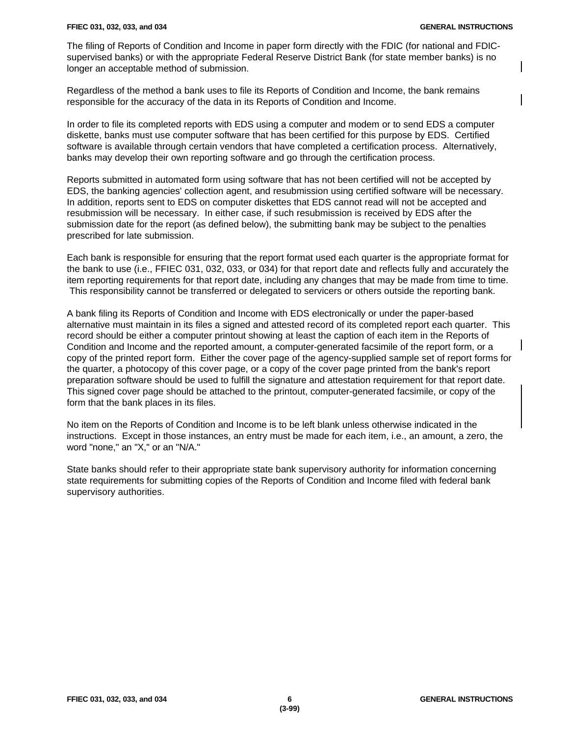The filing of Reports of Condition and Income in paper form directly with the FDIC (for national and FDIC-supervised banks) or with the appropriate Federal Reserve District Bank (for state member banks) is no longer an acceptable method of submission.

Regardless of the method a bank uses to file its Reports of Condition and Income, the bank remains responsible for the accuracy of the data in its Reports of Condition and Income.

In order to file its completed reports with EDS using a computer and modem or to send EDS a computer diskette, banks must use computer software that has been certified for this purpose by EDS. Certified software is available through certain vendors that have completed a certification process. Alternatively, banks may develop their own reporting software and go through the certification process.

Reports submitted in automated form using software that has not been certified will not be accepted by EDS, the banking agencies' collection agent, and resubmission using certified software will be necessary. In addition, reports sent to EDS on computer diskettes that EDS cannot read will not be accepted and resubmission will be necessary. In either case, if such resubmission is received by EDS after the submission date for the report (as defined below), the submitting bank may be subject to the penalties prescribed for late submission.

Each bank is responsible for ensuring that the report format used each quarter is the appropriate format for the bank to use (i.e., FFIEC 031, 032, 033, or 034) for that report date and reflects fully and accurately the item reporting requirements for that report date, including any changes that may be made from time to time. This responsibility cannot be transferred or delegated to servicers or others outside the reporting bank.

A bank filing its Reports of Condition and Income with EDS electronically or under the paper-based alternative must maintain in its files a signed and attested record of its completed report each quarter. This record should be either a computer printout showing at least the caption of each item in the Reports of Condition and Income and the reported amount, a computer-generated facsimile of the report form, or a copy of the printed report form. Either the cover page of the agency-supplied sample set of report forms for the quarter, a photocopy of this cover page, or a copy of the cover page printed from the bank's report preparation software should be used to fulfill the signature and attestation requirement for that report date. This signed cover page should be attached to the printout, computer-generated facsimile, or copy of the form that the bank places in its files.

No item on the Reports of Condition and Income is to be left blank unless otherwise indicated in the instructions. Except in those instances, an entry must be made for each item, i.e., an amount, a zero, the word "none," an "X," or an "N/A."

State banks should refer to their appropriate state bank supervisory authority for information concerning state requirements for submitting copies of the Reports of Condition and Income filed with federal bank supervisory authorities.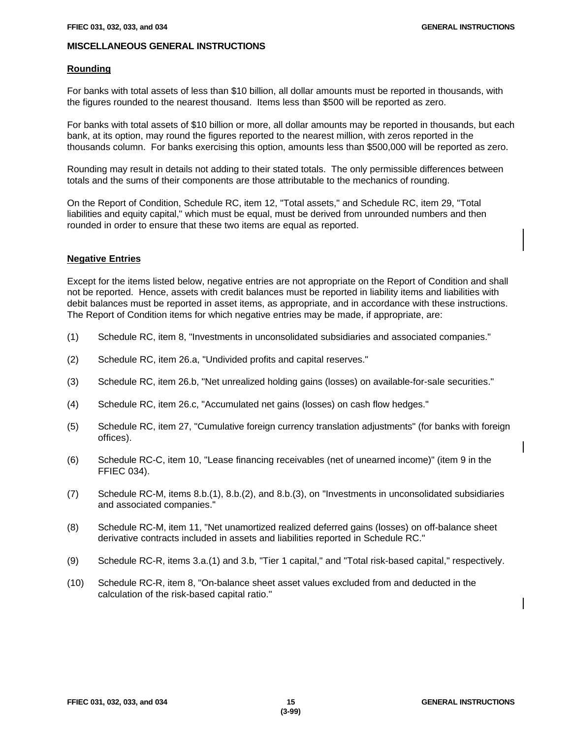## MISCELLANEOUS GENERAL INSTRUCTIONS

### Rounding

For banks with total assets of less than $10 billion, all dollar amounts must be reported in thousands, with the figures rounded to the nearest thousand. Items less than $500 will be reported as zero.

For banks with total assets of $10 billion or more, all dollar amounts may be reported in thousands, but each bank, at its option, may round the figures reported to the nearest million, with zeros reported in the thousands column. For banks exercising this option, amounts less than $500,000 will be reported as zero.

Rounding may result in details not adding to their stated totals. The only permissible differences between totals and the sums of their components are those attributable to the mechanics of rounding.

On the Report of Condition, Schedule RC, item 12, "Total assets," and Schedule RC, item 29, "Total liabilities and equity capital," which must be equal, must be derived from unrounded numbers and then rounded in order to ensure that these two items are equal as reported.

### Negative Entries

Except for the items listed below, negative entries are not appropriate on the Report of Condition and shall not be reported. Hence, assets with credit balances must be reported in liability items and liabilities with debit balances must be reported in asset items, as appropriate, and in accordance with these instructions. The Report of Condition items for which negative entries may be made, if appropriate, are:

(1) Schedule RC, item 8, "Investments in unconsolidated subsidiaries and associated companies."

(2) Schedule RC, item 26.a, "Undivided profits and capital reserves."

(3) Schedule RC, item 26.b, "Net unrealized holding gains (losses) on available-for-sale securities."

(4) Schedule RC, item 26.c, "Accumulated net gains (losses) on cash flow hedges."

(5) Schedule RC, item 27, "Cumulative foreign currency translation adjustments" (for banks with foreign offices).

(6) Schedule RC-C, item 10, "Lease financing receivables (net of unearned income)" (item 9 in the FFIEC 034).

(7) Schedule RC-M, items 8.b.(1), 8.b.(2), and 8.b.(3), on "Investments in unconsolidated subsidiaries and associated companies."

(8) Schedule RC-M, item 11, "Net unamortized realized deferred gains (losses) on off-balance sheet derivative contracts included in assets and liabilities reported in Schedule RC."

(9) Schedule RC-R, items 3.a.(1) and 3.b, "Tier 1 capital," and "Total risk-based capital," respectively.

(10) Schedule RC-R, item 8, "On-balance sheet asset values excluded from and deducted in the calculation of the risk-based capital ratio."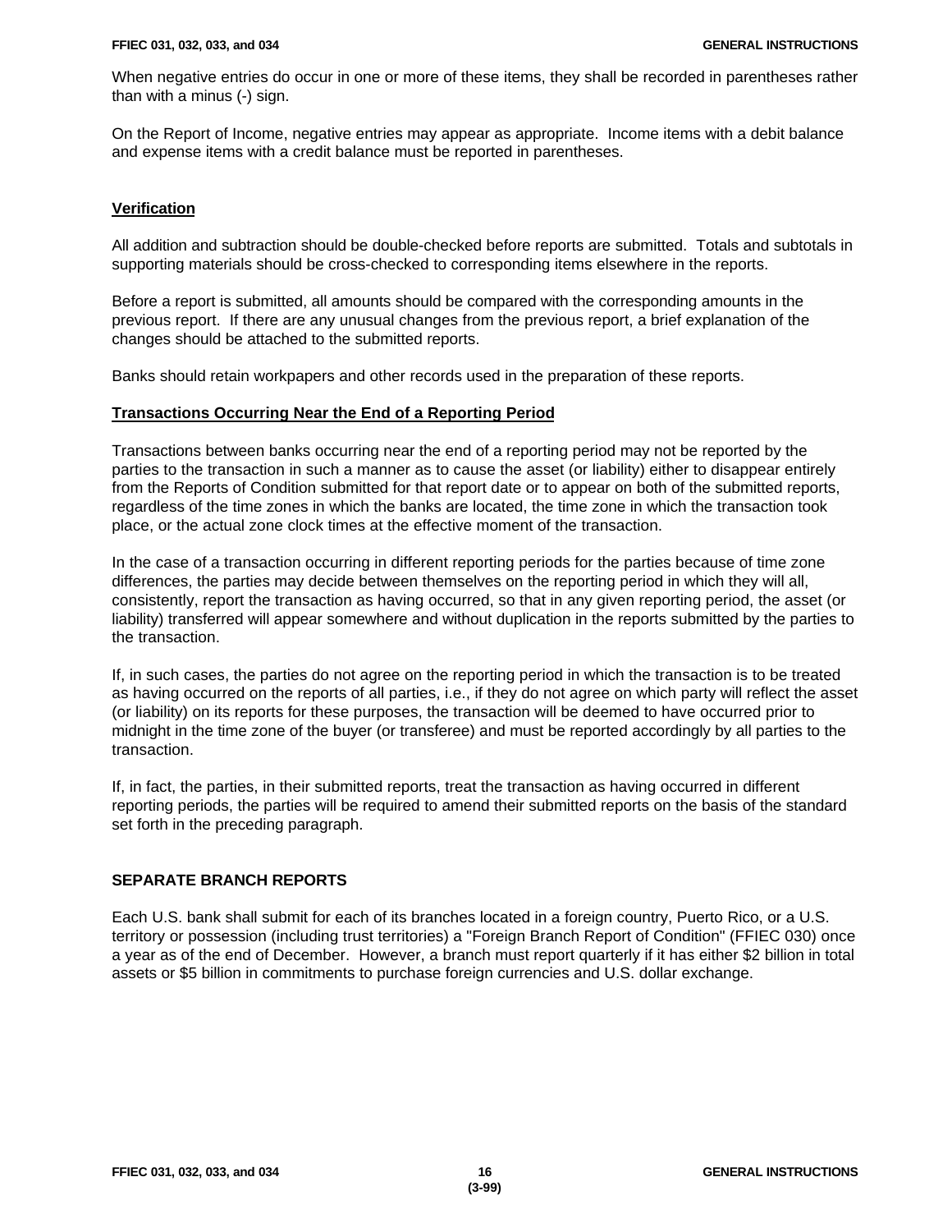When negative entries do occur in one or more of these items, they shall be recorded in parentheses rather than with a minus (-) sign.

On the Report of Income, negative entries may appear as appropriate. Income items with a debit balance and expense items with a credit balance must be reported in parentheses.

### Verification

All addition and subtraction should be double-checked before reports are submitted. Totals and subtotals in supporting materials should be cross-checked to corresponding items elsewhere in the reports.

Before a report is submitted, all amounts should be compared with the corresponding amounts in the previous report. If there are any unusual changes from the previous report, a brief explanation of the changes should be attached to the submitted reports.

Banks should retain workpapers and other records used in the preparation of these reports.

### Transactions Occurring Near the End of a Reporting Period

Transactions between banks occurring near the end of a reporting period may not be reported by the parties to the transaction in such a manner as to cause the asset (or liability) either to disappear entirely from the Reports of Condition submitted for that report date or to appear on both of the submitted reports, regardless of the time zones in which the banks are located, the time zone in which the transaction took place, or the actual zone clock times at the effective moment of the transaction.

In the case of a transaction occurring in different reporting periods for the parties because of time zone differences, the parties may decide between themselves on the reporting period in which they will all, consistently, report the transaction as having occurred, so that in any given reporting period, the asset (or liability) transferred will appear somewhere and without duplication in the reports submitted by the parties to the transaction.

If, in such cases, the parties do not agree on the reporting period in which the transaction is to be treated as having occurred on the reports of all parties, i.e., if they do not agree on which party will reflect the asset (or liability) on its reports for these purposes, the transaction will be deemed to have occurred prior to midnight in the time zone of the buyer (or transferee) and must be reported accordingly by all parties to the transaction.

If, in fact, the parties, in their submitted reports, treat the transaction as having occurred in different reporting periods, the parties will be required to amend their submitted reports on the basis of the standard set forth in the preceding paragraph.

## SEPARATE BRANCH REPORTS

Each U.S. bank shall submit for each of its branches located in a foreign country, Puerto Rico, or a U.S. territory or possession (including trust territories) a "Foreign Branch Report of Condition" (FFIEC 030) once a year as of the end of December. However, a branch must report quarterly if it has either $2 billion in total assets or $5 billion in commitments to purchase foreign currencies and U.S. dollar exchange.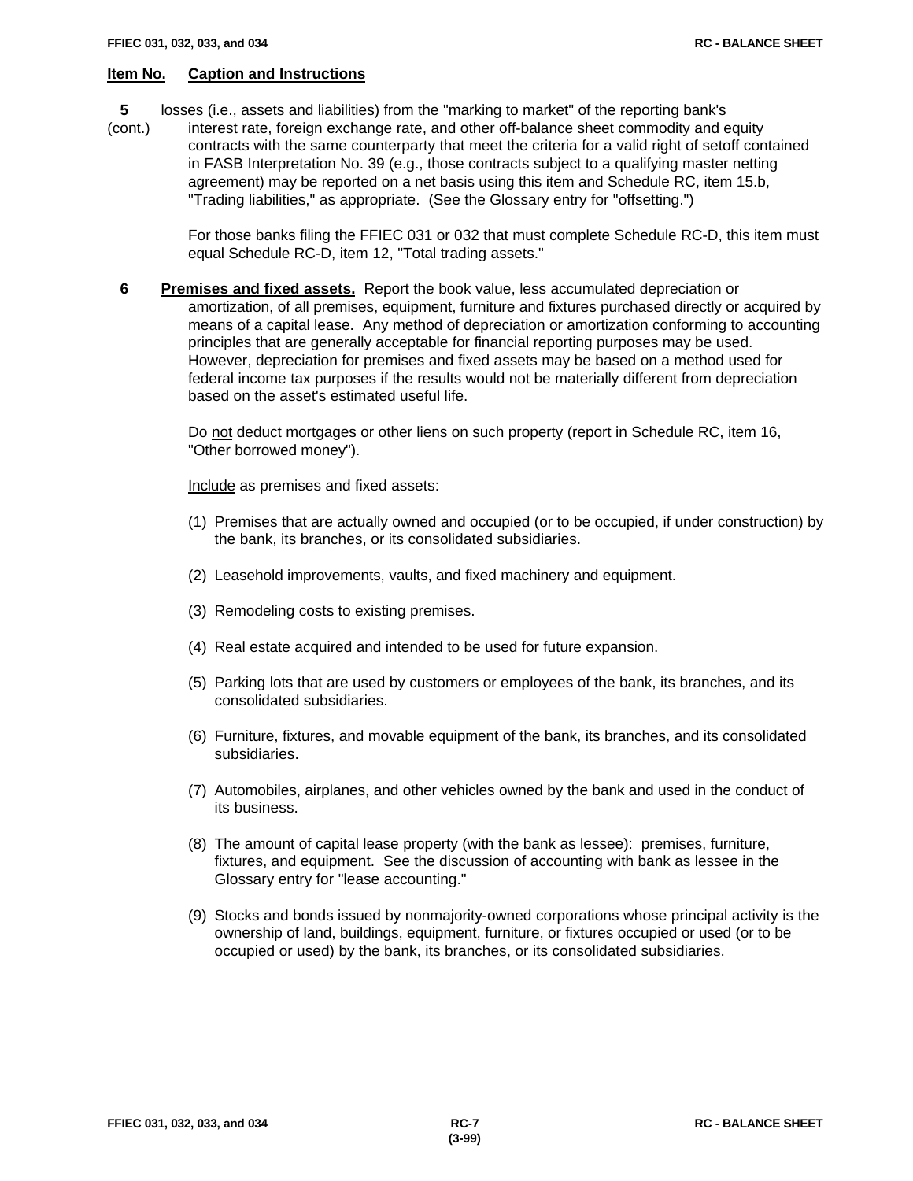**Item No.** **Caption and Instructions**

**5** (cont.) losses (i.e., assets and liabilities) from the "marking to market" of the reporting bank's interest rate, foreign exchange rate, and other off-balance sheet commodity and equity contracts with the same counterparty that meet the criteria for a valid right of setoff contained in FASB Interpretation No. 39 (e.g., those contracts subject to a qualifying master netting agreement) may be reported on a net basis using this item and Schedule RC, item 15.b, "Trading liabilities," as appropriate. (See the Glossary entry for "offsetting.")

For those banks filing the FFIEC 031 or 032 that must complete Schedule RC-D, this item must equal Schedule RC-D, item 12, "Total trading assets."

**6** **Premises and fixed assets.** Report the book value, less accumulated depreciation or amortization, of all premises, equipment, furniture and fixtures purchased directly or acquired by means of a capital lease. Any method of depreciation or amortization conforming to accounting principles that are generally acceptable for financial reporting purposes may be used. However, depreciation for premises and fixed assets may be based on a method used for federal income tax purposes if the results would not be materially different from depreciation based on the asset's estimated useful life.

Do not deduct mortgages or other liens on such property (report in Schedule RC, item 16, "Other borrowed money").

Include as premises and fixed assets:

(1) Premises that are actually owned and occupied (or to be occupied, if under construction) by the bank, its branches, or its consolidated subsidiaries.

(2) Leasehold improvements, vaults, and fixed machinery and equipment.

(3) Remodeling costs to existing premises.

(4) Real estate acquired and intended to be used for future expansion.

(5) Parking lots that are used by customers or employees of the bank, its branches, and its consolidated subsidiaries.

(6) Furniture, fixtures, and movable equipment of the bank, its branches, and its consolidated subsidiaries.

(7) Automobiles, airplanes, and other vehicles owned by the bank and used in the conduct of its business.

(8) The amount of capital lease property (with the bank as lessee): premises, furniture, fixtures, and equipment. See the discussion of accounting with bank as lessee in the Glossary entry for "lease accounting."

(9) Stocks and bonds issued by nonmajority-owned corporations whose principal activity is the ownership of land, buildings, equipment, furniture, or fixtures occupied or used (or to be occupied or used) by the bank, its branches, or its consolidated subsidiaries.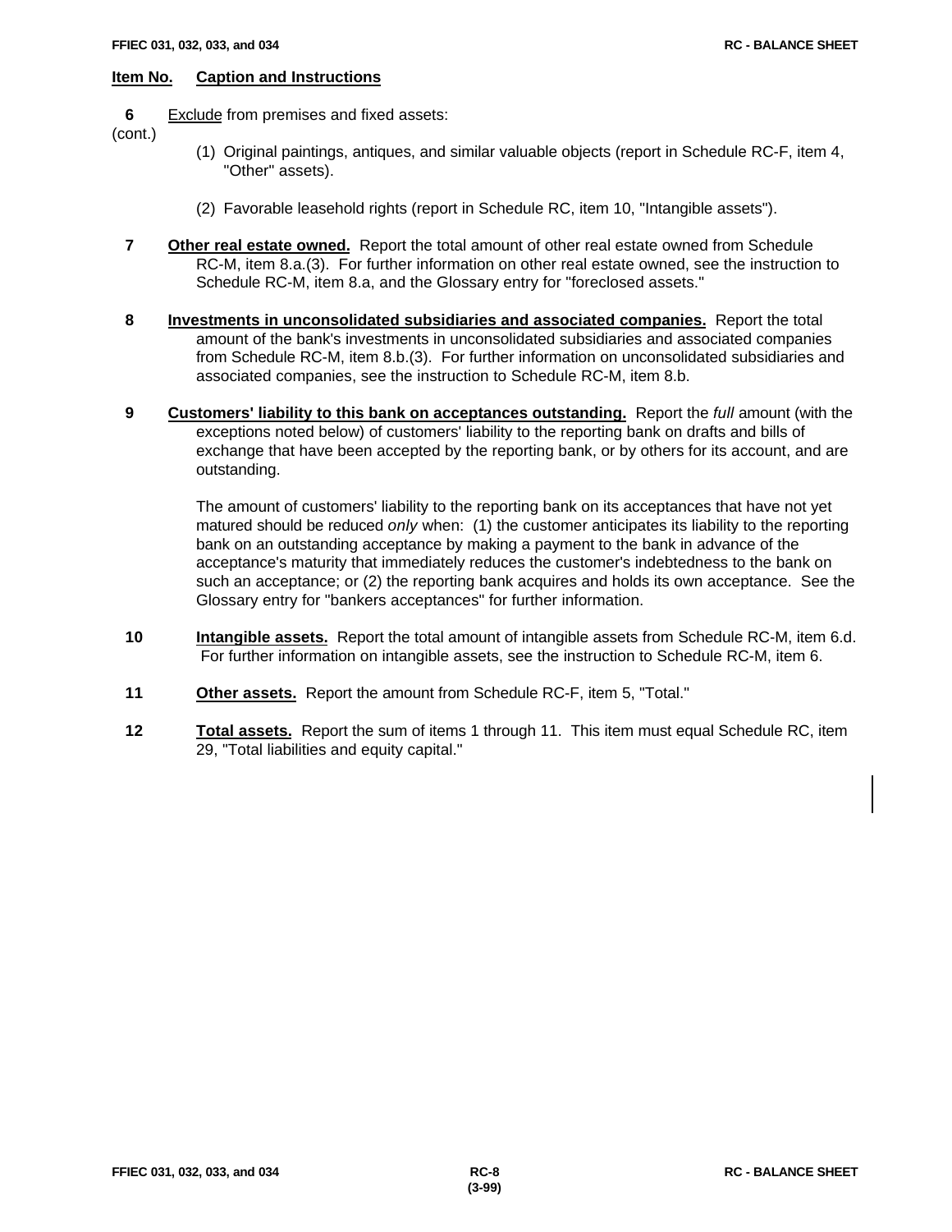**Item No.** **Caption and Instructions**

**6** (cont.) Exclude from premises and fixed assets:

(1) Original paintings, antiques, and similar valuable objects (report in Schedule RC-F, item 4, "Other" assets).

(2) Favorable leasehold rights (report in Schedule RC, item 10, "Intangible assets").

**7** **Other real estate owned.** Report the total amount of other real estate owned from Schedule RC-M, item 8.a.(3). For further information on other real estate owned, see the instruction to Schedule RC-M, item 8.a, and the Glossary entry for "foreclosed assets."

**8** **Investments in unconsolidated subsidiaries and associated companies.** Report the total amount of the bank's investments in unconsolidated subsidiaries and associated companies from Schedule RC-M, item 8.b.(3). For further information on unconsolidated subsidiaries and associated companies, see the instruction to Schedule RC-M, item 8.b.

**9** **Customers' liability to this bank on acceptances outstanding.** Report the *full* amount (with the exceptions noted below) of customers' liability to the reporting bank on drafts and bills of exchange that have been accepted by the reporting bank, or by others for its account, and are outstanding.

The amount of customers' liability to the reporting bank on its acceptances that have not yet matured should be reduced *only* when: (1) the customer anticipates its liability to the reporting bank on an outstanding acceptance by making a payment to the bank in advance of the acceptance's maturity that immediately reduces the customer's indebtedness to the bank on such an acceptance; or (2) the reporting bank acquires and holds its own acceptance. See the Glossary entry for "bankers acceptances" for further information.

**10** **Intangible assets.** Report the total amount of intangible assets from Schedule RC-M, item 6.d. For further information on intangible assets, see the instruction to Schedule RC-M, item 6.

**11** **Other assets.** Report the amount from Schedule RC-F, item 5, "Total."

**12** **Total assets.** Report the sum of items 1 through 11. This item must equal Schedule RC, item 29, "Total liabilities and equity capital."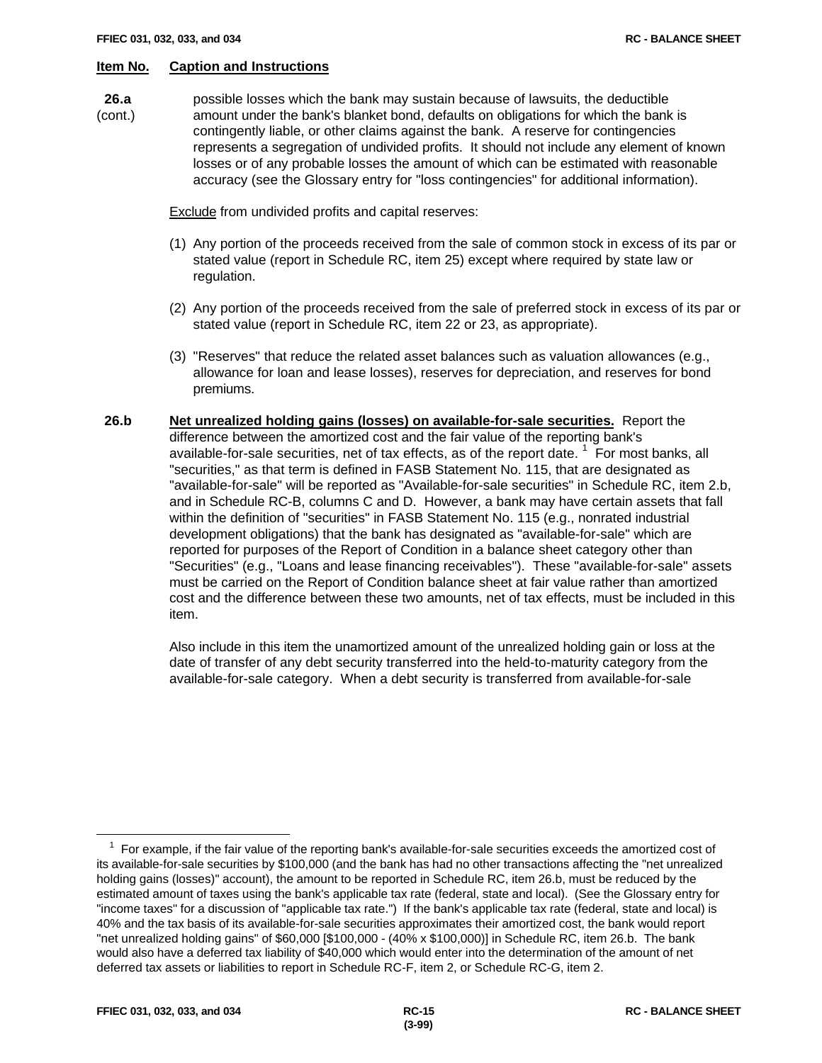**Item No.** **Caption and Instructions**

**26.a** (cont.) possible losses which the bank may sustain because of lawsuits, the deductible amount under the bank's blanket bond, defaults on obligations for which the bank is contingently liable, or other claims against the bank. A reserve for contingencies represents a segregation of undivided profits. It should not include any element of known losses or of any probable losses the amount of which can be estimated with reasonable accuracy (see the Glossary entry for "loss contingencies" for additional information).

Exclude from undivided profits and capital reserves:

(1) Any portion of the proceeds received from the sale of common stock in excess of its par or stated value (report in Schedule RC, item 25) except where required by state law or regulation.

(2) Any portion of the proceeds received from the sale of preferred stock in excess of its par or stated value (report in Schedule RC, item 22 or 23, as appropriate).

(3) "Reserves" that reduce the related asset balances such as valuation allowances (e.g., allowance for loan and lease losses), reserves for depreciation, and reserves for bond premiums.

**26.b** **Net unrealized holding gains (losses) on available-for-sale securities.** Report the difference between the amortized cost and the fair value of the reporting bank's available-for-sale securities, net of tax effects, as of the report date. [1] For most banks, all "securities," as that term is defined in FASB Statement No. 115, that are designated as "available-for-sale" will be reported as "Available-for-sale securities" in Schedule RC, item 2.b, and in Schedule RC-B, columns C and D. However, a bank may have certain assets that fall within the definition of "securities" in FASB Statement No. 115 (e.g., nonrated industrial development obligations) that the bank has designated as "available-for-sale" which are reported for purposes of the Report of Condition in a balance sheet category other than "Securities" (e.g., "Loans and lease financing receivables"). These "available-for-sale" assets must be carried on the Report of Condition balance sheet at fair value rather than amortized cost and the difference between these two amounts, net of tax effects, must be included in this item.

Also include in this item the unamortized amount of the unrealized holding gain or loss at the date of transfer of any debt security transferred into the held-to-maturity category from the available-for-sale category. When a debt security is transferred from available-for-sale

---

[1] For example, if the fair value of the reporting bank's available-for-sale securities exceeds the amortized cost of its available-for-sale securities by $100,000 (and the bank has had no other transactions affecting the "net unrealized holding gains (losses)" account), the amount to be reported in Schedule RC, item 26.b, must be reduced by the estimated amount of taxes using the bank's applicable tax rate (federal, state and local). (See the Glossary entry for "income taxes" for a discussion of "applicable tax rate.") If the bank's applicable tax rate (federal, state and local) is 40% and the tax basis of its available-for-sale securities approximates their amortized cost, the bank would report "net unrealized holding gains" of $60,000 [$100,000 - (40% x $100,000)] in Schedule RC, item 26.b. The bank would also have a deferred tax liability of $40,000 which would enter into the determination of the amount of net deferred tax assets or liabilities to report in Schedule RC-F, item 2, or Schedule RC-G, item 2.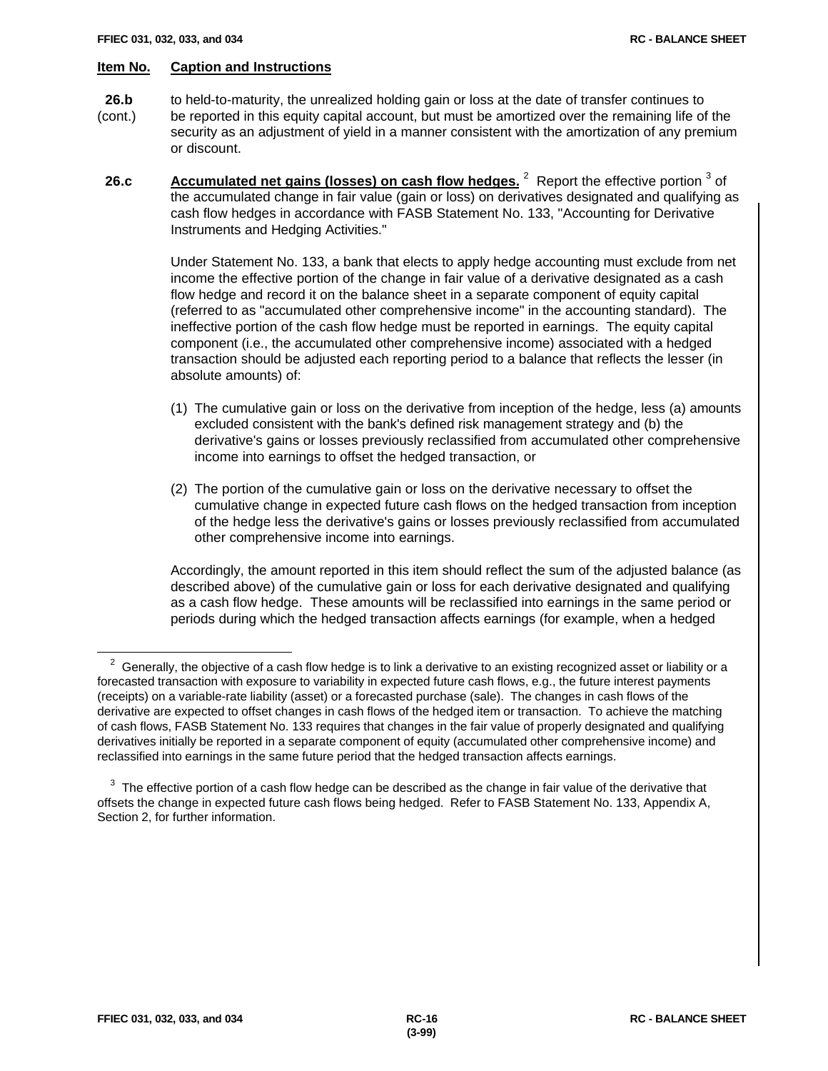| Item No. | Caption and Instructions |
|---|---|

**26.b (cont.)** to held-to-maturity, the unrealized holding gain or loss at the date of transfer continues to be reported in this equity capital account, but must be amortized over the remaining life of the security as an adjustment of yield in a manner consistent with the amortization of any premium or discount.

**26.c** **Accumulated net gains (losses) on cash flow hedges.** [2] Report the effective portion [3] of the accumulated change in fair value (gain or loss) on derivatives designated and qualifying as cash flow hedges in accordance with FASB Statement No. 133, "Accounting for Derivative Instruments and Hedging Activities."

Under Statement No. 133, a bank that elects to apply hedge accounting must exclude from net income the effective portion of the change in fair value of a derivative designated as a cash flow hedge and record it on the balance sheet in a separate component of equity capital (referred to as "accumulated other comprehensive income" in the accounting standard). The ineffective portion of the cash flow hedge must be reported in earnings. The equity capital component (i.e., the accumulated other comprehensive income) associated with a hedged transaction should be adjusted each reporting period to a balance that reflects the lesser (in absolute amounts) of:

(1) The cumulative gain or loss on the derivative from inception of the hedge, less (a) amounts excluded consistent with the bank's defined risk management strategy and (b) the derivative's gains or losses previously reclassified from accumulated other comprehensive income into earnings to offset the hedged transaction, or

(2) The portion of the cumulative gain or loss on the derivative necessary to offset the cumulative change in expected future cash flows on the hedged transaction from inception of the hedge less the derivative's gains or losses previously reclassified from accumulated other comprehensive income into earnings.

Accordingly, the amount reported in this item should reflect the sum of the adjusted balance (as described above) of the cumulative gain or loss for each derivative designated and qualifying as a cash flow hedge. These amounts will be reclassified into earnings in the same period or periods during which the hedged transaction affects earnings (for example, when a hedged

---

[2] Generally, the objective of a cash flow hedge is to link a derivative to an existing recognized asset or liability or a forecasted transaction with exposure to variability in expected future cash flows, e.g., the future interest payments (receipts) on a variable-rate liability (asset) or a forecasted purchase (sale). The changes in cash flows of the derivative are expected to offset changes in cash flows of the hedged item or transaction. To achieve the matching of cash flows, FASB Statement No. 133 requires that changes in the fair value of properly designated and qualifying derivatives initially be reported in a separate component of equity (accumulated other comprehensive income) and reclassified into earnings in the same future period that the hedged transaction affects earnings.

[3] The effective portion of a cash flow hedge can be described as the change in fair value of the derivative that offsets the change in expected future cash flows being hedged. Refer to FASB Statement No. 133, Appendix A, Section 2, for further information.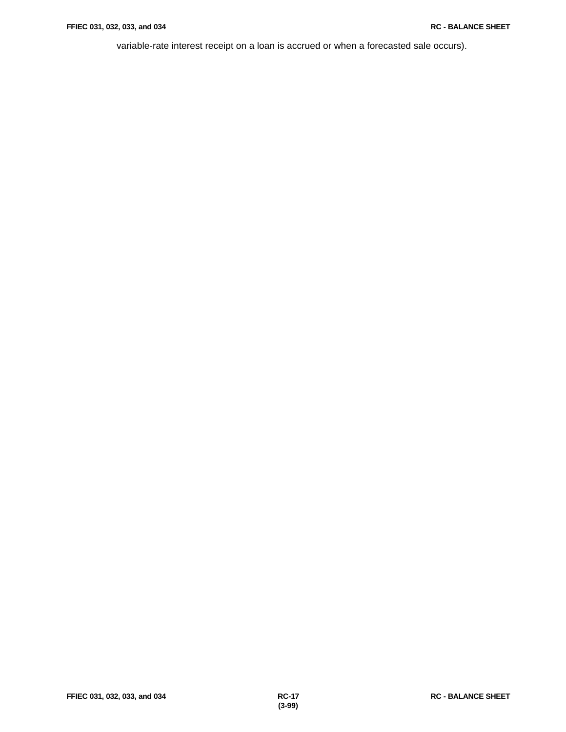variable-rate interest receipt on a loan is accrued or when a forecasted sale occurs).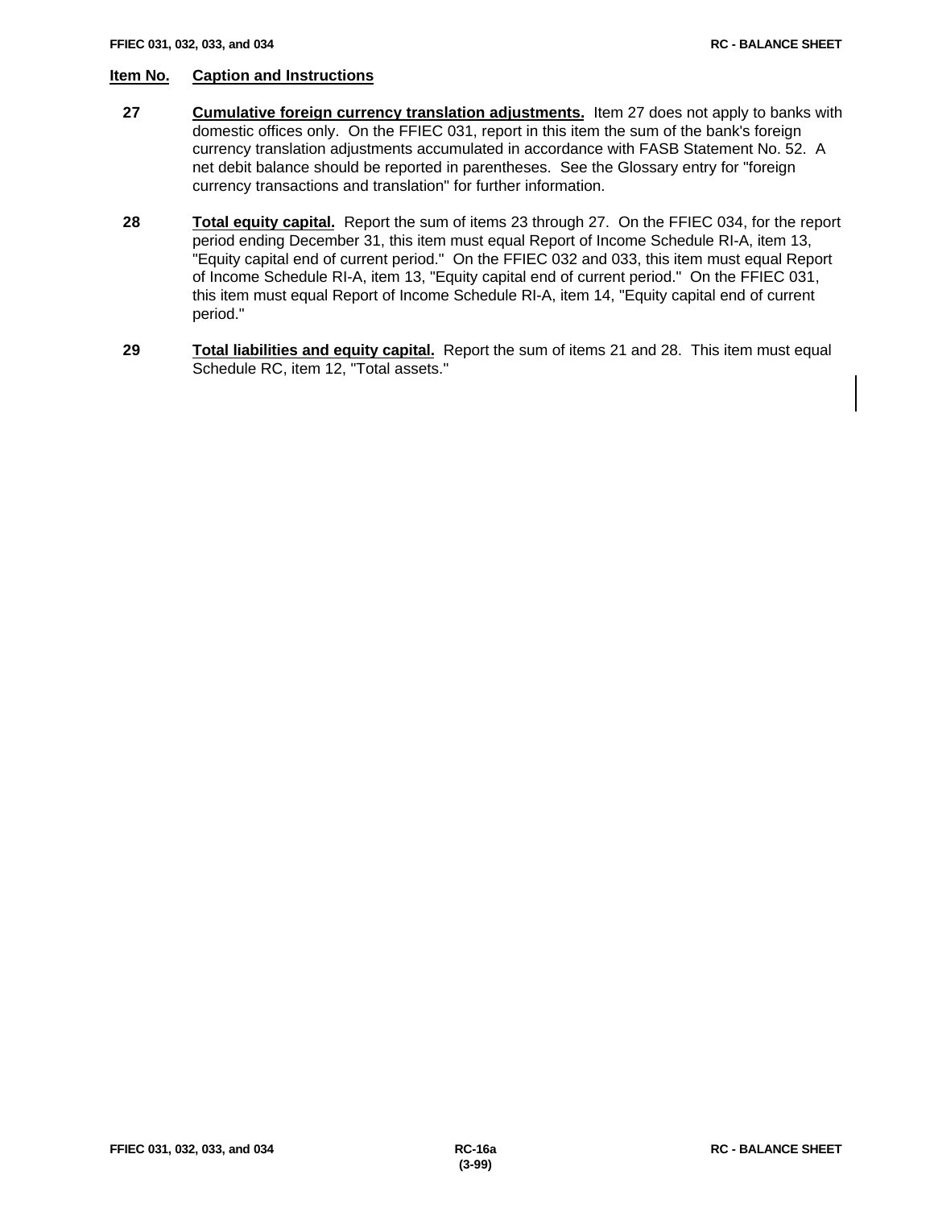**Item No.** **Caption and Instructions**

**27** **Cumulative foreign currency translation adjustments.** Item 27 does not apply to banks with domestic offices only. On the FFIEC 031, report in this item the sum of the bank's foreign currency translation adjustments accumulated in accordance with FASB Statement No. 52. A net debit balance should be reported in parentheses. See the Glossary entry for "foreign currency transactions and translation" for further information.

**28** **Total equity capital.** Report the sum of items 23 through 27. On the FFIEC 034, for the report period ending December 31, this item must equal Report of Income Schedule RI-A, item 13, "Equity capital end of current period." On the FFIEC 032 and 033, this item must equal Report of Income Schedule RI-A, item 13, "Equity capital end of current period." On the FFIEC 031, this item must equal Report of Income Schedule RI-A, item 14, "Equity capital end of current period."

**29** **Total liabilities and equity capital.** Report the sum of items 21 and 28. This item must equal Schedule RC, item 12, "Total assets."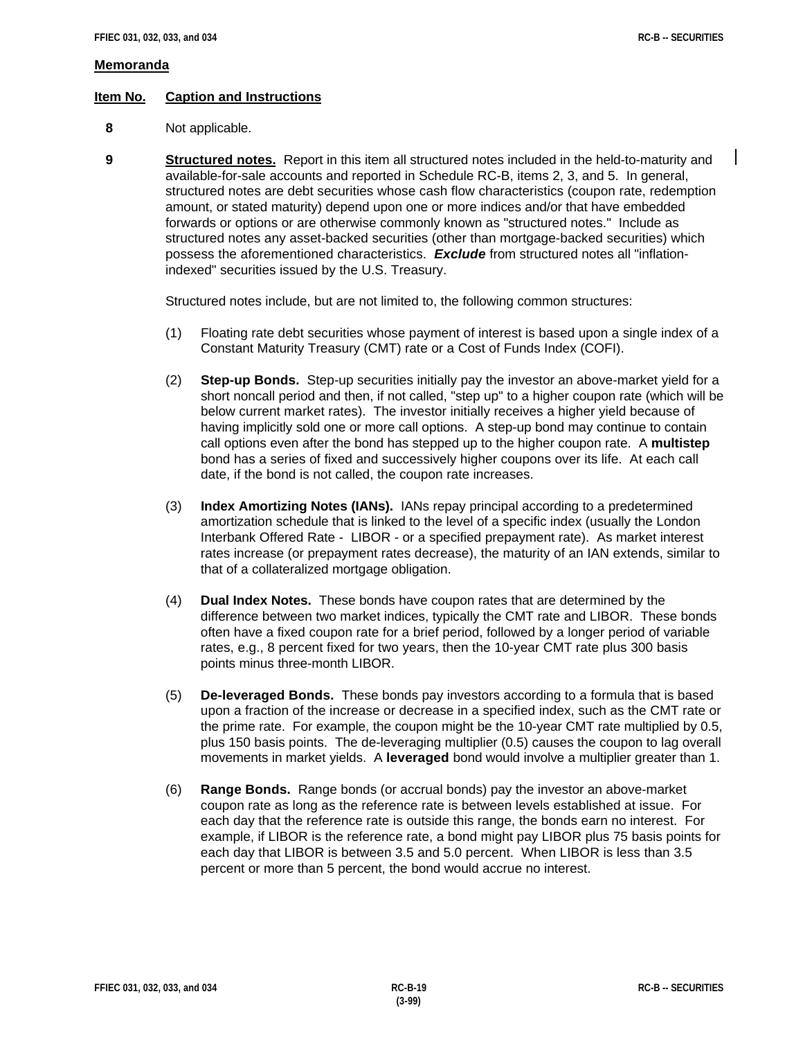**Memoranda**

| **Item No.** | **Caption and Instructions** |
|---|---|

**8** Not applicable.

**9** **Structured notes.** Report in this item all structured notes included in the held-to-maturity and available-for-sale accounts and reported in Schedule RC-B, items 2, 3, and 5. In general, structured notes are debt securities whose cash flow characteristics (coupon rate, redemption amount, or stated maturity) depend upon one or more indices and/or that have embedded forwards or options or are otherwise commonly known as "structured notes." Include as structured notes any asset-backed securities (other than mortgage-backed securities) which possess the aforementioned characteristics. ***Exclude*** from structured notes all "inflation-indexed" securities issued by the U.S. Treasury.

Structured notes include, but are not limited to, the following common structures:

(1) Floating rate debt securities whose payment of interest is based upon a single index of a Constant Maturity Treasury (CMT) rate or a Cost of Funds Index (COFI).

(2) **Step-up Bonds.** Step-up securities initially pay the investor an above-market yield for a short noncall period and then, if not called, "step up" to a higher coupon rate (which will be below current market rates). The investor initially receives a higher yield because of having implicitly sold one or more call options. A step-up bond may continue to contain call options even after the bond has stepped up to the higher coupon rate. A **multistep** bond has a series of fixed and successively higher coupons over its life. At each call date, if the bond is not called, the coupon rate increases.

(3) **Index Amortizing Notes (IANs).** IANs repay principal according to a predetermined amortization schedule that is linked to the level of a specific index (usually the London Interbank Offered Rate - LIBOR - or a specified prepayment rate). As market interest rates increase (or prepayment rates decrease), the maturity of an IAN extends, similar to that of a collateralized mortgage obligation.

(4) **Dual Index Notes.** These bonds have coupon rates that are determined by the difference between two market indices, typically the CMT rate and LIBOR. These bonds often have a fixed coupon rate for a brief period, followed by a longer period of variable rates, e.g., 8 percent fixed for two years, then the 10-year CMT rate plus 300 basis points minus three-month LIBOR.

(5) **De-leveraged Bonds.** These bonds pay investors according to a formula that is based upon a fraction of the increase or decrease in a specified index, such as the CMT rate or the prime rate. For example, the coupon might be the 10-year CMT rate multiplied by 0.5, plus 150 basis points. The de-leveraging multiplier (0.5) causes the coupon to lag overall movements in market yields. A **leveraged** bond would involve a multiplier greater than 1.

(6) **Range Bonds.** Range bonds (or accrual bonds) pay the investor an above-market coupon rate as long as the reference rate is between levels established at issue. For each day that the reference rate is outside this range, the bonds earn no interest. For example, if LIBOR is the reference rate, a bond might pay LIBOR plus 75 basis points for each day that LIBOR is between 3.5 and 5.0 percent. When LIBOR is less than 3.5 percent or more than 5 percent, the bond would accrue no interest.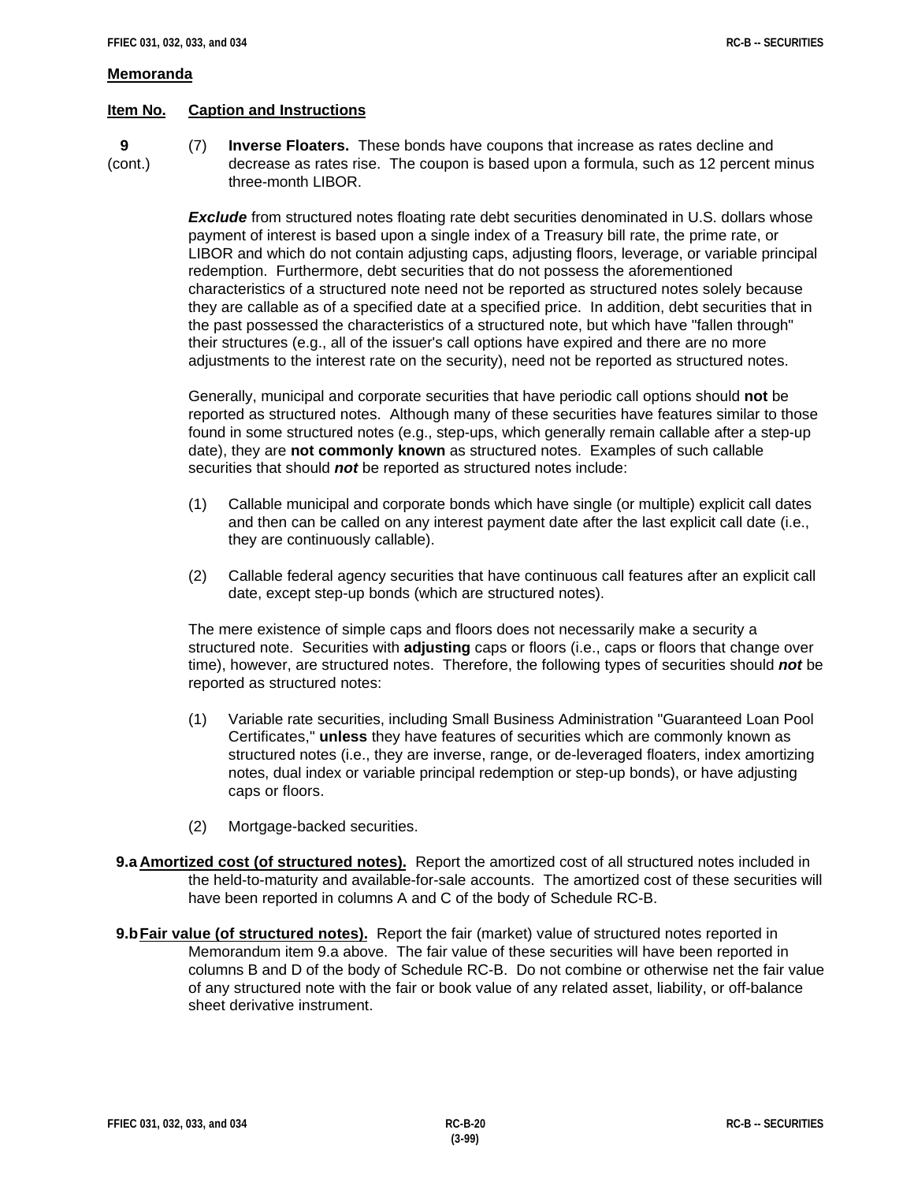## Memoranda

**Item No.** **Caption and Instructions**

**9** (cont.)

(7) **Inverse Floaters.** These bonds have coupons that increase as rates decline and decrease as rates rise. The coupon is based upon a formula, such as 12 percent minus three-month LIBOR.

***Exclude*** from structured notes floating rate debt securities denominated in U.S. dollars whose payment of interest is based upon a single index of a Treasury bill rate, the prime rate, or LIBOR and which do not contain adjusting caps, adjusting floors, leverage, or variable principal redemption. Furthermore, debt securities that do not possess the aforementioned characteristics of a structured note need not be reported as structured notes solely because they are callable as of a specified date at a specified price. In addition, debt securities that in the past possessed the characteristics of a structured note, but which have "fallen through" their structures (e.g., all of the issuer's call options have expired and there are no more adjustments to the interest rate on the security), need not be reported as structured notes.

Generally, municipal and corporate securities that have periodic call options should **not** be reported as structured notes. Although many of these securities have features similar to those found in some structured notes (e.g., step-ups, which generally remain callable after a step-up date), they are **not commonly known** as structured notes. Examples of such callable securities that should ***not*** be reported as structured notes include:

(1) Callable municipal and corporate bonds which have single (or multiple) explicit call dates and then can be called on any interest payment date after the last explicit call date (i.e., they are continuously callable).

(2) Callable federal agency securities that have continuous call features after an explicit call date, except step-up bonds (which are structured notes).

The mere existence of simple caps and floors does not necessarily make a security a structured note. Securities with **adjusting** caps or floors (i.e., caps or floors that change over time), however, are structured notes. Therefore, the following types of securities should ***not*** be reported as structured notes:

(1) Variable rate securities, including Small Business Administration "Guaranteed Loan Pool Certificates," **unless** they have features of securities which are commonly known as structured notes (i.e., they are inverse, range, or de-leveraged floaters, index amortizing notes, dual index or variable principal redemption or step-up bonds), or have adjusting caps or floors.

(2) Mortgage-backed securities.

**9.a** **Amortized cost (of structured notes).** Report the amortized cost of all structured notes included in the held-to-maturity and available-for-sale accounts. The amortized cost of these securities will have been reported in columns A and C of the body of Schedule RC-B.

**9.b** **Fair value (of structured notes).** Report the fair (market) value of structured notes reported in Memorandum item 9.a above. The fair value of these securities will have been reported in columns B and D of the body of Schedule RC-B. Do not combine or otherwise net the fair value of any structured note with the fair or book value of any related asset, liability, or off-balance sheet derivative instrument.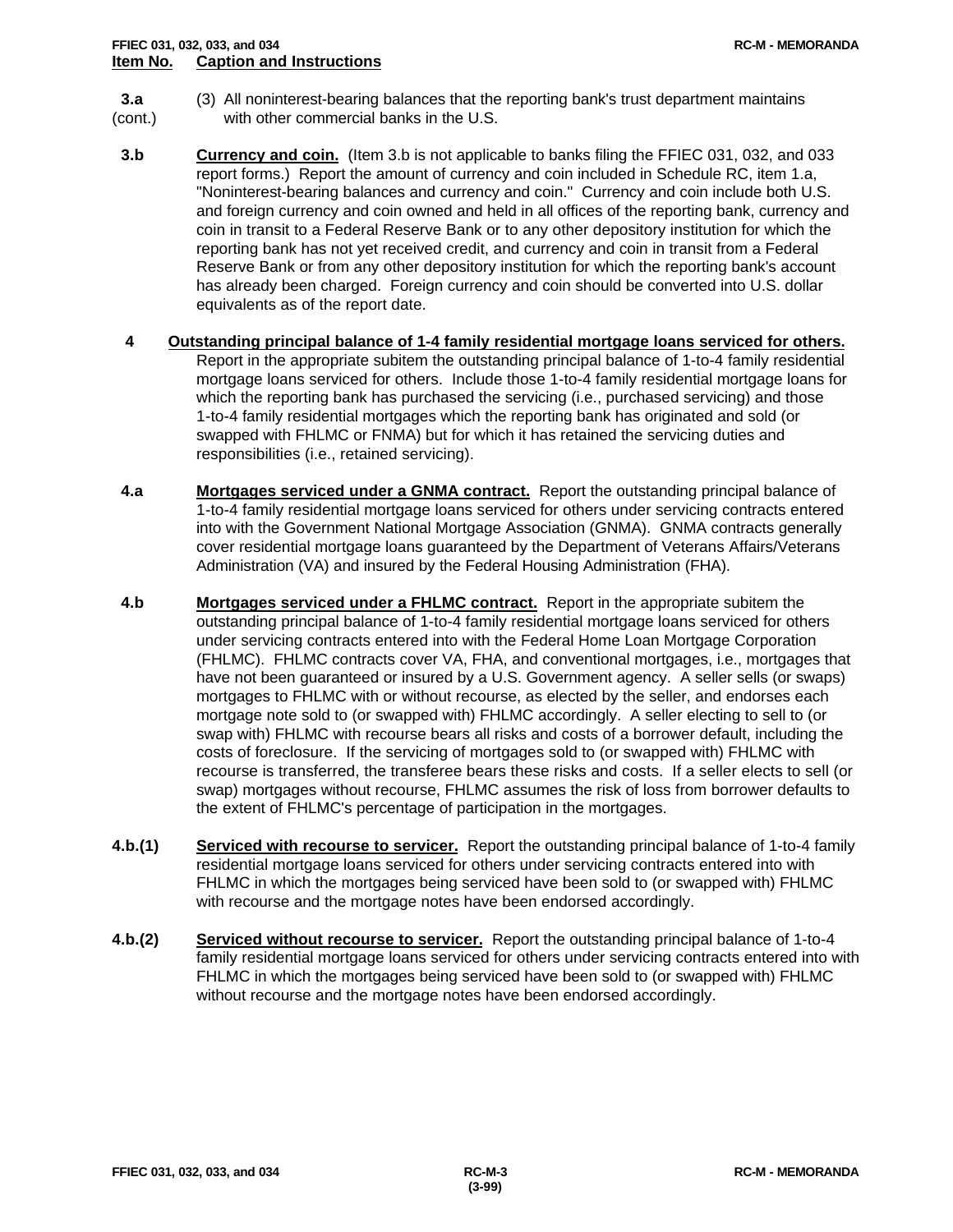**Item No. Caption and Instructions**

**3.a (cont.)** (3) All noninterest-bearing balances that the reporting bank's trust department maintains with other commercial banks in the U.S.

**3.b** **Currency and coin.** (Item 3.b is not applicable to banks filing the FFIEC 031, 032, and 033 report forms.) Report the amount of currency and coin included in Schedule RC, item 1.a, "Noninterest-bearing balances and currency and coin." Currency and coin include both U.S. and foreign currency and coin owned and held in all offices of the reporting bank, currency and coin in transit to a Federal Reserve Bank or to any other depository institution for which the reporting bank has not yet received credit, and currency and coin in transit from a Federal Reserve Bank or from any other depository institution for which the reporting bank's account has already been charged. Foreign currency and coin should be converted into U.S. dollar equivalents as of the report date.

**4** **Outstanding principal balance of 1-4 family residential mortgage loans serviced for others.** Report in the appropriate subitem the outstanding principal balance of 1-to-4 family residential mortgage loans serviced for others. Include those 1-to-4 family residential mortgage loans for which the reporting bank has purchased the servicing (i.e., purchased servicing) and those 1-to-4 family residential mortgages which the reporting bank has originated and sold (or swapped with FHLMC or FNMA) but for which it has retained the servicing duties and responsibilities (i.e., retained servicing).

**4.a** **Mortgages serviced under a GNMA contract.** Report the outstanding principal balance of 1-to-4 family residential mortgage loans serviced for others under servicing contracts entered into with the Government National Mortgage Association (GNMA). GNMA contracts generally cover residential mortgage loans guaranteed by the Department of Veterans Affairs/Veterans Administration (VA) and insured by the Federal Housing Administration (FHA).

**4.b** **Mortgages serviced under a FHLMC contract.** Report in the appropriate subitem the outstanding principal balance of 1-to-4 family residential mortgage loans serviced for others under servicing contracts entered into with the Federal Home Loan Mortgage Corporation (FHLMC). FHLMC contracts cover VA, FHA, and conventional mortgages, i.e., mortgages that have not been guaranteed or insured by a U.S. Government agency. A seller sells (or swaps) mortgages to FHLMC with or without recourse, as elected by the seller, and endorses each mortgage note sold to (or swapped with) FHLMC accordingly. A seller electing to sell to (or swap with) FHLMC with recourse bears all risks and costs of a borrower default, including the costs of foreclosure. If the servicing of mortgages sold to (or swapped with) FHLMC with recourse is transferred, the transferee bears these risks and costs. If a seller elects to sell (or swap) mortgages without recourse, FHLMC assumes the risk of loss from borrower defaults to the extent of FHLMC's percentage of participation in the mortgages.

**4.b.(1)** **Serviced with recourse to servicer.** Report the outstanding principal balance of 1-to-4 family residential mortgage loans serviced for others under servicing contracts entered into with FHLMC in which the mortgages being serviced have been sold to (or swapped with) FHLMC with recourse and the mortgage notes have been endorsed accordingly.

**4.b.(2)** **Serviced without recourse to servicer.** Report the outstanding principal balance of 1-to-4 family residential mortgage loans serviced for others under servicing contracts entered into with FHLMC in which the mortgages being serviced have been sold to (or swapped with) FHLMC without recourse and the mortgage notes have been endorsed accordingly.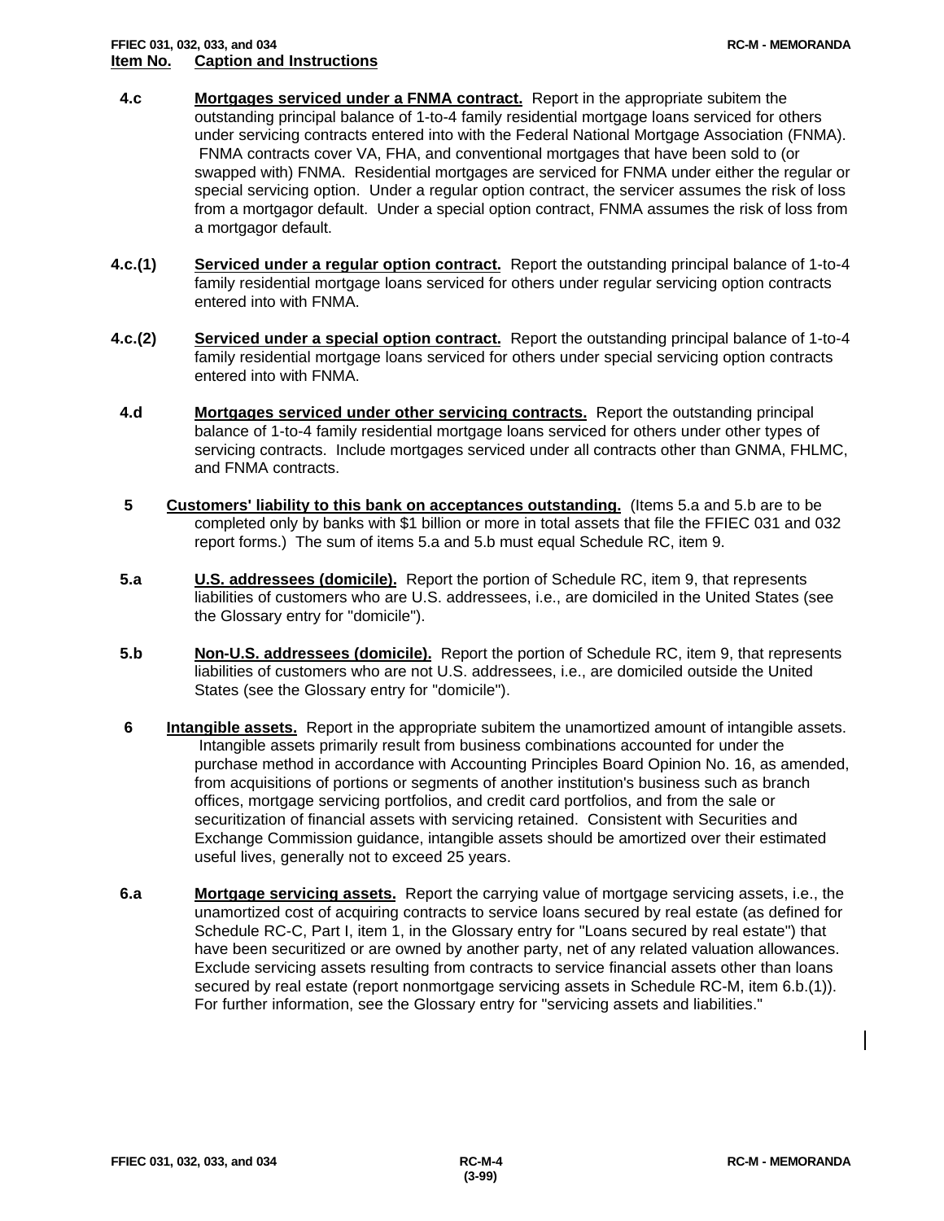**Item No. Caption and Instructions**

**4.c** **Mortgages serviced under a FNMA contract.** Report in the appropriate subitem the outstanding principal balance of 1-to-4 family residential mortgage loans serviced for others under servicing contracts entered into with the Federal National Mortgage Association (FNMA). FNMA contracts cover VA, FHA, and conventional mortgages that have been sold to (or swapped with) FNMA. Residential mortgages are serviced for FNMA under either the regular or special servicing option. Under a regular option contract, the servicer assumes the risk of loss from a mortgagor default. Under a special option contract, FNMA assumes the risk of loss from a mortgagor default.

**4.c.(1)** **Serviced under a regular option contract.** Report the outstanding principal balance of 1-to-4 family residential mortgage loans serviced for others under regular servicing option contracts entered into with FNMA.

**4.c.(2)** **Serviced under a special option contract.** Report the outstanding principal balance of 1-to-4 family residential mortgage loans serviced for others under special servicing option contracts entered into with FNMA.

**4.d** **Mortgages serviced under other servicing contracts.** Report the outstanding principal balance of 1-to-4 family residential mortgage loans serviced for others under other types of servicing contracts. Include mortgages serviced under all contracts other than GNMA, FHLMC, and FNMA contracts.

**5** **Customers' liability to this bank on acceptances outstanding.** (Items 5.a and 5.b are to be completed only by banks with $1 billion or more in total assets that file the FFIEC 031 and 032 report forms.) The sum of items 5.a and 5.b must equal Schedule RC, item 9.

**5.a** **U.S. addressees (domicile).** Report the portion of Schedule RC, item 9, that represents liabilities of customers who are U.S. addressees, i.e., are domiciled in the United States (see the Glossary entry for "domicile").

**5.b** **Non-U.S. addressees (domicile).** Report the portion of Schedule RC, item 9, that represents liabilities of customers who are not U.S. addressees, i.e., are domiciled outside the United States (see the Glossary entry for "domicile").

**6** **Intangible assets.** Report in the appropriate subitem the unamortized amount of intangible assets. Intangible assets primarily result from business combinations accounted for under the purchase method in accordance with Accounting Principles Board Opinion No. 16, as amended, from acquisitions of portions or segments of another institution's business such as branch offices, mortgage servicing portfolios, and credit card portfolios, and from the sale or securitization of financial assets with servicing retained. Consistent with Securities and Exchange Commission guidance, intangible assets should be amortized over their estimated useful lives, generally not to exceed 25 years.

**6.a** **Mortgage servicing assets.** Report the carrying value of mortgage servicing assets, i.e., the unamortized cost of acquiring contracts to service loans secured by real estate (as defined for Schedule RC-C, Part I, item 1, in the Glossary entry for "Loans secured by real estate") that have been securitized or are owned by another party, net of any related valuation allowances. Exclude servicing assets resulting from contracts to service financial assets other than loans secured by real estate (report nonmortgage servicing assets in Schedule RC-M, item 6.b.(1)). For further information, see the Glossary entry for "servicing assets and liabilities."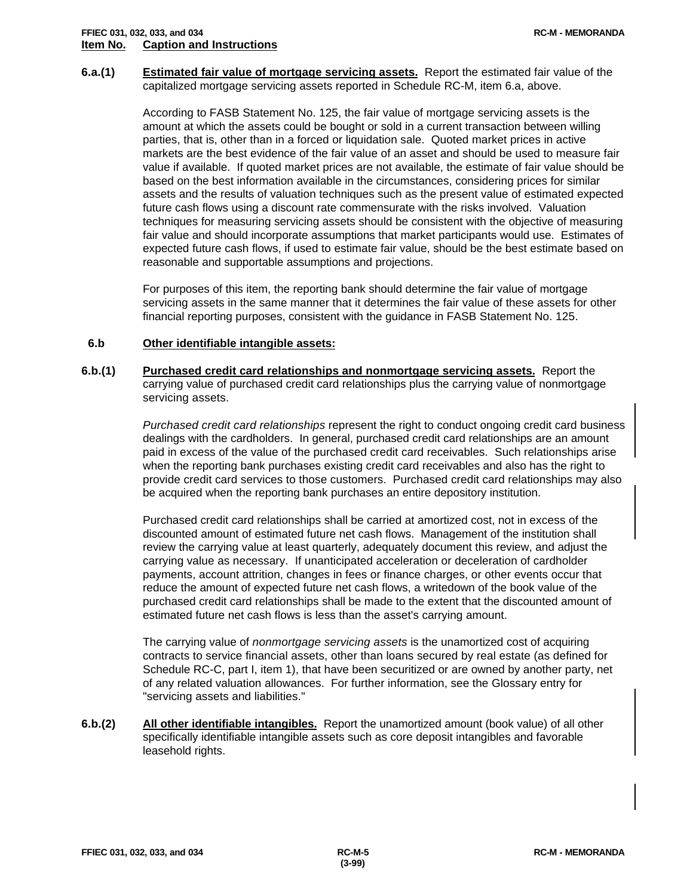**Item No. Caption and Instructions**

**6.a.(1)** **Estimated fair value of mortgage servicing assets.** Report the estimated fair value of the capitalized mortgage servicing assets reported in Schedule RC-M, item 6.a, above.

According to FASB Statement No. 125, the fair value of mortgage servicing assets is the amount at which the assets could be bought or sold in a current transaction between willing parties, that is, other than in a forced or liquidation sale. Quoted market prices in active markets are the best evidence of the fair value of an asset and should be used to measure fair value if available. If quoted market prices are not available, the estimate of fair value should be based on the best information available in the circumstances, considering prices for similar assets and the results of valuation techniques such as the present value of estimated expected future cash flows using a discount rate commensurate with the risks involved. Valuation techniques for measuring servicing assets should be consistent with the objective of measuring fair value and should incorporate assumptions that market participants would use. Estimates of expected future cash flows, if used to estimate fair value, should be the best estimate based on reasonable and supportable assumptions and projections.

For purposes of this item, the reporting bank should determine the fair value of mortgage servicing assets in the same manner that it determines the fair value of these assets for other financial reporting purposes, consistent with the guidance in FASB Statement No. 125.

**6.b** **Other identifiable intangible assets:**

**6.b.(1)** **Purchased credit card relationships and nonmortgage servicing assets.** Report the carrying value of purchased credit card relationships plus the carrying value of nonmortgage servicing assets.

*Purchased credit card relationships* represent the right to conduct ongoing credit card business dealings with the cardholders. In general, purchased credit card relationships are an amount paid in excess of the value of the purchased credit card receivables. Such relationships arise when the reporting bank purchases existing credit card receivables and also has the right to provide credit card services to those customers. Purchased credit card relationships may also be acquired when the reporting bank purchases an entire depository institution.

Purchased credit card relationships shall be carried at amortized cost, not in excess of the discounted amount of estimated future net cash flows. Management of the institution shall review the carrying value at least quarterly, adequately document this review, and adjust the carrying value as necessary. If unanticipated acceleration or deceleration of cardholder payments, account attrition, changes in fees or finance charges, or other events occur that reduce the amount of expected future net cash flows, a writedown of the book value of the purchased credit card relationships shall be made to the extent that the discounted amount of estimated future net cash flows is less than the asset's carrying amount.

The carrying value of *nonmortgage servicing assets* is the unamortized cost of acquiring contracts to service financial assets, other than loans secured by real estate (as defined for Schedule RC-C, part I, item 1), that have been securitized or are owned by another party, net of any related valuation allowances. For further information, see the Glossary entry for "servicing assets and liabilities."

**6.b.(2)** **All other identifiable intangibles.** Report the unamortized amount (book value) of all other specifically identifiable intangible assets such as core deposit intangibles and favorable leasehold rights.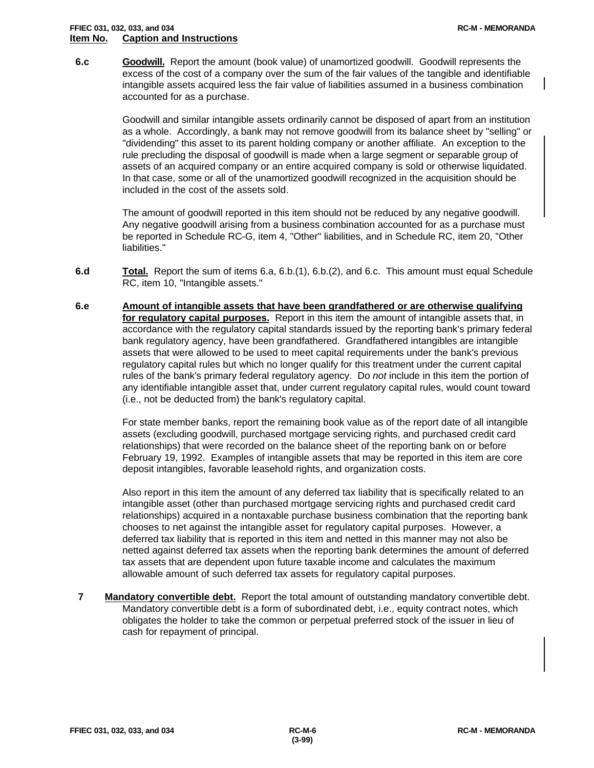**Item No. Caption and Instructions**

**6.c** **Goodwill.** Report the amount (book value) of unamortized goodwill. Goodwill represents the excess of the cost of a company over the sum of the fair values of the tangible and identifiable intangible assets acquired less the fair value of liabilities assumed in a business combination accounted for as a purchase.

Goodwill and similar intangible assets ordinarily cannot be disposed of apart from an institution as a whole. Accordingly, a bank may not remove goodwill from its balance sheet by "selling" or "dividending" this asset to its parent holding company or another affiliate. An exception to the rule precluding the disposal of goodwill is made when a large segment or separable group of assets of an acquired company or an entire acquired company is sold or otherwise liquidated. In that case, some or all of the unamortized goodwill recognized in the acquisition should be included in the cost of the assets sold.

The amount of goodwill reported in this item should not be reduced by any negative goodwill. Any negative goodwill arising from a business combination accounted for as a purchase must be reported in Schedule RC-G, item 4, "Other" liabilities, and in Schedule RC, item 20, "Other liabilities."

**6.d** **Total.** Report the sum of items 6.a, 6.b.(1), 6.b.(2), and 6.c. This amount must equal Schedule RC, item 10, "Intangible assets."

**6.e** **Amount of intangible assets that have been grandfathered or are otherwise qualifying for regulatory capital purposes.** Report in this item the amount of intangible assets that, in accordance with the regulatory capital standards issued by the reporting bank's primary federal bank regulatory agency, have been grandfathered. Grandfathered intangibles are intangible assets that were allowed to be used to meet capital requirements under the bank's previous regulatory capital rules but which no longer qualify for this treatment under the current capital rules of the bank's primary federal regulatory agency. Do *not* include in this item the portion of any identifiable intangible asset that, under current regulatory capital rules, would count toward (i.e., not be deducted from) the bank's regulatory capital.

For state member banks, report the remaining book value as of the report date of all intangible assets (excluding goodwill, purchased mortgage servicing rights, and purchased credit card relationships) that were recorded on the balance sheet of the reporting bank on or before February 19, 1992. Examples of intangible assets that may be reported in this item are core deposit intangibles, favorable leasehold rights, and organization costs.

Also report in this item the amount of any deferred tax liability that is specifically related to an intangible asset (other than purchased mortgage servicing rights and purchased credit card relationships) acquired in a nontaxable purchase business combination that the reporting bank chooses to net against the intangible asset for regulatory capital purposes. However, a deferred tax liability that is reported in this item and netted in this manner may not also be netted against deferred tax assets when the reporting bank determines the amount of deferred tax assets that are dependent upon future taxable income and calculates the maximum allowable amount of such deferred tax assets for regulatory capital purposes.

**7** **Mandatory convertible debt.** Report the total amount of outstanding mandatory convertible debt. Mandatory convertible debt is a form of subordinated debt, i.e., equity contract notes, which obligates the holder to take the common or perpetual preferred stock of the issuer in lieu of cash for repayment of principal.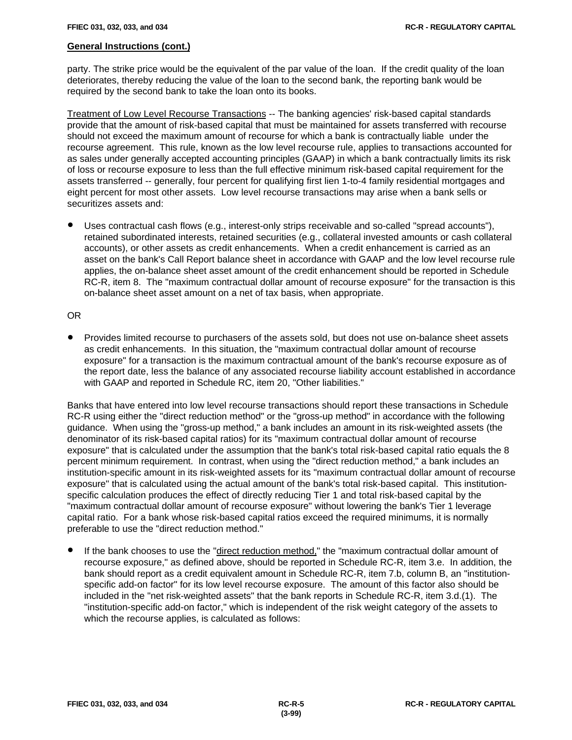**General Instructions (cont.)**

party. The strike price would be the equivalent of the par value of the loan. If the credit quality of the loan deteriorates, thereby reducing the value of the loan to the second bank, the reporting bank would be required by the second bank to take the loan onto its books.

Treatment of Low Level Recourse Transactions -- The banking agencies' risk-based capital standards provide that the amount of risk-based capital that must be maintained for assets transferred with recourse should not exceed the maximum amount of recourse for which a bank is contractually liable under the recourse agreement. This rule, known as the low level recourse rule, applies to transactions accounted for as sales under generally accepted accounting principles (GAAP) in which a bank contractually limits its risk of loss or recourse exposure to less than the full effective minimum risk-based capital requirement for the assets transferred -- generally, four percent for qualifying first lien 1-to-4 family residential mortgages and eight percent for most other assets. Low level recourse transactions may arise when a bank sells or securitizes assets and:

- Uses contractual cash flows (e.g., interest-only strips receivable and so-called "spread accounts"), retained subordinated interests, retained securities (e.g., collateral invested amounts or cash collateral accounts), or other assets as credit enhancements. When a credit enhancement is carried as an asset on the bank's Call Report balance sheet in accordance with GAAP and the low level recourse rule applies, the on-balance sheet asset amount of the credit enhancement should be reported in Schedule RC-R, item 8. The "maximum contractual dollar amount of recourse exposure" for the transaction is this on-balance sheet asset amount on a net of tax basis, when appropriate.

OR

- Provides limited recourse to purchasers of the assets sold, but does not use on-balance sheet assets as credit enhancements. In this situation, the "maximum contractual dollar amount of recourse exposure" for a transaction is the maximum contractual amount of the bank's recourse exposure as of the report date, less the balance of any associated recourse liability account established in accordance with GAAP and reported in Schedule RC, item 20, "Other liabilities."

Banks that have entered into low level recourse transactions should report these transactions in Schedule RC-R using either the "direct reduction method" or the "gross-up method" in accordance with the following guidance. When using the "gross-up method," a bank includes an amount in its risk-weighted assets (the denominator of its risk-based capital ratios) for its "maximum contractual dollar amount of recourse exposure" that is calculated under the assumption that the bank's total risk-based capital ratio equals the 8 percent minimum requirement. In contrast, when using the "direct reduction method," a bank includes an institution-specific amount in its risk-weighted assets for its "maximum contractual dollar amount of recourse exposure" that is calculated using the actual amount of the bank's total risk-based capital. This institution-specific calculation produces the effect of directly reducing Tier 1 and total risk-based capital by the "maximum contractual dollar amount of recourse exposure" without lowering the bank's Tier 1 leverage capital ratio. For a bank whose risk-based capital ratios exceed the required minimums, it is normally preferable to use the "direct reduction method."

- If the bank chooses to use the "direct reduction method," the "maximum contractual dollar amount of recourse exposure," as defined above, should be reported in Schedule RC-R, item 3.e. In addition, the bank should report as a credit equivalent amount in Schedule RC-R, item 7.b, column B, an "institution-specific add-on factor" for its low level recourse exposure. The amount of this factor also should be included in the "net risk-weighted assets" that the bank reports in Schedule RC-R, item 3.d.(1). The "institution-specific add-on factor," which is independent of the risk weight category of the assets to which the recourse applies, is calculated as follows: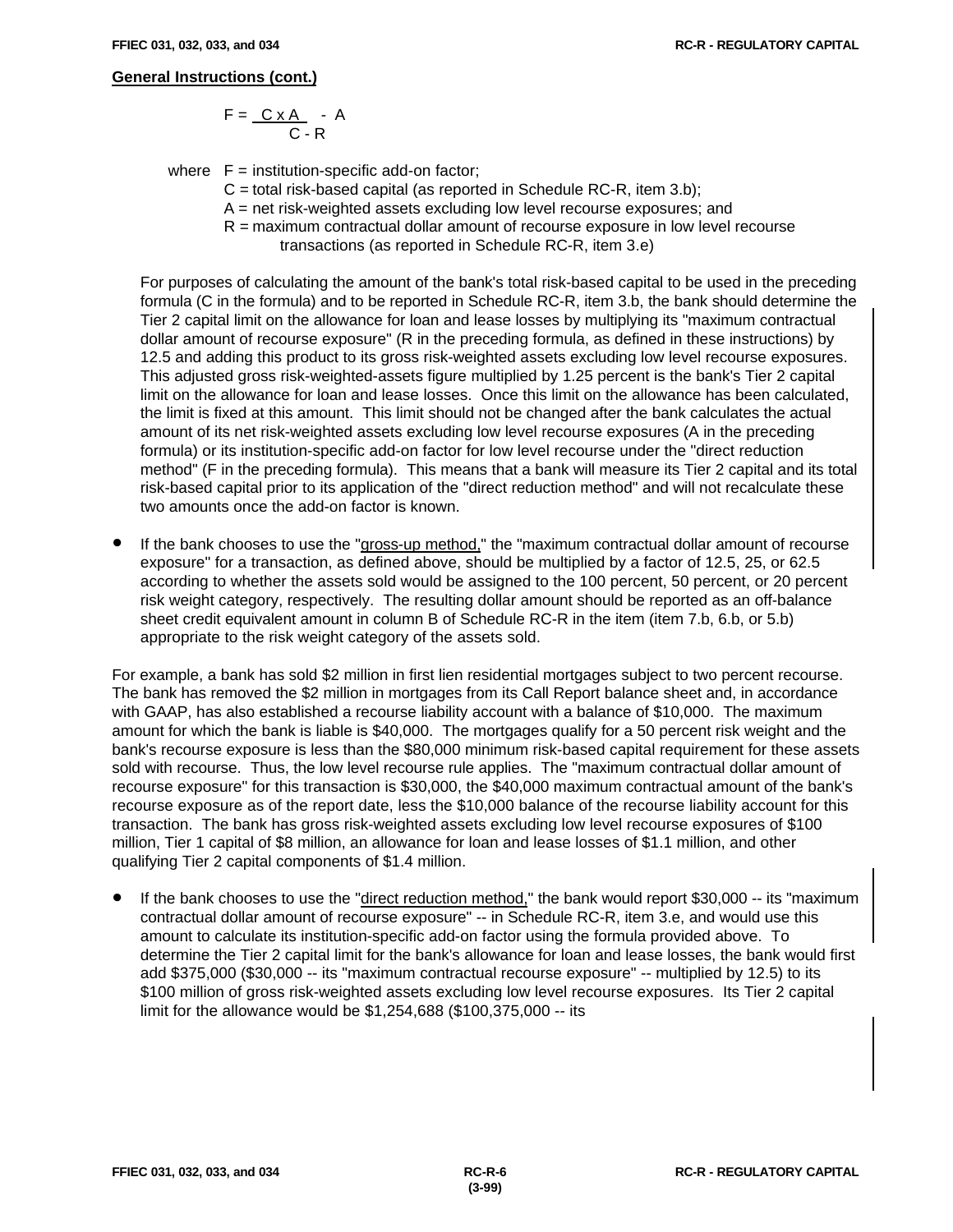**General Instructions (cont.)**

$$F = \frac{C \times A}{C - R} - A$$

where $F$ = institution-specific add-on factor;
$C$ = total risk-based capital (as reported in Schedule RC-R, item 3.b);
$A$ = net risk-weighted assets excluding low level recourse exposures; and
$R$ = maximum contractual dollar amount of recourse exposure in low level recourse transactions (as reported in Schedule RC-R, item 3.e)

For purposes of calculating the amount of the bank's total risk-based capital to be used in the preceding formula (C in the formula) and to be reported in Schedule RC-R, item 3.b, the bank should determine the Tier 2 capital limit on the allowance for loan and lease losses by multiplying its "maximum contractual dollar amount of recourse exposure" (R in the preceding formula, as defined in these instructions) by 12.5 and adding this product to its gross risk-weighted assets excluding low level recourse exposures. This adjusted gross risk-weighted-assets figure multiplied by 1.25 percent is the bank's Tier 2 capital limit on the allowance for loan and lease losses. Once this limit on the allowance has been calculated, the limit is fixed at this amount. This limit should not be changed after the bank calculates the actual amount of its net risk-weighted assets excluding low level recourse exposures (A in the preceding formula) or its institution-specific add-on factor for low level recourse under the "direct reduction method" (F in the preceding formula). This means that a bank will measure its Tier 2 capital and its total risk-based capital prior to its application of the "direct reduction method" and will not recalculate these two amounts once the add-on factor is known.

- If the bank chooses to use the "gross-up method," the "maximum contractual dollar amount of recourse exposure" for a transaction, as defined above, should be multiplied by a factor of 12.5, 25, or 62.5 according to whether the assets sold would be assigned to the 100 percent, 50 percent, or 20 percent risk weight category, respectively. The resulting dollar amount should be reported as an off-balance sheet credit equivalent amount in column B of Schedule RC-R in the item (item 7.b, 6.b, or 5.b) appropriate to the risk weight category of the assets sold.

For example, a bank has sold $2 million in first lien residential mortgages subject to two percent recourse. The bank has removed the $2 million in mortgages from its Call Report balance sheet and, in accordance with GAAP, has also established a recourse liability account with a balance of $10,000. The maximum amount for which the bank is liable is $40,000. The mortgages qualify for a 50 percent risk weight and the bank's recourse exposure is less than the $80,000 minimum risk-based capital requirement for these assets sold with recourse. Thus, the low level recourse rule applies. The "maximum contractual dollar amount of recourse exposure" for this transaction is $30,000, the $40,000 maximum contractual amount of the bank's recourse exposure as of the report date, less the $10,000 balance of the recourse liability account for this transaction. The bank has gross risk-weighted assets excluding low level recourse exposures of $100 million, Tier 1 capital of $8 million, an allowance for loan and lease losses of $1.1 million, and other qualifying Tier 2 capital components of $1.4 million.

- If the bank chooses to use the "direct reduction method," the bank would report $30,000 -- its "maximum contractual dollar amount of recourse exposure" -- in Schedule RC-R, item 3.e, and would use this amount to calculate its institution-specific add-on factor using the formula provided above. To determine the Tier 2 capital limit for the bank's allowance for loan and lease losses, the bank would first add $375,000 ($30,000 -- its "maximum contractual recourse exposure" -- multiplied by 12.5) to its $100 million of gross risk-weighted assets excluding low level recourse exposures. Its Tier 2 capital limit for the allowance would be $1,254,688 ($100,375,000 -- its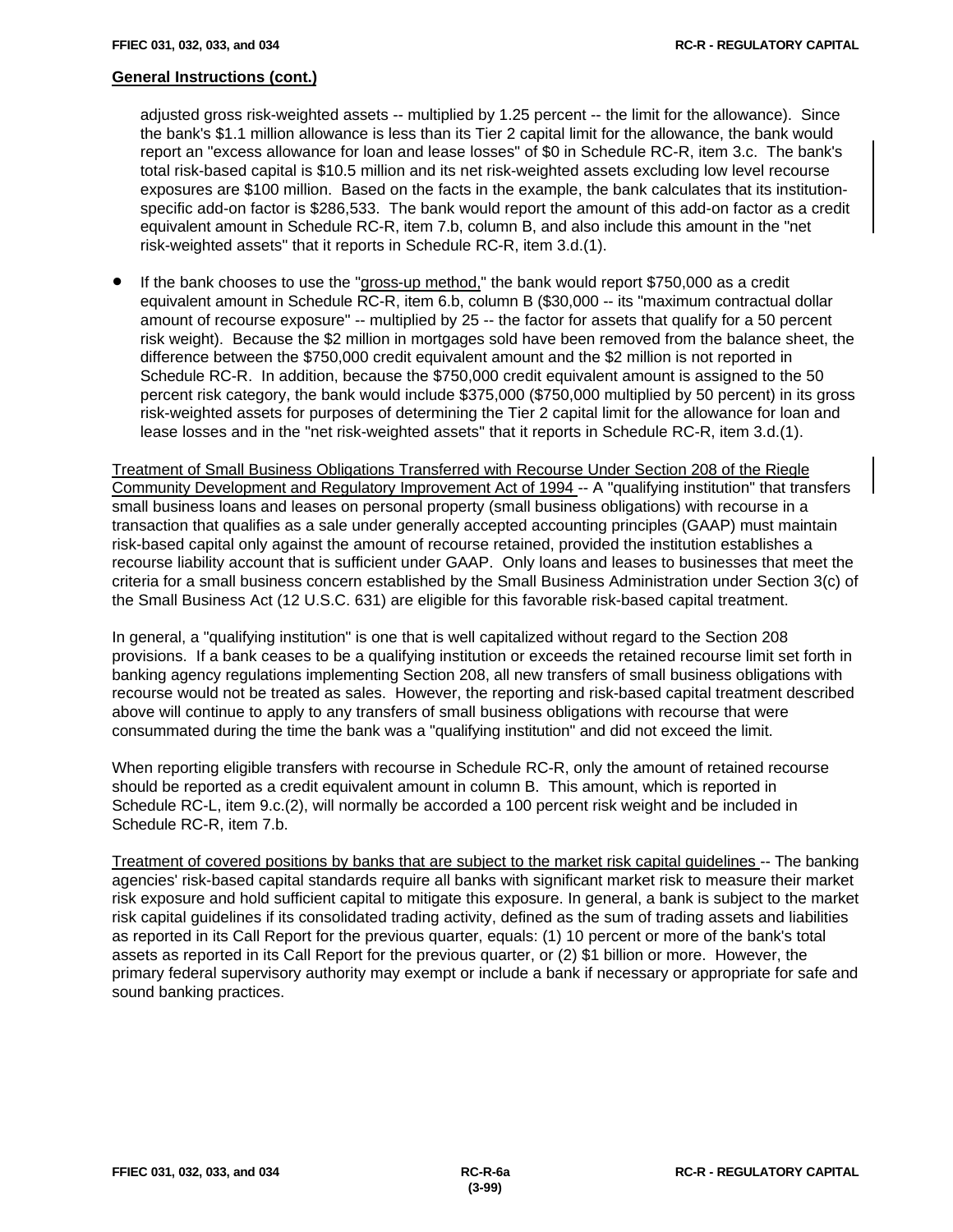## General Instructions (cont.)

adjusted gross risk-weighted assets -- multiplied by 1.25 percent -- the limit for the allowance). Since the bank's $1.1 million allowance is less than its Tier 2 capital limit for the allowance, the bank would report an "excess allowance for loan and lease losses" of $0 in Schedule RC-R, item 3.c. The bank's total risk-based capital is $10.5 million and its net risk-weighted assets excluding low level recourse exposures are $100 million. Based on the facts in the example, the bank calculates that its institution-specific add-on factor is $286,533. The bank would report the amount of this add-on factor as a credit equivalent amount in Schedule RC-R, item 7.b, column B, and also include this amount in the "net risk-weighted assets" that it reports in Schedule RC-R, item 3.d.(1).

- If the bank chooses to use the "gross-up method," the bank would report $750,000 as a credit equivalent amount in Schedule RC-R, item 6.b, column B ($30,000 -- its "maximum contractual dollar amount of recourse exposure" -- multiplied by 25 -- the factor for assets that qualify for a 50 percent risk weight). Because the $2 million in mortgages sold have been removed from the balance sheet, the difference between the $750,000 credit equivalent amount and the $2 million is not reported in Schedule RC-R. In addition, because the $750,000 credit equivalent amount is assigned to the 50 percent risk category, the bank would include $375,000 ($750,000 multiplied by 50 percent) in its gross risk-weighted assets for purposes of determining the Tier 2 capital limit for the allowance for loan and lease losses and in the "net risk-weighted assets" that it reports in Schedule RC-R, item 3.d.(1).

Treatment of Small Business Obligations Transferred with Recourse Under Section 208 of the Riegle Community Development and Regulatory Improvement Act of 1994 -- A "qualifying institution" that transfers small business loans and leases on personal property (small business obligations) with recourse in a transaction that qualifies as a sale under generally accepted accounting principles (GAAP) must maintain risk-based capital only against the amount of recourse retained, provided the institution establishes a recourse liability account that is sufficient under GAAP. Only loans and leases to businesses that meet the criteria for a small business concern established by the Small Business Administration under Section 3(c) of the Small Business Act (12 U.S.C. 631) are eligible for this favorable risk-based capital treatment.

In general, a "qualifying institution" is one that is well capitalized without regard to the Section 208 provisions. If a bank ceases to be a qualifying institution or exceeds the retained recourse limit set forth in banking agency regulations implementing Section 208, all new transfers of small business obligations with recourse would not be treated as sales. However, the reporting and risk-based capital treatment described above will continue to apply to any transfers of small business obligations with recourse that were consummated during the time the bank was a "qualifying institution" and did not exceed the limit.

When reporting eligible transfers with recourse in Schedule RC-R, only the amount of retained recourse should be reported as a credit equivalent amount in column B. This amount, which is reported in Schedule RC-L, item 9.c.(2), will normally be accorded a 100 percent risk weight and be included in Schedule RC-R, item 7.b.

Treatment of covered positions by banks that are subject to the market risk capital guidelines -- The banking agencies' risk-based capital standards require all banks with significant market risk to measure their market risk exposure and hold sufficient capital to mitigate this exposure. In general, a bank is subject to the market risk capital guidelines if its consolidated trading activity, defined as the sum of trading assets and liabilities as reported in its Call Report for the previous quarter, equals: (1) 10 percent or more of the bank's total assets as reported in its Call Report for the previous quarter, or (2) $1 billion or more. However, the primary federal supervisory authority may exempt or include a bank if necessary or appropriate for safe and sound banking practices.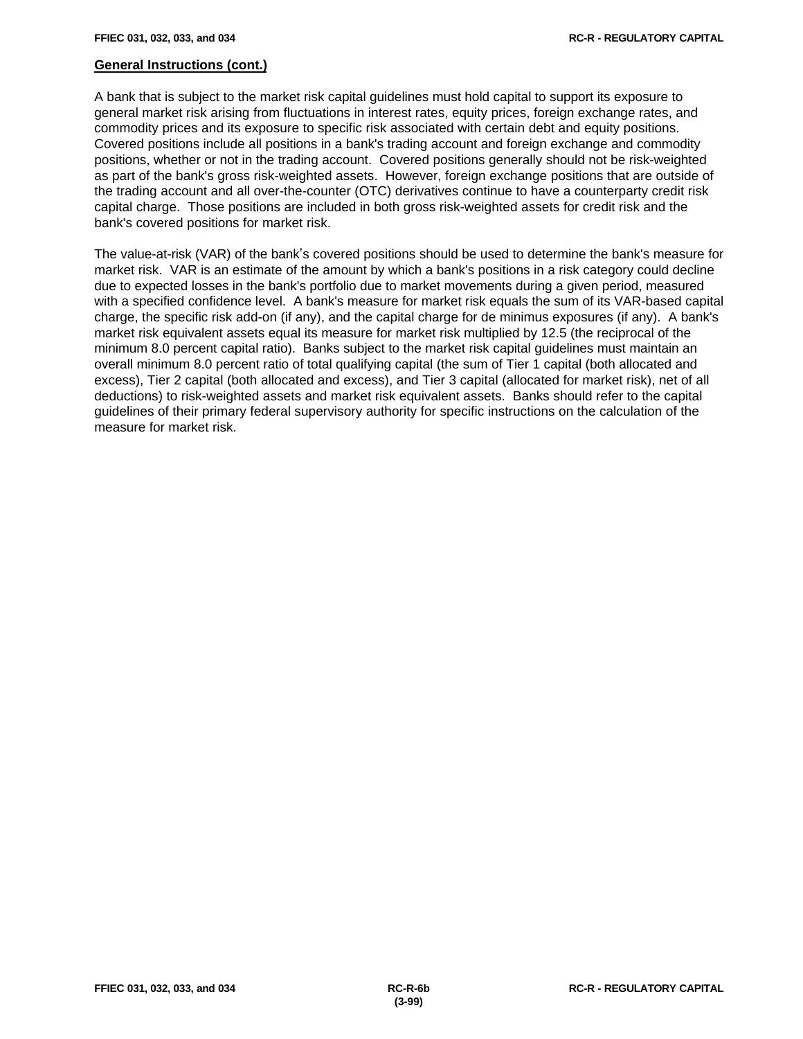**General Instructions (cont.)**

A bank that is subject to the market risk capital guidelines must hold capital to support its exposure to general market risk arising from fluctuations in interest rates, equity prices, foreign exchange rates, and commodity prices and its exposure to specific risk associated with certain debt and equity positions. Covered positions include all positions in a bank's trading account and foreign exchange and commodity positions, whether or not in the trading account. Covered positions generally should not be risk-weighted as part of the bank's gross risk-weighted assets. However, foreign exchange positions that are outside of the trading account and all over-the-counter (OTC) derivatives continue to have a counterparty credit risk capital charge. Those positions are included in both gross risk-weighted assets for credit risk and the bank's covered positions for market risk.

The value-at-risk (VAR) of the bank's covered positions should be used to determine the bank's measure for market risk. VAR is an estimate of the amount by which a bank's positions in a risk category could decline due to expected losses in the bank's portfolio due to market movements during a given period, measured with a specified confidence level. A bank's measure for market risk equals the sum of its VAR-based capital charge, the specific risk add-on (if any), and the capital charge for de minimus exposures (if any). A bank's market risk equivalent assets equal its measure for market risk multiplied by 12.5 (the reciprocal of the minimum 8.0 percent capital ratio). Banks subject to the market risk capital guidelines must maintain an overall minimum 8.0 percent ratio of total qualifying capital (the sum of Tier 1 capital (both allocated and excess), Tier 2 capital (both allocated and excess), and Tier 3 capital (allocated for market risk), net of all deductions) to risk-weighted assets and market risk equivalent assets. Banks should refer to the capital guidelines of their primary federal supervisory authority for specific instructions on the calculation of the measure for market risk.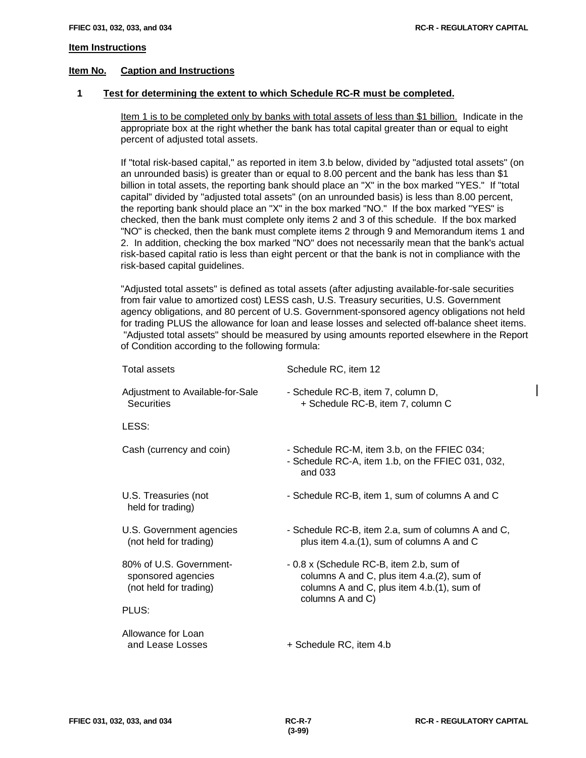## Item Instructions

**Item No.** **Caption and Instructions**

**1 Test for determining the extent to which Schedule RC-R must be completed.**

Item 1 is to be completed only by banks with total assets of less than $1 billion. Indicate in the appropriate box at the right whether the bank has total capital greater than or equal to eight percent of adjusted total assets.

If "total risk-based capital," as reported in item 3.b below, divided by "adjusted total assets" (on an unrounded basis) is greater than or equal to 8.00 percent and the bank has less than $1 billion in total assets, the reporting bank should place an "X" in the box marked "YES." If "total capital" divided by "adjusted total assets" (on an unrounded basis) is less than 8.00 percent, the reporting bank should place an "X" in the box marked "NO." If the box marked "YES" is checked, then the bank must complete only items 2 and 3 of this schedule. If the box marked "NO" is checked, then the bank must complete items 2 through 9 and Memorandum items 1 and 2. In addition, checking the box marked "NO" does not necessarily mean that the bank's actual risk-based capital ratio is less than eight percent or that the bank is not in compliance with the risk-based capital guidelines.

"Adjusted total assets" is defined as total assets (after adjusting available-for-sale securities from fair value to amortized cost) LESS cash, U.S. Treasury securities, U.S. Government agency obligations, and 80 percent of U.S. Government-sponsored agency obligations not held for trading PLUS the allowance for loan and lease losses and selected off-balance sheet items. "Adjusted total assets" should be measured by using amounts reported elsewhere in the Report of Condition according to the following formula:

| | |
|---|---|
| Total assets | Schedule RC, item 12 |
| Adjustment to Available-for-Sale Securities | - Schedule RC-B, item 7, column D, + Schedule RC-B, item 7, column C |
| LESS: | |
| Cash (currency and coin) | - Schedule RC-M, item 3.b, on the FFIEC 034; - Schedule RC-A, item 1.b, on the FFIEC 031, 032, and 033 |
| U.S. Treasuries (not held for trading) | - Schedule RC-B, item 1, sum of columns A and C |
| U.S. Government agencies (not held for trading) | - Schedule RC-B, item 2.a, sum of columns A and C, plus item 4.a.(1), sum of columns A and C |
| 80% of U.S. Government-sponsored agencies (not held for trading) | - 0.8 x (Schedule RC-B, item 2.b, sum of columns A and C, plus item 4.a.(2), sum of columns A and C, plus item 4.b.(1), sum of columns A and C) |
| PLUS: | |
| Allowance for Loan and Lease Losses | + Schedule RC, item 4.b |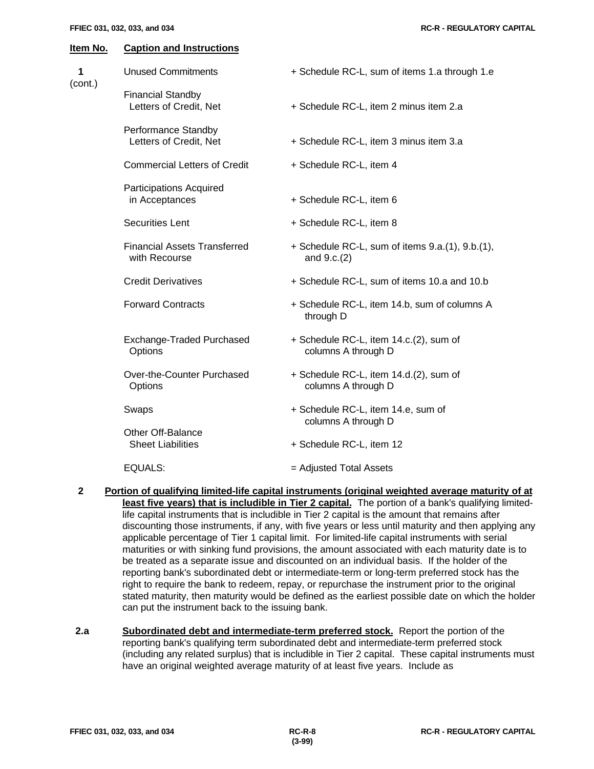| Item No. | Caption and Instructions | |
|---|---|---|
| 1 (cont.) | Unused Commitments | + Schedule RC-L, sum of items 1.a through 1.e |
| | Financial Standby Letters of Credit, Net | + Schedule RC-L, item 2 minus item 2.a |
| | Performance Standby Letters of Credit, Net | + Schedule RC-L, item 3 minus item 3.a |
| | Commercial Letters of Credit | + Schedule RC-L, item 4 |
| | Participations Acquired in Acceptances | + Schedule RC-L, item 6 |
| | Securities Lent | + Schedule RC-L, item 8 |
| | Financial Assets Transferred with Recourse | + Schedule RC-L, sum of items 9.a.(1), 9.b.(1), and 9.c.(2) |
| | Credit Derivatives | + Schedule RC-L, sum of items 10.a and 10.b |
| | Forward Contracts | + Schedule RC-L, item 14.b, sum of columns A through D |
| | Exchange-Traded Purchased Options | + Schedule RC-L, item 14.c.(2), sum of columns A through D |
| | Over-the-Counter Purchased Options | + Schedule RC-L, item 14.d.(2), sum of columns A through D |
| | Swaps | + Schedule RC-L, item 14.e, sum of columns A through D |
| | Other Off-Balance Sheet Liabilities | + Schedule RC-L, item 12 |
| | EQUALS: | = Adjusted Total Assets |

**2** **Portion of qualifying limited-life capital instruments (original weighted average maturity of at least five years) that is includible in Tier 2 capital.** The portion of a bank's qualifying limited-life capital instruments that is includible in Tier 2 capital is the amount that remains after discounting those instruments, if any, with five years or less until maturity and then applying any applicable percentage of Tier 1 capital limit. For limited-life capital instruments with serial maturities or with sinking fund provisions, the amount associated with each maturity date is to be treated as a separate issue and discounted on an individual basis. If the holder of the reporting bank's subordinated debt or intermediate-term or long-term preferred stock has the right to require the bank to redeem, repay, or repurchase the instrument prior to the original stated maturity, then maturity would be defined as the earliest possible date on which the holder can put the instrument back to the issuing bank.

**2.a** **Subordinated debt and intermediate-term preferred stock.** Report the portion of the reporting bank's qualifying term subordinated debt and intermediate-term preferred stock (including any related surplus) that is includible in Tier 2 capital. These capital instruments must have an original weighted average maturity of at least five years. Include as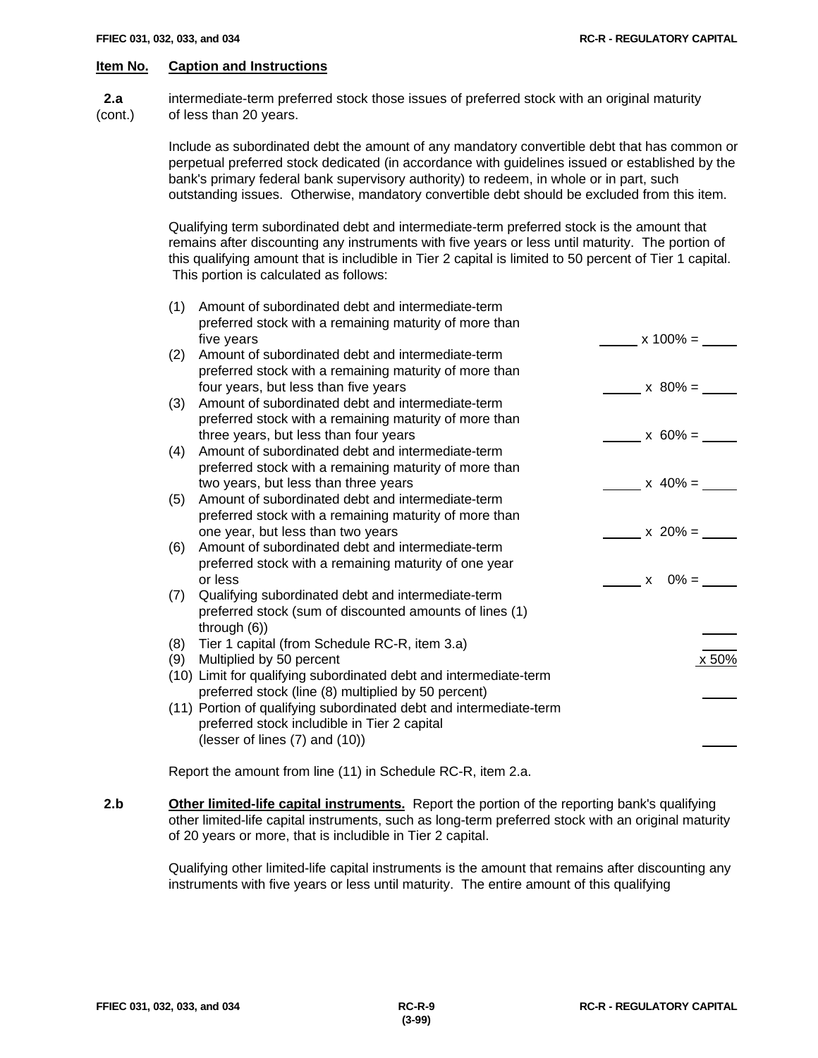| Item No. | Caption and Instructions |
|---|---|

**2.a** (cont.) intermediate-term preferred stock those issues of preferred stock with an original maturity of less than 20 years.

Include as subordinated debt the amount of any mandatory convertible debt that has common or perpetual preferred stock dedicated (in accordance with guidelines issued or established by the bank's primary federal bank supervisory authority) to redeem, in whole or in part, such outstanding issues. Otherwise, mandatory convertible debt should be excluded from this item.

Qualifying term subordinated debt and intermediate-term preferred stock is the amount that remains after discounting any instruments with five years or less until maturity. The portion of this qualifying amount that is includible in Tier 2 capital is limited to 50 percent of Tier 1 capital. This portion is calculated as follows:

| | | |
|---|---|---|
| (1) | Amount of subordinated debt and intermediate-term preferred stock with a remaining maturity of more than five years | _____ x 100% = _____ |
| (2) | Amount of subordinated debt and intermediate-term preferred stock with a remaining maturity of more than four years, but less than five years | _____ x 80% = _____ |
| (3) | Amount of subordinated debt and intermediate-term preferred stock with a remaining maturity of more than three years, but less than four years | _____ x 60% = _____ |
| (4) | Amount of subordinated debt and intermediate-term preferred stock with a remaining maturity of more than two years, but less than three years | _____ x 40% = _____ |
| (5) | Amount of subordinated debt and intermediate-term preferred stock with a remaining maturity of more than one year, but less than two years | _____ x 20% = _____ |
| (6) | Amount of subordinated debt and intermediate-term preferred stock with a remaining maturity of one year or less | _____ x 0% = _____ |
| (7) | Qualifying subordinated debt and intermediate-term preferred stock (sum of discounted amounts of lines (1) through (6)) | _____ |
| (8) | Tier 1 capital (from Schedule RC-R, item 3.a) | _____ |
| (9) | Multiplied by 50 percent | x 50% |
| (10) | Limit for qualifying subordinated debt and intermediate-term preferred stock (line (8) multiplied by 50 percent) | _____ |
| (11) | Portion of qualifying subordinated debt and intermediate-term preferred stock includible in Tier 2 capital (lesser of lines (7) and (10)) | _____ |

Report the amount from line (11) in Schedule RC-R, item 2.a.

**2.b** **Other limited-life capital instruments.** Report the portion of the reporting bank's qualifying other limited-life capital instruments, such as long-term preferred stock with an original maturity of 20 years or more, that is includible in Tier 2 capital.

Qualifying other limited-life capital instruments is the amount that remains after discounting any instruments with five years or less until maturity. The entire amount of this qualifying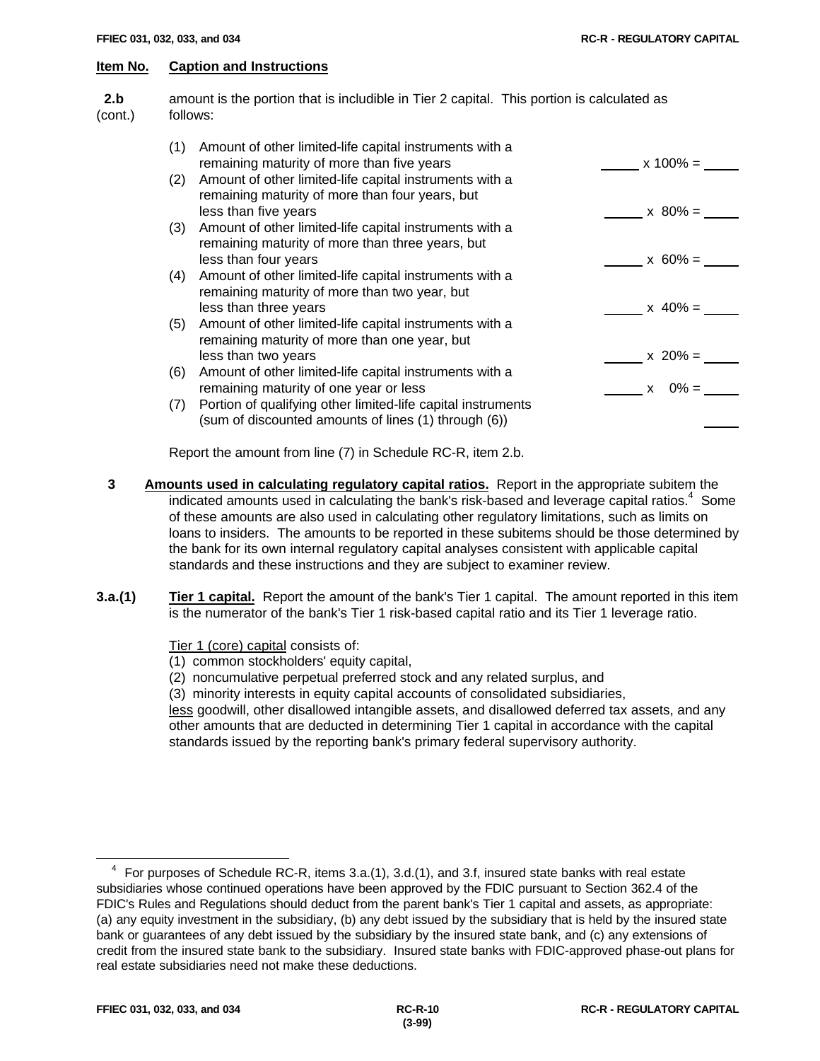**Item No.** **Caption and Instructions**

**2.b** (cont.) amount is the portion that is includible in Tier 2 capital. This portion is calculated as follows:

| | | |
|---|---|---|
| (1) | Amount of other limited-life capital instruments with a remaining maturity of more than five years | _____ x 100% = _____ |
| (2) | Amount of other limited-life capital instruments with a remaining maturity of more than four years, but less than five years | _____ x 80% = _____ |
| (3) | Amount of other limited-life capital instruments with a remaining maturity of more than three years, but less than four years | _____ x 60% = _____ |
| (4) | Amount of other limited-life capital instruments with a remaining maturity of more than two year, but less than three years | _____ x 40% = _____ |
| (5) | Amount of other limited-life capital instruments with a remaining maturity of more than one year, but less than two years | _____ x 20% = _____ |
| (6) | Amount of other limited-life capital instruments with a remaining maturity of one year or less | _____ x 0% = _____ |
| (7) | Portion of qualifying other limited-life capital instruments (sum of discounted amounts of lines (1) through (6)) | _____ |

Report the amount from line (7) in Schedule RC-R, item 2.b.

**3** **Amounts used in calculating regulatory capital ratios.** Report in the appropriate subitem the indicated amounts used in calculating the bank's risk-based and leverage capital ratios.[4] Some of these amounts are also used in calculating other regulatory limitations, such as limits on loans to insiders. The amounts to be reported in these subitems should be those determined by the bank for its own internal regulatory capital analyses consistent with applicable capital standards and these instructions and they are subject to examiner review.

**3.a.(1)** **Tier 1 capital.** Report the amount of the bank's Tier 1 capital. The amount reported in this item is the numerator of the bank's Tier 1 risk-based capital ratio and its Tier 1 leverage ratio.

Tier 1 (core) capital consists of:
(1) common stockholders' equity capital,
(2) noncumulative perpetual preferred stock and any related surplus, and
(3) minority interests in equity capital accounts of consolidated subsidiaries,
less goodwill, other disallowed intangible assets, and disallowed deferred tax assets, and any other amounts that are deducted in determining Tier 1 capital in accordance with the capital standards issued by the reporting bank's primary federal supervisory authority.

---

[4] For purposes of Schedule RC-R, items 3.a.(1), 3.d.(1), and 3.f, insured state banks with real estate subsidiaries whose continued operations have been approved by the FDIC pursuant to Section 362.4 of the FDIC's Rules and Regulations should deduct from the parent bank's Tier 1 capital and assets, as appropriate: (a) any equity investment in the subsidiary, (b) any debt issued by the subsidiary that is held by the insured state bank or guarantees of any debt issued by the subsidiary by the insured state bank, and (c) any extensions of credit from the insured state bank to the subsidiary. Insured state banks with FDIC-approved phase-out plans for real estate subsidiaries need not make these deductions.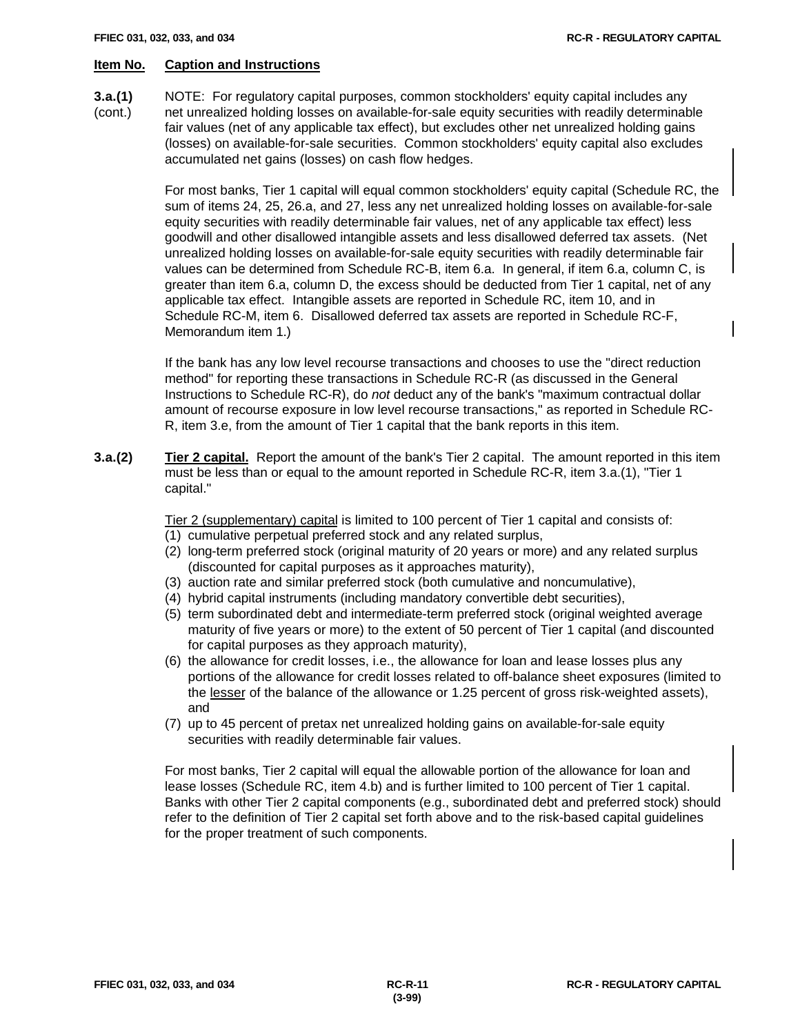**Item No.** **Caption and Instructions**

**3.a.(1)** (cont.)

NOTE: For regulatory capital purposes, common stockholders' equity capital includes any net unrealized holding losses on available-for-sale equity securities with readily determinable fair values (net of any applicable tax effect), but excludes other net unrealized holding gains (losses) on available-for-sale securities. Common stockholders' equity capital also excludes accumulated net gains (losses) on cash flow hedges.

For most banks, Tier 1 capital will equal common stockholders' equity capital (Schedule RC, the sum of items 24, 25, 26.a, and 27, less any net unrealized holding losses on available-for-sale equity securities with readily determinable fair values, net of any applicable tax effect) less goodwill and other disallowed intangible assets and less disallowed deferred tax assets. (Net unrealized holding losses on available-for-sale equity securities with readily determinable fair values can be determined from Schedule RC-B, item 6.a. In general, if item 6.a, column C, is greater than item 6.a, column D, the excess should be deducted from Tier 1 capital, net of any applicable tax effect. Intangible assets are reported in Schedule RC, item 10, and in Schedule RC-M, item 6. Disallowed deferred tax assets are reported in Schedule RC-F, Memorandum item 1.)

If the bank has any low level recourse transactions and chooses to use the "direct reduction method" for reporting these transactions in Schedule RC-R (as discussed in the General Instructions to Schedule RC-R), do *not* deduct any of the bank's "maximum contractual dollar amount of recourse exposure in low level recourse transactions," as reported in Schedule RC-R, item 3.e, from the amount of Tier 1 capital that the bank reports in this item.

**3.a.(2)** **Tier 2 capital.** Report the amount of the bank's Tier 2 capital. The amount reported in this item must be less than or equal to the amount reported in Schedule RC-R, item 3.a.(1), "Tier 1 capital."

Tier 2 (supplementary) capital is limited to 100 percent of Tier 1 capital and consists of:

(1) cumulative perpetual preferred stock and any related surplus,
(2) long-term preferred stock (original maturity of 20 years or more) and any related surplus (discounted for capital purposes as it approaches maturity),
(3) auction rate and similar preferred stock (both cumulative and noncumulative),
(4) hybrid capital instruments (including mandatory convertible debt securities),
(5) term subordinated debt and intermediate-term preferred stock (original weighted average maturity of five years or more) to the extent of 50 percent of Tier 1 capital (and discounted for capital purposes as they approach maturity),
(6) the allowance for credit losses, i.e., the allowance for loan and lease losses plus any portions of the allowance for credit losses related to off-balance sheet exposures (limited to the lesser of the balance of the allowance or 1.25 percent of gross risk-weighted assets), and
(7) up to 45 percent of pretax net unrealized holding gains on available-for-sale equity securities with readily determinable fair values.

For most banks, Tier 2 capital will equal the allowable portion of the allowance for loan and lease losses (Schedule RC, item 4.b) and is further limited to 100 percent of Tier 1 capital. Banks with other Tier 2 capital components (e.g., subordinated debt and preferred stock) should refer to the definition of Tier 2 capital set forth above and to the risk-based capital guidelines for the proper treatment of such components.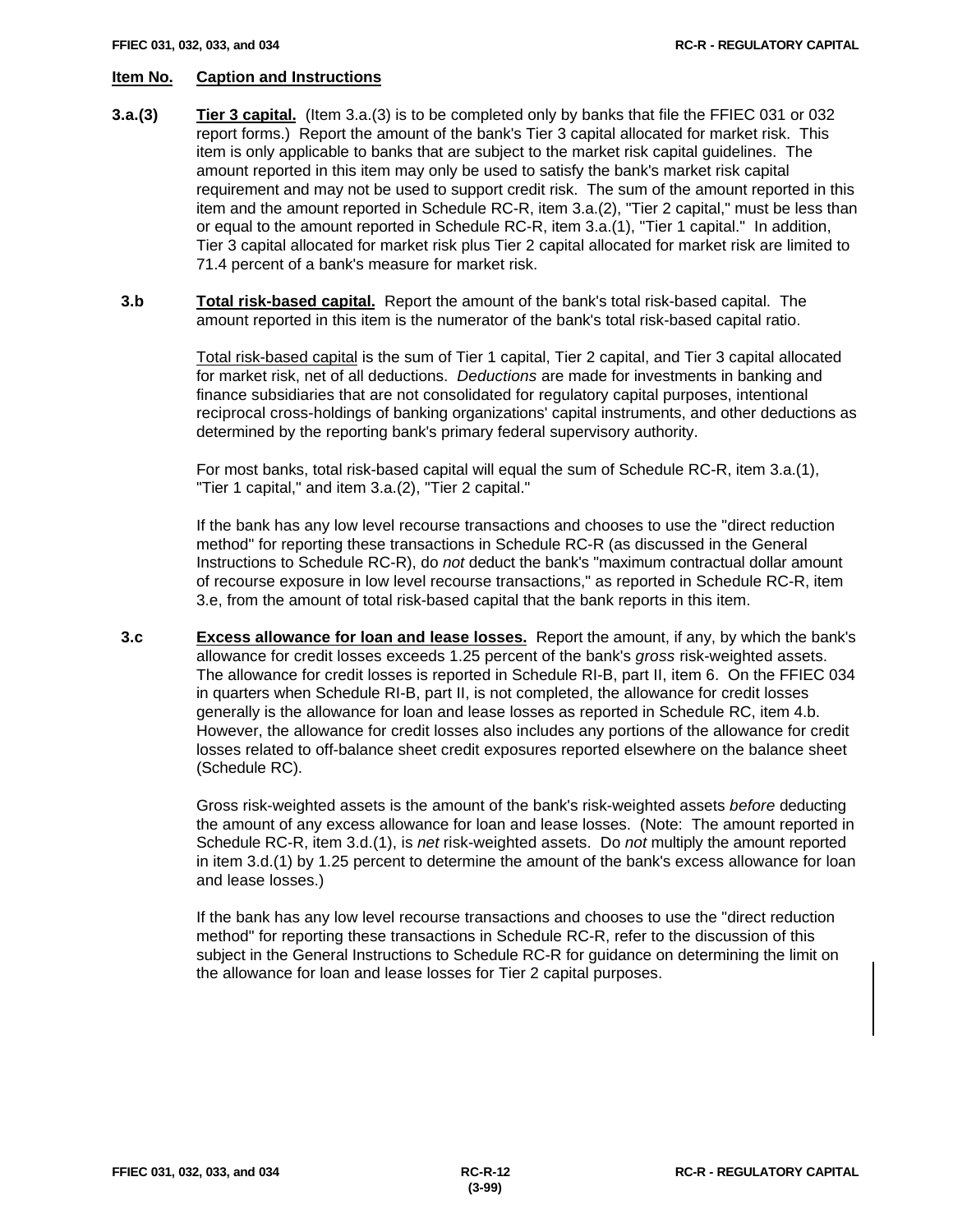**Item No.** **Caption and Instructions**

**3.a.(3)** **Tier 3 capital.** (Item 3.a.(3) is to be completed only by banks that file the FFIEC 031 or 032 report forms.) Report the amount of the bank's Tier 3 capital allocated for market risk. This item is only applicable to banks that are subject to the market risk capital guidelines. The amount reported in this item may only be used to satisfy the bank's market risk capital requirement and may not be used to support credit risk. The sum of the amount reported in this item and the amount reported in Schedule RC-R, item 3.a.(2), "Tier 2 capital," must be less than or equal to the amount reported in Schedule RC-R, item 3.a.(1), "Tier 1 capital." In addition, Tier 3 capital allocated for market risk plus Tier 2 capital allocated for market risk are limited to 71.4 percent of a bank's measure for market risk.

**3.b** **Total risk-based capital.** Report the amount of the bank's total risk-based capital. The amount reported in this item is the numerator of the bank's total risk-based capital ratio.

Total risk-based capital is the sum of Tier 1 capital, Tier 2 capital, and Tier 3 capital allocated for market risk, net of all deductions. *Deductions* are made for investments in banking and finance subsidiaries that are not consolidated for regulatory capital purposes, intentional reciprocal cross-holdings of banking organizations' capital instruments, and other deductions as determined by the reporting bank's primary federal supervisory authority.

For most banks, total risk-based capital will equal the sum of Schedule RC-R, item 3.a.(1), "Tier 1 capital," and item 3.a.(2), "Tier 2 capital."

If the bank has any low level recourse transactions and chooses to use the "direct reduction method" for reporting these transactions in Schedule RC-R (as discussed in the General Instructions to Schedule RC-R), do *not* deduct the bank's "maximum contractual dollar amount of recourse exposure in low level recourse transactions," as reported in Schedule RC-R, item 3.e, from the amount of total risk-based capital that the bank reports in this item.

**3.c** **Excess allowance for loan and lease losses.** Report the amount, if any, by which the bank's allowance for credit losses exceeds 1.25 percent of the bank's *gross* risk-weighted assets. The allowance for credit losses is reported in Schedule RI-B, part II, item 6. On the FFIEC 034 in quarters when Schedule RI-B, part II, is not completed, the allowance for credit losses generally is the allowance for loan and lease losses as reported in Schedule RC, item 4.b. However, the allowance for credit losses also includes any portions of the allowance for credit losses related to off-balance sheet credit exposures reported elsewhere on the balance sheet (Schedule RC).

Gross risk-weighted assets is the amount of the bank's risk-weighted assets *before* deducting the amount of any excess allowance for loan and lease losses. (Note: The amount reported in Schedule RC-R, item 3.d.(1), is *net* risk-weighted assets. Do *not* multiply the amount reported in item 3.d.(1) by 1.25 percent to determine the amount of the bank's excess allowance for loan and lease losses.)

If the bank has any low level recourse transactions and chooses to use the "direct reduction method" for reporting these transactions in Schedule RC-R, refer to the discussion of this subject in the General Instructions to Schedule RC-R for guidance on determining the limit on the allowance for loan and lease losses for Tier 2 capital purposes.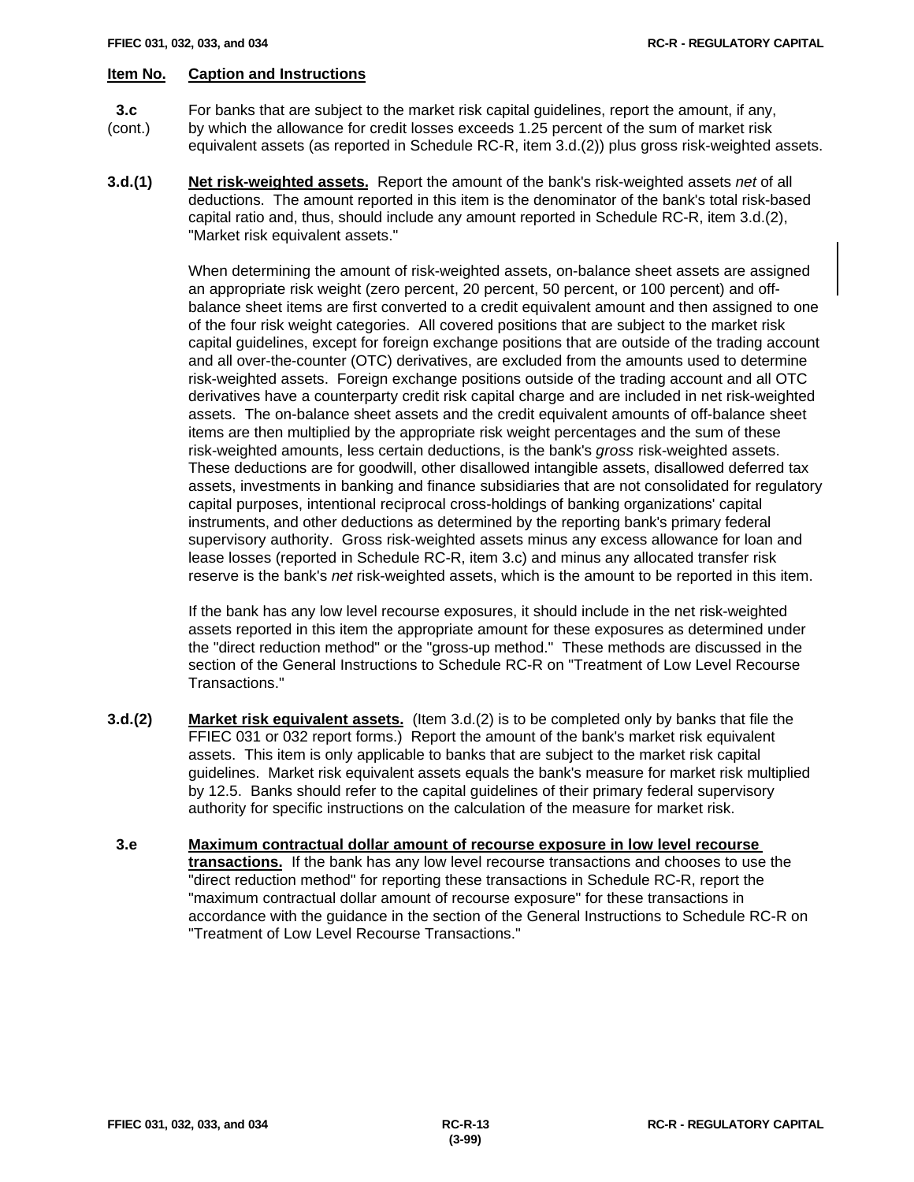**Item No.** **Caption and Instructions**

**3.c** (cont.) For banks that are subject to the market risk capital guidelines, report the amount, if any, by which the allowance for credit losses exceeds 1.25 percent of the sum of market risk equivalent assets (as reported in Schedule RC-R, item 3.d.(2)) plus gross risk-weighted assets.

**3.d.(1)** **Net risk-weighted assets.** Report the amount of the bank's risk-weighted assets *net* of all deductions. The amount reported in this item is the denominator of the bank's total risk-based capital ratio and, thus, should include any amount reported in Schedule RC-R, item 3.d.(2), "Market risk equivalent assets."

When determining the amount of risk-weighted assets, on-balance sheet assets are assigned an appropriate risk weight (zero percent, 20 percent, 50 percent, or 100 percent) and off-balance sheet items are first converted to a credit equivalent amount and then assigned to one of the four risk weight categories. All covered positions that are subject to the market risk capital guidelines, except for foreign exchange positions that are outside of the trading account and all over-the-counter (OTC) derivatives, are excluded from the amounts used to determine risk-weighted assets. Foreign exchange positions outside of the trading account and all OTC derivatives have a counterparty credit risk capital charge and are included in net risk-weighted assets. The on-balance sheet assets and the credit equivalent amounts of off-balance sheet items are then multiplied by the appropriate risk weight percentages and the sum of these risk-weighted amounts, less certain deductions, is the bank's *gross* risk-weighted assets. These deductions are for goodwill, other disallowed intangible assets, disallowed deferred tax assets, investments in banking and finance subsidiaries that are not consolidated for regulatory capital purposes, intentional reciprocal cross-holdings of banking organizations' capital instruments, and other deductions as determined by the reporting bank's primary federal supervisory authority. Gross risk-weighted assets minus any excess allowance for loan and lease losses (reported in Schedule RC-R, item 3.c) and minus any allocated transfer risk reserve is the bank's *net* risk-weighted assets, which is the amount to be reported in this item.

If the bank has any low level recourse exposures, it should include in the net risk-weighted assets reported in this item the appropriate amount for these exposures as determined under the "direct reduction method" or the "gross-up method." These methods are discussed in the section of the General Instructions to Schedule RC-R on "Treatment of Low Level Recourse Transactions."

**3.d.(2)** **Market risk equivalent assets.** (Item 3.d.(2) is to be completed only by banks that file the FFIEC 031 or 032 report forms.) Report the amount of the bank's market risk equivalent assets. This item is only applicable to banks that are subject to the market risk capital guidelines. Market risk equivalent assets equals the bank's measure for market risk multiplied by 12.5. Banks should refer to the capital guidelines of their primary federal supervisory authority for specific instructions on the calculation of the measure for market risk.

**3.e** **Maximum contractual dollar amount of recourse exposure in low level recourse transactions.** If the bank has any low level recourse transactions and chooses to use the "direct reduction method" for reporting these transactions in Schedule RC-R, report the "maximum contractual dollar amount of recourse exposure" for these transactions in accordance with the guidance in the section of the General Instructions to Schedule RC-R on "Treatment of Low Level Recourse Transactions."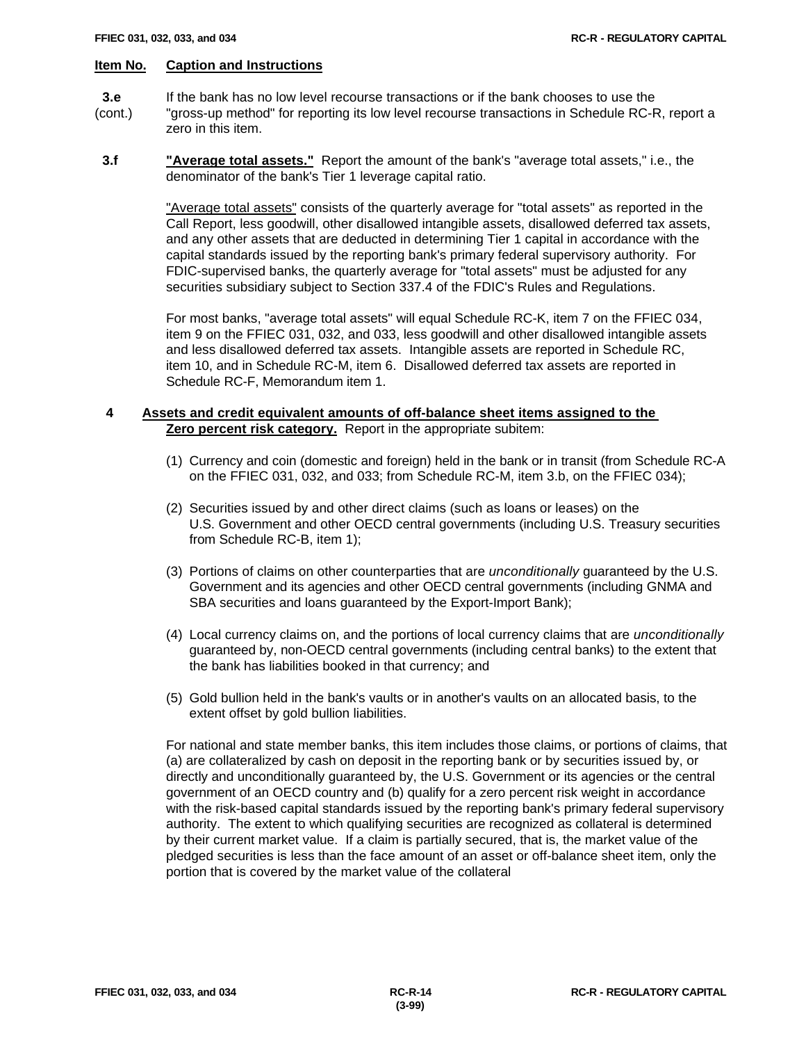**Item No.** **Caption and Instructions**

**3.e** (cont.) If the bank has no low level recourse transactions or if the bank chooses to use the "gross-up method" for reporting its low level recourse transactions in Schedule RC-R, report a zero in this item.

**3.f** **"Average total assets."** Report the amount of the bank's "average total assets," i.e., the denominator of the bank's Tier 1 leverage capital ratio.

"Average total assets" consists of the quarterly average for "total assets" as reported in the Call Report, less goodwill, other disallowed intangible assets, disallowed deferred tax assets, and any other assets that are deducted in determining Tier 1 capital in accordance with the capital standards issued by the reporting bank's primary federal supervisory authority. For FDIC-supervised banks, the quarterly average for "total assets" must be adjusted for any securities subsidiary subject to Section 337.4 of the FDIC's Rules and Regulations.

For most banks, "average total assets" will equal Schedule RC-K, item 7 on the FFIEC 034, item 9 on the FFIEC 031, 032, and 033, less goodwill and other disallowed intangible assets and less disallowed deferred tax assets. Intangible assets are reported in Schedule RC, item 10, and in Schedule RC-M, item 6. Disallowed deferred tax assets are reported in Schedule RC-F, Memorandum item 1.

**4** **Assets and credit equivalent amounts of off-balance sheet items assigned to the Zero percent risk category.** Report in the appropriate subitem:

(1) Currency and coin (domestic and foreign) held in the bank or in transit (from Schedule RC-A on the FFIEC 031, 032, and 033; from Schedule RC-M, item 3.b, on the FFIEC 034);

(2) Securities issued by and other direct claims (such as loans or leases) on the U.S. Government and other OECD central governments (including U.S. Treasury securities from Schedule RC-B, item 1);

(3) Portions of claims on other counterparties that are *unconditionally* guaranteed by the U.S. Government and its agencies and other OECD central governments (including GNMA and SBA securities and loans guaranteed by the Export-Import Bank);

(4) Local currency claims on, and the portions of local currency claims that are *unconditionally* guaranteed by, non-OECD central governments (including central banks) to the extent that the bank has liabilities booked in that currency; and

(5) Gold bullion held in the bank's vaults or in another's vaults on an allocated basis, to the extent offset by gold bullion liabilities.

For national and state member banks, this item includes those claims, or portions of claims, that (a) are collateralized by cash on deposit in the reporting bank or by securities issued by, or directly and unconditionally guaranteed by, the U.S. Government or its agencies or the central government of an OECD country and (b) qualify for a zero percent risk weight in accordance with the risk-based capital standards issued by the reporting bank's primary federal supervisory authority. The extent to which qualifying securities are recognized as collateral is determined by their current market value. If a claim is partially secured, that is, the market value of the pledged securities is less than the face amount of an asset or off-balance sheet item, only the portion that is covered by the market value of the collateral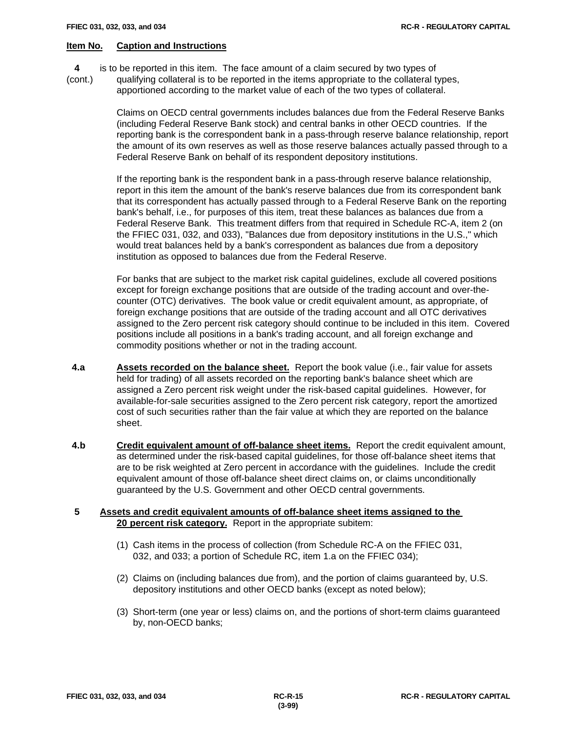**Item No.** **Caption and Instructions**

**4** (cont.) is to be reported in this item. The face amount of a claim secured by two types of qualifying collateral is to be reported in the items appropriate to the collateral types, apportioned according to the market value of each of the two types of collateral.

Claims on OECD central governments includes balances due from the Federal Reserve Banks (including Federal Reserve Bank stock) and central banks in other OECD countries. If the reporting bank is the correspondent bank in a pass-through reserve balance relationship, report the amount of its own reserves as well as those reserve balances actually passed through to a Federal Reserve Bank on behalf of its respondent depository institutions.

If the reporting bank is the respondent bank in a pass-through reserve balance relationship, report in this item the amount of the bank's reserve balances due from its correspondent bank that its correspondent has actually passed through to a Federal Reserve Bank on the reporting bank's behalf, i.e., for purposes of this item, treat these balances as balances due from a Federal Reserve Bank. This treatment differs from that required in Schedule RC-A, item 2 (on the FFIEC 031, 032, and 033), "Balances due from depository institutions in the U.S.," which would treat balances held by a bank's correspondent as balances due from a depository institution as opposed to balances due from the Federal Reserve.

For banks that are subject to the market risk capital guidelines, exclude all covered positions except for foreign exchange positions that are outside of the trading account and over-the-counter (OTC) derivatives. The book value or credit equivalent amount, as appropriate, of foreign exchange positions that are outside of the trading account and all OTC derivatives assigned to the Zero percent risk category should continue to be included in this item. Covered positions include all positions in a bank's trading account, and all foreign exchange and commodity positions whether or not in the trading account.

**4.a** **Assets recorded on the balance sheet.** Report the book value (i.e., fair value for assets held for trading) of all assets recorded on the reporting bank's balance sheet which are assigned a Zero percent risk weight under the risk-based capital guidelines. However, for available-for-sale securities assigned to the Zero percent risk category, report the amortized cost of such securities rather than the fair value at which they are reported on the balance sheet.

**4.b** **Credit equivalent amount of off-balance sheet items.** Report the credit equivalent amount, as determined under the risk-based capital guidelines, for those off-balance sheet items that are to be risk weighted at Zero percent in accordance with the guidelines. Include the credit equivalent amount of those off-balance sheet direct claims on, or claims unconditionally guaranteed by the U.S. Government and other OECD central governments.

**5** **Assets and credit equivalent amounts of off-balance sheet items assigned to the 20 percent risk category.** Report in the appropriate subitem:

(1) Cash items in the process of collection (from Schedule RC-A on the FFIEC 031, 032, and 033; a portion of Schedule RC, item 1.a on the FFIEC 034);

(2) Claims on (including balances due from), and the portion of claims guaranteed by, U.S. depository institutions and other OECD banks (except as noted below);

(3) Short-term (one year or less) claims on, and the portions of short-term claims guaranteed by, non-OECD banks;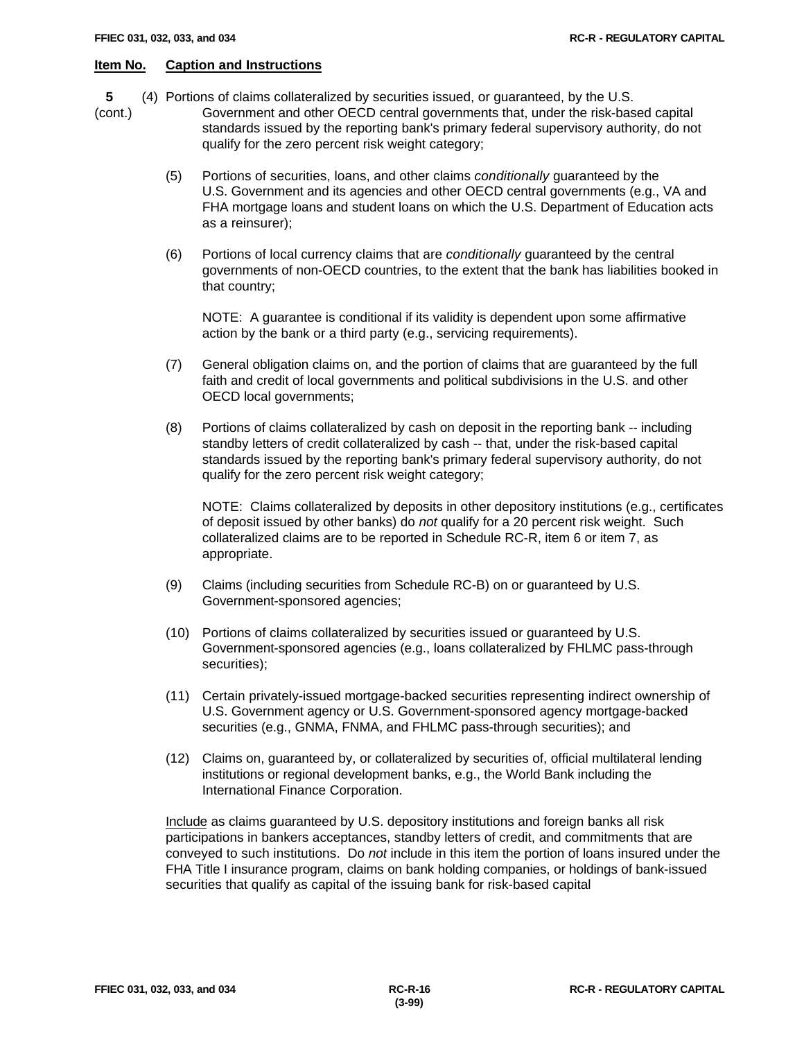**Item No.** **Caption and Instructions**

**5** (cont.)

(4) Portions of claims collateralized by securities issued, or guaranteed, by the U.S. Government and other OECD central governments that, under the risk-based capital standards issued by the reporting bank's primary federal supervisory authority, do not qualify for the zero percent risk weight category;

(5) Portions of securities, loans, and other claims *conditionally* guaranteed by the U.S. Government and its agencies and other OECD central governments (e.g., VA and FHA mortgage loans and student loans on which the U.S. Department of Education acts as a reinsurer);

(6) Portions of local currency claims that are *conditionally* guaranteed by the central governments of non-OECD countries, to the extent that the bank has liabilities booked in that country;

NOTE: A guarantee is conditional if its validity is dependent upon some affirmative action by the bank or a third party (e.g., servicing requirements).

(7) General obligation claims on, and the portion of claims that are guaranteed by the full faith and credit of local governments and political subdivisions in the U.S. and other OECD local governments;

(8) Portions of claims collateralized by cash on deposit in the reporting bank -- including standby letters of credit collateralized by cash -- that, under the risk-based capital standards issued by the reporting bank's primary federal supervisory authority, do not qualify for the zero percent risk weight category;

NOTE: Claims collateralized by deposits in other depository institutions (e.g., certificates of deposit issued by other banks) do *not* qualify for a 20 percent risk weight. Such collateralized claims are to be reported in Schedule RC-R, item 6 or item 7, as appropriate.

(9) Claims (including securities from Schedule RC-B) on or guaranteed by U.S. Government-sponsored agencies;

(10) Portions of claims collateralized by securities issued or guaranteed by U.S. Government-sponsored agencies (e.g., loans collateralized by FHLMC pass-through securities);

(11) Certain privately-issued mortgage-backed securities representing indirect ownership of U.S. Government agency or U.S. Government-sponsored agency mortgage-backed securities (e.g., GNMA, FNMA, and FHLMC pass-through securities); and

(12) Claims on, guaranteed by, or collateralized by securities of, official multilateral lending institutions or regional development banks, e.g., the World Bank including the International Finance Corporation.

Include as claims guaranteed by U.S. depository institutions and foreign banks all risk participations in bankers acceptances, standby letters of credit, and commitments that are conveyed to such institutions. Do *not* include in this item the portion of loans insured under the FHA Title I insurance program, claims on bank holding companies, or holdings of bank-issued securities that qualify as capital of the issuing bank for risk-based capital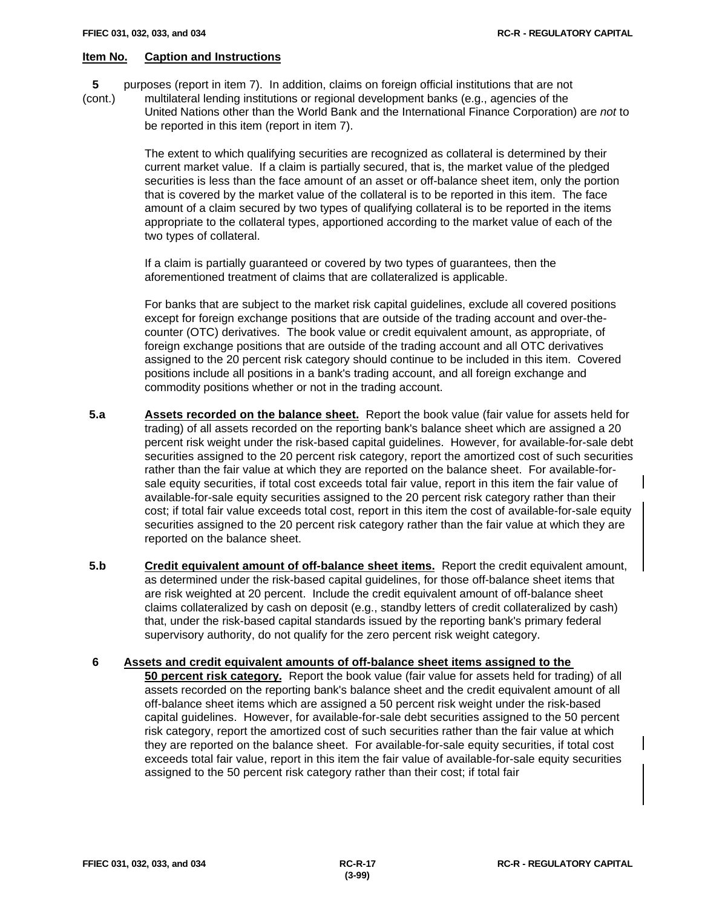**Item No. Caption and Instructions**

**5** (cont.) purposes (report in item 7). In addition, claims on foreign official institutions that are not multilateral lending institutions or regional development banks (e.g., agencies of the United Nations other than the World Bank and the International Finance Corporation) are *not* to be reported in this item (report in item 7).

The extent to which qualifying securities are recognized as collateral is determined by their current market value. If a claim is partially secured, that is, the market value of the pledged securities is less than the face amount of an asset or off-balance sheet item, only the portion that is covered by the market value of the collateral is to be reported in this item. The face amount of a claim secured by two types of qualifying collateral is to be reported in the items appropriate to the collateral types, apportioned according to the market value of each of the two types of collateral.

If a claim is partially guaranteed or covered by two types of guarantees, then the aforementioned treatment of claims that are collateralized is applicable.

For banks that are subject to the market risk capital guidelines, exclude all covered positions except for foreign exchange positions that are outside of the trading account and over-the-counter (OTC) derivatives. The book value or credit equivalent amount, as appropriate, of foreign exchange positions that are outside of the trading account and all OTC derivatives assigned to the 20 percent risk category should continue to be included in this item. Covered positions include all positions in a bank's trading account, and all foreign exchange and commodity positions whether or not in the trading account.

**5.a** **Assets recorded on the balance sheet.** Report the book value (fair value for assets held for trading) of all assets recorded on the reporting bank's balance sheet which are assigned a 20 percent risk weight under the risk-based capital guidelines. However, for available-for-sale debt securities assigned to the 20 percent risk category, report the amortized cost of such securities rather than the fair value at which they are reported on the balance sheet. For available-for-sale equity securities, if total cost exceeds total fair value, report in this item the fair value of available-for-sale equity securities assigned to the 20 percent risk category rather than their cost; if total fair value exceeds total cost, report in this item the cost of available-for-sale equity securities assigned to the 20 percent risk category rather than the fair value at which they are reported on the balance sheet.

**5.b** **Credit equivalent amount of off-balance sheet items.** Report the credit equivalent amount, as determined under the risk-based capital guidelines, for those off-balance sheet items that are risk weighted at 20 percent. Include the credit equivalent amount of off-balance sheet claims collateralized by cash on deposit (e.g., standby letters of credit collateralized by cash) that, under the risk-based capital standards issued by the reporting bank's primary federal supervisory authority, do not qualify for the zero percent risk weight category.

**6** **Assets and credit equivalent amounts of off-balance sheet items assigned to the 50 percent risk category.** Report the book value (fair value for assets held for trading) of all assets recorded on the reporting bank's balance sheet and the credit equivalent amount of all off-balance sheet items which are assigned a 50 percent risk weight under the risk-based capital guidelines. However, for available-for-sale debt securities assigned to the 50 percent risk category, report the amortized cost of such securities rather than the fair value at which they are reported on the balance sheet. For available-for-sale equity securities, if total cost exceeds total fair value, report in this item the fair value of available-for-sale equity securities assigned to the 50 percent risk category rather than their cost; if total fair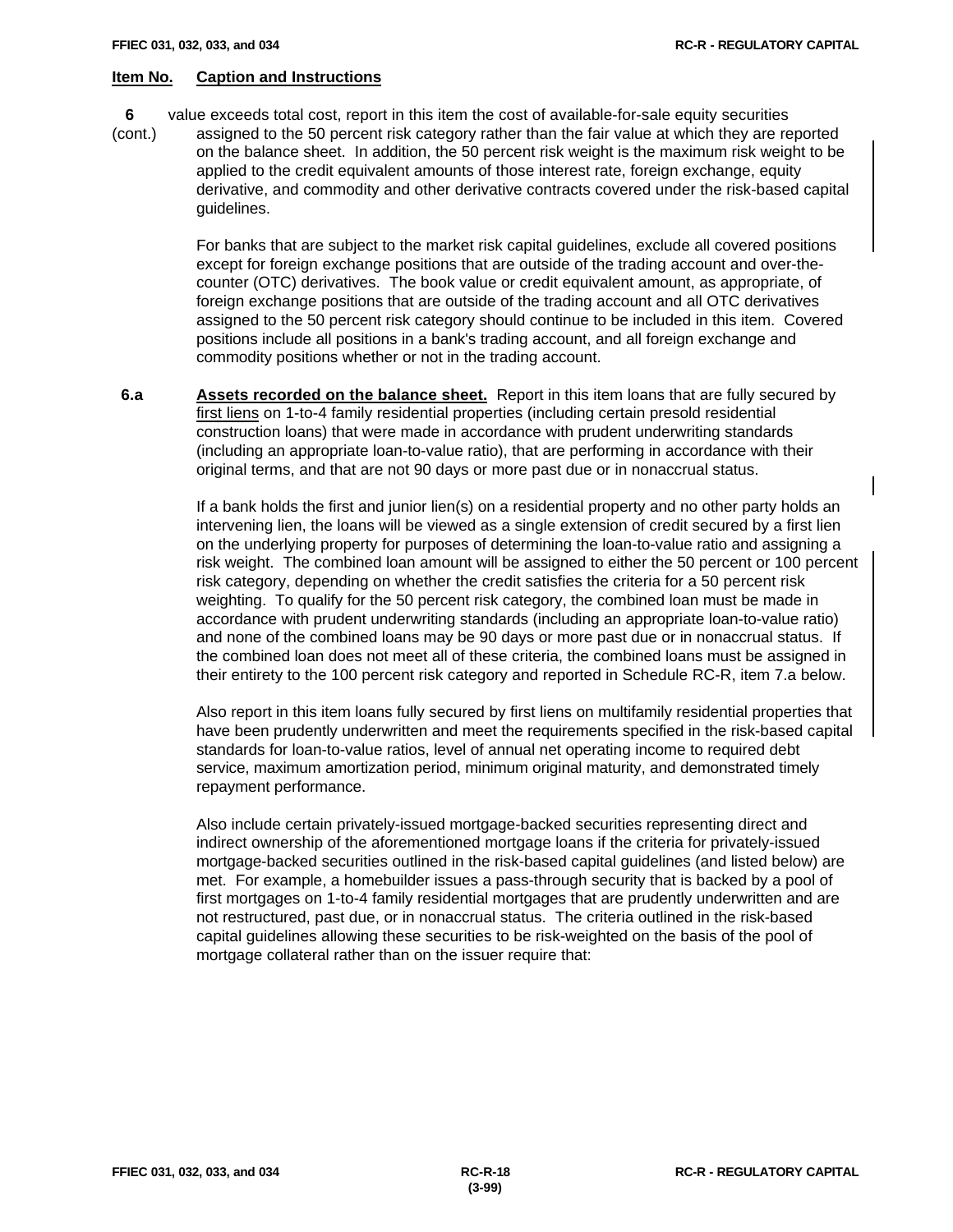**Item No.** **Caption and Instructions**

**6** (cont.) value exceeds total cost, report in this item the cost of available-for-sale equity securities assigned to the 50 percent risk category rather than the fair value at which they are reported on the balance sheet. In addition, the 50 percent risk weight is the maximum risk weight to be applied to the credit equivalent amounts of those interest rate, foreign exchange, equity derivative, and commodity and other derivative contracts covered under the risk-based capital guidelines.

For banks that are subject to the market risk capital guidelines, exclude all covered positions except for foreign exchange positions that are outside of the trading account and over-the-counter (OTC) derivatives. The book value or credit equivalent amount, as appropriate, of foreign exchange positions that are outside of the trading account and all OTC derivatives assigned to the 50 percent risk category should continue to be included in this item. Covered positions include all positions in a bank's trading account, and all foreign exchange and commodity positions whether or not in the trading account.

**6.a** **Assets recorded on the balance sheet.** Report in this item loans that are fully secured by first liens on 1-to-4 family residential properties (including certain presold residential construction loans) that were made in accordance with prudent underwriting standards (including an appropriate loan-to-value ratio), that are performing in accordance with their original terms, and that are not 90 days or more past due or in nonaccrual status.

If a bank holds the first and junior lien(s) on a residential property and no other party holds an intervening lien, the loans will be viewed as a single extension of credit secured by a first lien on the underlying property for purposes of determining the loan-to-value ratio and assigning a risk weight. The combined loan amount will be assigned to either the 50 percent or 100 percent risk category, depending on whether the credit satisfies the criteria for a 50 percent risk weighting. To qualify for the 50 percent risk category, the combined loan must be made in accordance with prudent underwriting standards (including an appropriate loan-to-value ratio) and none of the combined loans may be 90 days or more past due or in nonaccrual status. If the combined loan does not meet all of these criteria, the combined loans must be assigned in their entirety to the 100 percent risk category and reported in Schedule RC-R, item 7.a below.

Also report in this item loans fully secured by first liens on multifamily residential properties that have been prudently underwritten and meet the requirements specified in the risk-based capital standards for loan-to-value ratios, level of annual net operating income to required debt service, maximum amortization period, minimum original maturity, and demonstrated timely repayment performance.

Also include certain privately-issued mortgage-backed securities representing direct and indirect ownership of the aforementioned mortgage loans if the criteria for privately-issued mortgage-backed securities outlined in the risk-based capital guidelines (and listed below) are met. For example, a homebuilder issues a pass-through security that is backed by a pool of first mortgages on 1-to-4 family residential mortgages that are prudently underwritten and are not restructured, past due, or in nonaccrual status. The criteria outlined in the risk-based capital guidelines allowing these securities to be risk-weighted on the basis of the pool of mortgage collateral rather than on the issuer require that: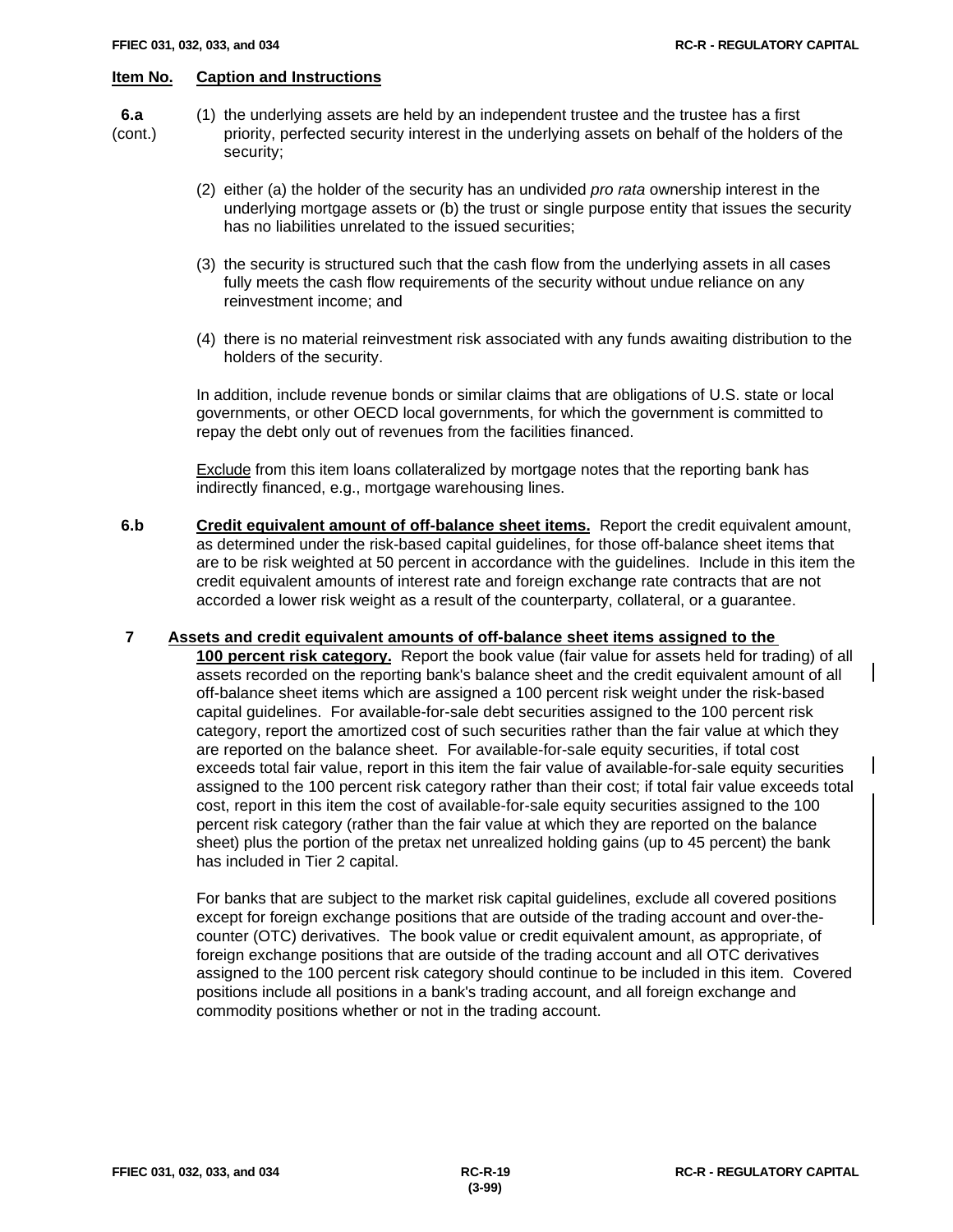**Item No.** **Caption and Instructions**

**6.a** (cont.)

(1) the underlying assets are held by an independent trustee and the trustee has a first priority, perfected security interest in the underlying assets on behalf of the holders of the security;

(2) either (a) the holder of the security has an undivided *pro rata* ownership interest in the underlying mortgage assets or (b) the trust or single purpose entity that issues the security has no liabilities unrelated to the issued securities;

(3) the security is structured such that the cash flow from the underlying assets in all cases fully meets the cash flow requirements of the security without undue reliance on any reinvestment income; and

(4) there is no material reinvestment risk associated with any funds awaiting distribution to the holders of the security.

In addition, include revenue bonds or similar claims that are obligations of U.S. state or local governments, or other OECD local governments, for which the government is committed to repay the debt only out of revenues from the facilities financed.

Exclude from this item loans collateralized by mortgage notes that the reporting bank has indirectly financed, e.g., mortgage warehousing lines.

**6.b** **Credit equivalent amount of off-balance sheet items.** Report the credit equivalent amount, as determined under the risk-based capital guidelines, for those off-balance sheet items that are to be risk weighted at 50 percent in accordance with the guidelines. Include in this item the credit equivalent amounts of interest rate and foreign exchange rate contracts that are not accorded a lower risk weight as a result of the counterparty, collateral, or a guarantee.

**7** **Assets and credit equivalent amounts of off-balance sheet items assigned to the 100 percent risk category.** Report the book value (fair value for assets held for trading) of all assets recorded on the reporting bank's balance sheet and the credit equivalent amount of all off-balance sheet items which are assigned a 100 percent risk weight under the risk-based capital guidelines. For available-for-sale debt securities assigned to the 100 percent risk category, report the amortized cost of such securities rather than the fair value at which they are reported on the balance sheet. For available-for-sale equity securities, if total cost exceeds total fair value, report in this item the fair value of available-for-sale equity securities assigned to the 100 percent risk category rather than their cost; if total fair value exceeds total cost, report in this item the cost of available-for-sale equity securities assigned to the 100 percent risk category (rather than the fair value at which they are reported on the balance sheet) plus the portion of the pretax net unrealized holding gains (up to 45 percent) the bank has included in Tier 2 capital.

For banks that are subject to the market risk capital guidelines, exclude all covered positions except for foreign exchange positions that are outside of the trading account and over-the-counter (OTC) derivatives. The book value or credit equivalent amount, as appropriate, of foreign exchange positions that are outside of the trading account and all OTC derivatives assigned to the 100 percent risk category should continue to be included in this item. Covered positions include all positions in a bank's trading account, and all foreign exchange and commodity positions whether or not in the trading account.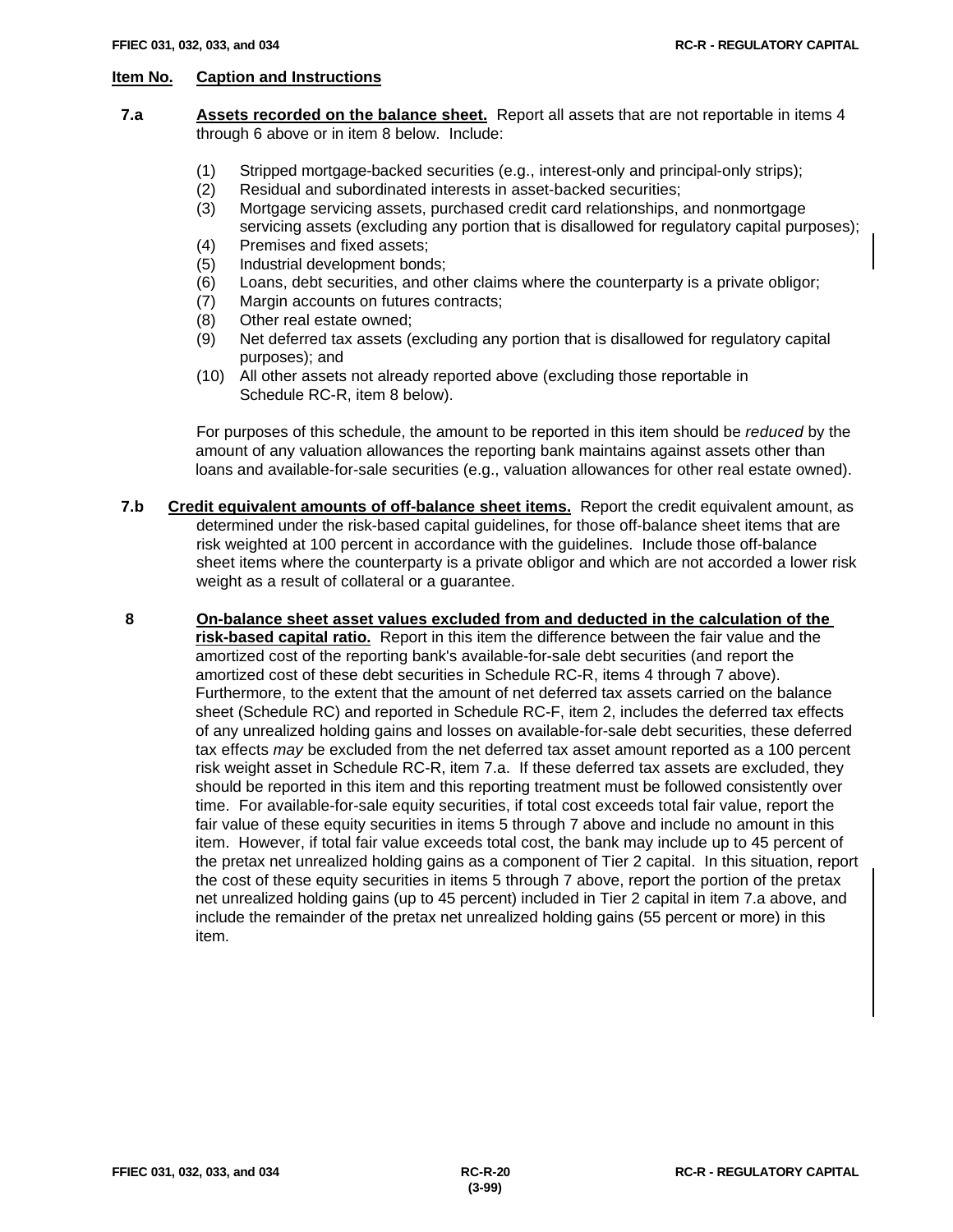**Item No. Caption and Instructions**

**7.a** **Assets recorded on the balance sheet.** Report all assets that are not reportable in items 4 through 6 above or in item 8 below. Include:

(1) Stripped mortgage-backed securities (e.g., interest-only and principal-only strips);
(2) Residual and subordinated interests in asset-backed securities;
(3) Mortgage servicing assets, purchased credit card relationships, and nonmortgage servicing assets (excluding any portion that is disallowed for regulatory capital purposes);
(4) Premises and fixed assets;
(5) Industrial development bonds;
(6) Loans, debt securities, and other claims where the counterparty is a private obligor;
(7) Margin accounts on futures contracts;
(8) Other real estate owned;
(9) Net deferred tax assets (excluding any portion that is disallowed for regulatory capital purposes); and
(10) All other assets not already reported above (excluding those reportable in Schedule RC-R, item 8 below).

For purposes of this schedule, the amount to be reported in this item should be *reduced* by the amount of any valuation allowances the reporting bank maintains against assets other than loans and available-for-sale securities (e.g., valuation allowances for other real estate owned).

**7.b** **Credit equivalent amounts of off-balance sheet items.** Report the credit equivalent amount, as determined under the risk-based capital guidelines, for those off-balance sheet items that are risk weighted at 100 percent in accordance with the guidelines. Include those off-balance sheet items where the counterparty is a private obligor and which are not accorded a lower risk weight as a result of collateral or a guarantee.

**8** **On-balance sheet asset values excluded from and deducted in the calculation of the risk-based capital ratio.** Report in this item the difference between the fair value and the amortized cost of the reporting bank's available-for-sale debt securities (and report the amortized cost of these debt securities in Schedule RC-R, items 4 through 7 above). Furthermore, to the extent that the amount of net deferred tax assets carried on the balance sheet (Schedule RC) and reported in Schedule RC-F, item 2, includes the deferred tax effects of any unrealized holding gains and losses on available-for-sale debt securities, these deferred tax effects *may* be excluded from the net deferred tax asset amount reported as a 100 percent risk weight asset in Schedule RC-R, item 7.a. If these deferred tax assets are excluded, they should be reported in this item and this reporting treatment must be followed consistently over time. For available-for-sale equity securities, if total cost exceeds total fair value, report the fair value of these equity securities in items 5 through 7 above and include no amount in this item. However, if total fair value exceeds total cost, the bank may include up to 45 percent of the pretax net unrealized holding gains as a component of Tier 2 capital. In this situation, report the cost of these equity securities in items 5 through 7 above, report the portion of the pretax net unrealized holding gains (up to 45 percent) included in Tier 2 capital in item 7.a above, and include the remainder of the pretax net unrealized holding gains (55 percent or more) in this item.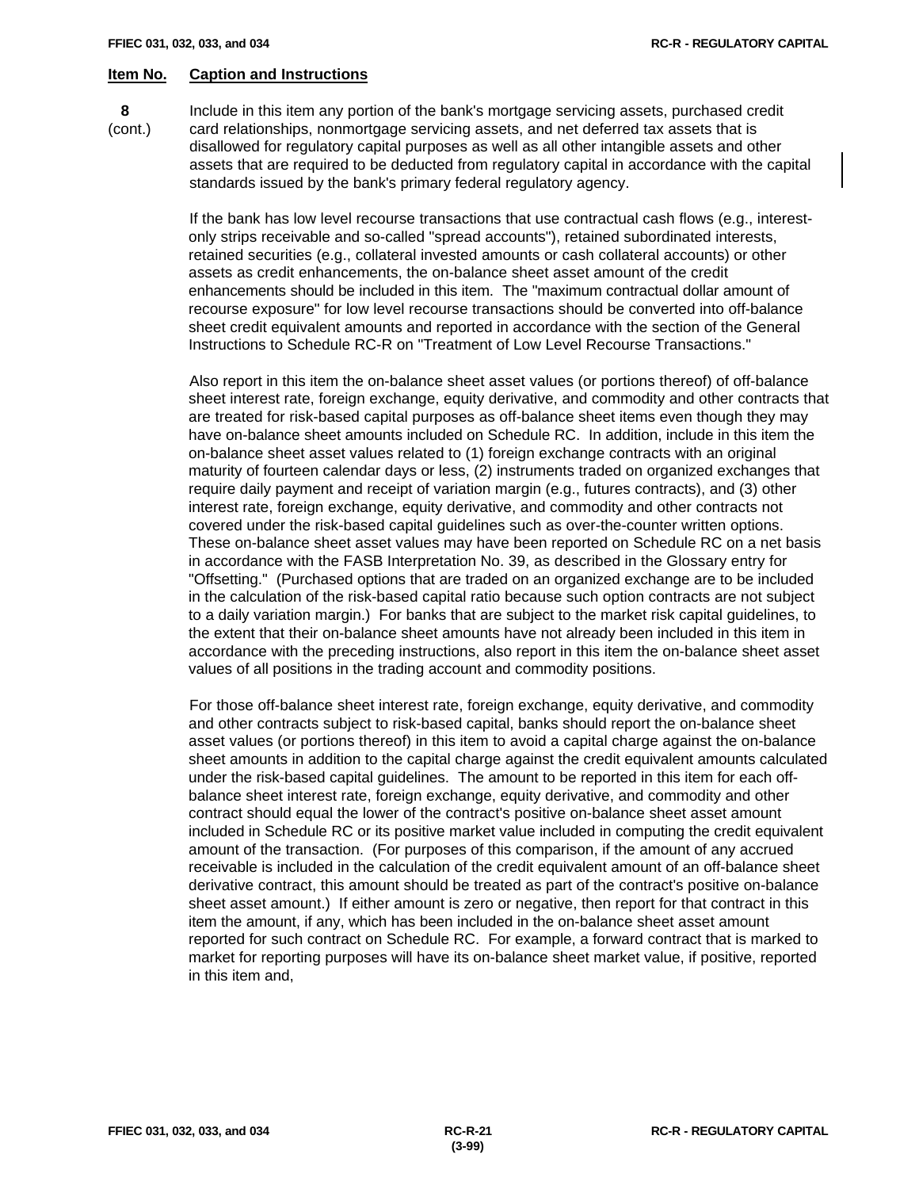**Item No.** **Caption and Instructions**

**8** (cont.) Include in this item any portion of the bank's mortgage servicing assets, purchased credit card relationships, nonmortgage servicing assets, and net deferred tax assets that is disallowed for regulatory capital purposes as well as all other intangible assets and other assets that are required to be deducted from regulatory capital in accordance with the capital standards issued by the bank's primary federal regulatory agency.

If the bank has low level recourse transactions that use contractual cash flows (e.g., interest-only strips receivable and so-called "spread accounts"), retained subordinated interests, retained securities (e.g., collateral invested amounts or cash collateral accounts) or other assets as credit enhancements, the on-balance sheet asset amount of the credit enhancements should be included in this item. The "maximum contractual dollar amount of recourse exposure" for low level recourse transactions should be converted into off-balance sheet credit equivalent amounts and reported in accordance with the section of the General Instructions to Schedule RC-R on "Treatment of Low Level Recourse Transactions."

Also report in this item the on-balance sheet asset values (or portions thereof) of off-balance sheet interest rate, foreign exchange, equity derivative, and commodity and other contracts that are treated for risk-based capital purposes as off-balance sheet items even though they may have on-balance sheet amounts included on Schedule RC. In addition, include in this item the on-balance sheet asset values related to (1) foreign exchange contracts with an original maturity of fourteen calendar days or less, (2) instruments traded on organized exchanges that require daily payment and receipt of variation margin (e.g., futures contracts), and (3) other interest rate, foreign exchange, equity derivative, and commodity and other contracts not covered under the risk-based capital guidelines such as over-the-counter written options. These on-balance sheet asset values may have been reported on Schedule RC on a net basis in accordance with the FASB Interpretation No. 39, as described in the Glossary entry for "Offsetting." (Purchased options that are traded on an organized exchange are to be included in the calculation of the risk-based capital ratio because such option contracts are not subject to a daily variation margin.) For banks that are subject to the market risk capital guidelines, to the extent that their on-balance sheet amounts have not already been included in this item in accordance with the preceding instructions, also report in this item the on-balance sheet asset values of all positions in the trading account and commodity positions.

For those off-balance sheet interest rate, foreign exchange, equity derivative, and commodity and other contracts subject to risk-based capital, banks should report the on-balance sheet asset values (or portions thereof) in this item to avoid a capital charge against the on-balance sheet amounts in addition to the capital charge against the credit equivalent amounts calculated under the risk-based capital guidelines. The amount to be reported in this item for each off-balance sheet interest rate, foreign exchange, equity derivative, and commodity and other contract should equal the lower of the contract's positive on-balance sheet asset amount included in Schedule RC or its positive market value included in computing the credit equivalent amount of the transaction. (For purposes of this comparison, if the amount of any accrued receivable is included in the calculation of the credit equivalent amount of an off-balance sheet derivative contract, this amount should be treated as part of the contract's positive on-balance sheet asset amount.) If either amount is zero or negative, then report for that contract in this item the amount, if any, which has been included in the on-balance sheet asset amount reported for such contract on Schedule RC. For example, a forward contract that is marked to market for reporting purposes will have its on-balance sheet market value, if positive, reported in this item and,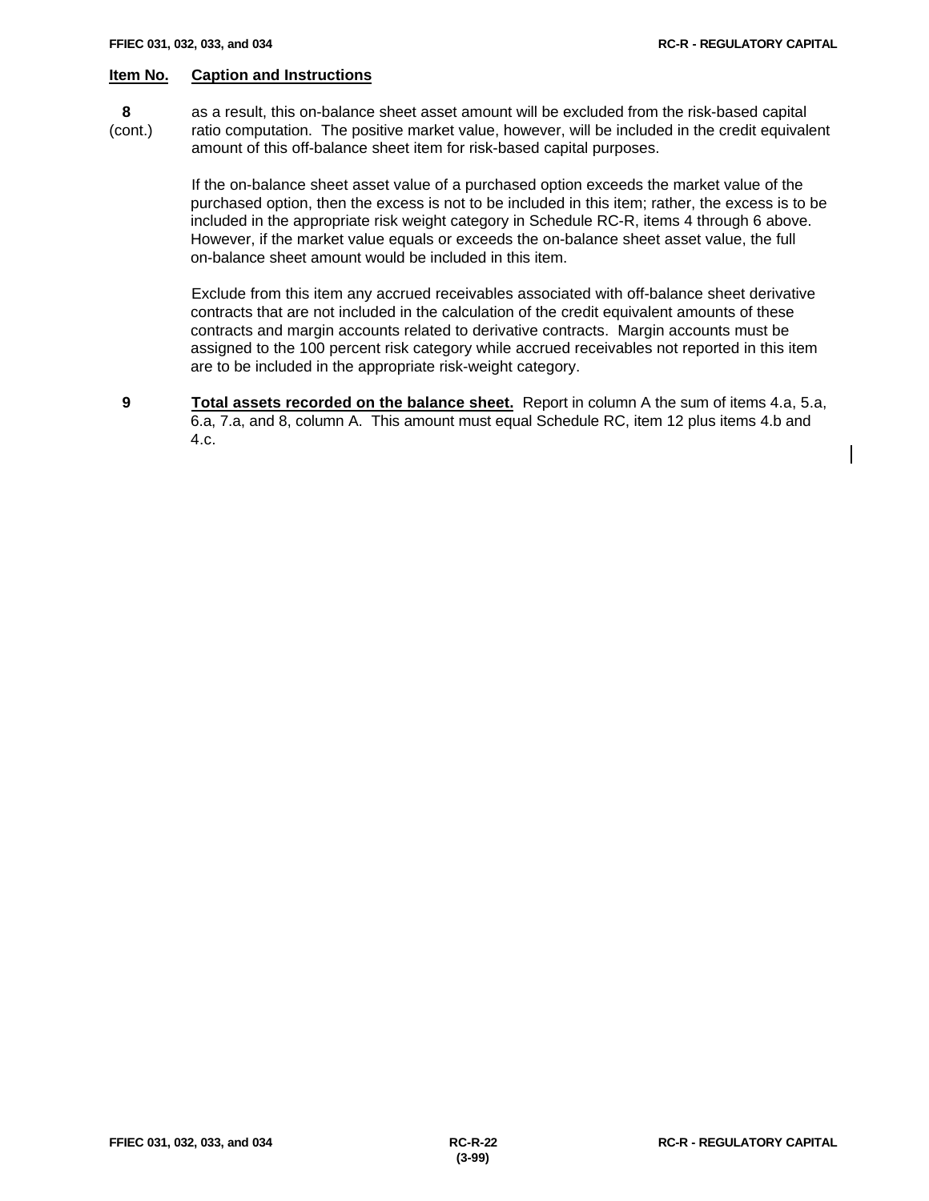**Item No.** **Caption and Instructions**

**8** (cont.) as a result, this on-balance sheet asset amount will be excluded from the risk-based capital ratio computation. The positive market value, however, will be included in the credit equivalent amount of this off-balance sheet item for risk-based capital purposes.

If the on-balance sheet asset value of a purchased option exceeds the market value of the purchased option, then the excess is not to be included in this item; rather, the excess is to be included in the appropriate risk weight category in Schedule RC-R, items 4 through 6 above. However, if the market value equals or exceeds the on-balance sheet asset value, the full on-balance sheet amount would be included in this item.

Exclude from this item any accrued receivables associated with off-balance sheet derivative contracts that are not included in the calculation of the credit equivalent amounts of these contracts and margin accounts related to derivative contracts. Margin accounts must be assigned to the 100 percent risk category while accrued receivables not reported in this item are to be included in the appropriate risk-weight category.

**9** **Total assets recorded on the balance sheet.** Report in column A the sum of items 4.a, 5.a, 6.a, 7.a, and 8, column A. This amount must equal Schedule RC, item 12 plus items 4.b and 4.c.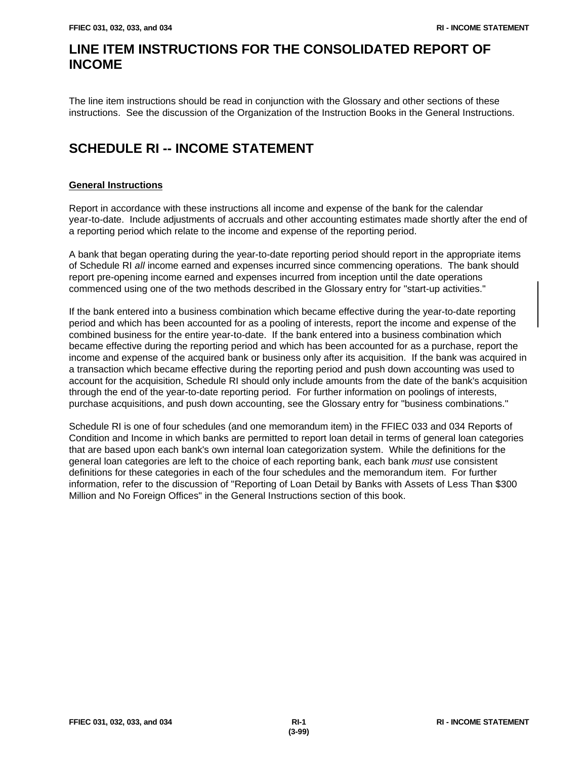# LINE ITEM INSTRUCTIONS FOR THE CONSOLIDATED REPORT OF INCOME

The line item instructions should be read in conjunction with the Glossary and other sections of these instructions. See the discussion of the Organization of the Instruction Books in the General Instructions.

# SCHEDULE RI -- INCOME STATEMENT

**General Instructions**

Report in accordance with these instructions all income and expense of the bank for the calendar year-to-date. Include adjustments of accruals and other accounting estimates made shortly after the end of a reporting period which relate to the income and expense of the reporting period.

A bank that began operating during the year-to-date reporting period should report in the appropriate items of Schedule RI *all* income earned and expenses incurred since commencing operations. The bank should report pre-opening income earned and expenses incurred from inception until the date operations commenced using one of the two methods described in the Glossary entry for "start-up activities."

If the bank entered into a business combination which became effective during the year-to-date reporting period and which has been accounted for as a pooling of interests, report the income and expense of the combined business for the entire year-to-date. If the bank entered into a business combination which became effective during the reporting period and which has been accounted for as a purchase, report the income and expense of the acquired bank or business only after its acquisition. If the bank was acquired in a transaction which became effective during the reporting period and push down accounting was used to account for the acquisition, Schedule RI should only include amounts from the date of the bank's acquisition through the end of the year-to-date reporting period. For further information on poolings of interests, purchase acquisitions, and push down accounting, see the Glossary entry for "business combinations."

Schedule RI is one of four schedules (and one memorandum item) in the FFIEC 033 and 034 Reports of Condition and Income in which banks are permitted to report loan detail in terms of general loan categories that are based upon each bank's own internal loan categorization system. While the definitions for the general loan categories are left to the choice of each reporting bank, each bank *must* use consistent definitions for these categories in each of the four schedules and the memorandum item. For further information, refer to the discussion of "Reporting of Loan Detail by Banks with Assets of Less Than $300 Million and No Foreign Offices" in the General Instructions section of this book.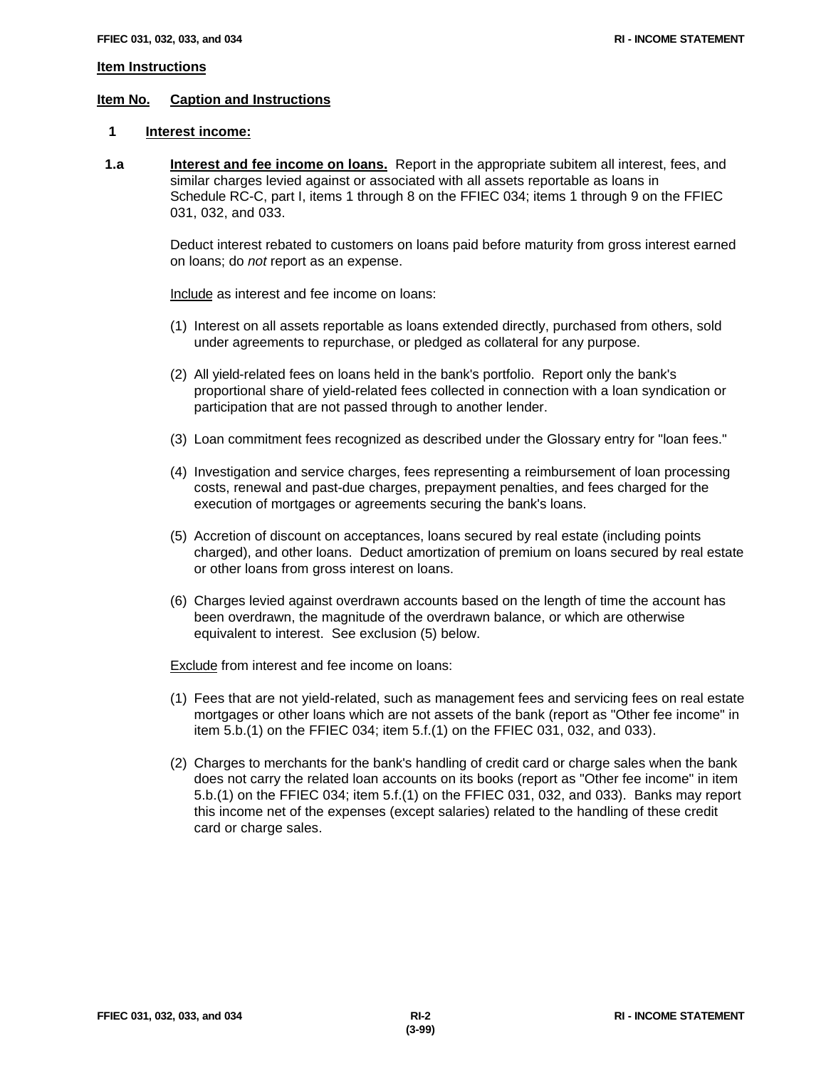**Item Instructions**

**Item No.** **Caption and Instructions**

**1** **Interest income:**

**1.a** **Interest and fee income on loans.** Report in the appropriate subitem all interest, fees, and similar charges levied against or associated with all assets reportable as loans in Schedule RC-C, part I, items 1 through 8 on the FFIEC 034; items 1 through 9 on the FFIEC 031, 032, and 033.

Deduct interest rebated to customers on loans paid before maturity from gross interest earned on loans; do *not* report as an expense.

Include as interest and fee income on loans:

(1) Interest on all assets reportable as loans extended directly, purchased from others, sold under agreements to repurchase, or pledged as collateral for any purpose.

(2) All yield-related fees on loans held in the bank's portfolio. Report only the bank's proportional share of yield-related fees collected in connection with a loan syndication or participation that are not passed through to another lender.

(3) Loan commitment fees recognized as described under the Glossary entry for "loan fees."

(4) Investigation and service charges, fees representing a reimbursement of loan processing costs, renewal and past-due charges, prepayment penalties, and fees charged for the execution of mortgages or agreements securing the bank's loans.

(5) Accretion of discount on acceptances, loans secured by real estate (including points charged), and other loans. Deduct amortization of premium on loans secured by real estate or other loans from gross interest on loans.

(6) Charges levied against overdrawn accounts based on the length of time the account has been overdrawn, the magnitude of the overdrawn balance, or which are otherwise equivalent to interest. See exclusion (5) below.

Exclude from interest and fee income on loans:

(1) Fees that are not yield-related, such as management fees and servicing fees on real estate mortgages or other loans which are not assets of the bank (report as "Other fee income" in item 5.b.(1) on the FFIEC 034; item 5.f.(1) on the FFIEC 031, 032, and 033).

(2) Charges to merchants for the bank's handling of credit card or charge sales when the bank does not carry the related loan accounts on its books (report as "Other fee income" in item 5.b.(1) on the FFIEC 034; item 5.f.(1) on the FFIEC 031, 032, and 033). Banks may report this income net of the expenses (except salaries) related to the handling of these credit card or charge sales.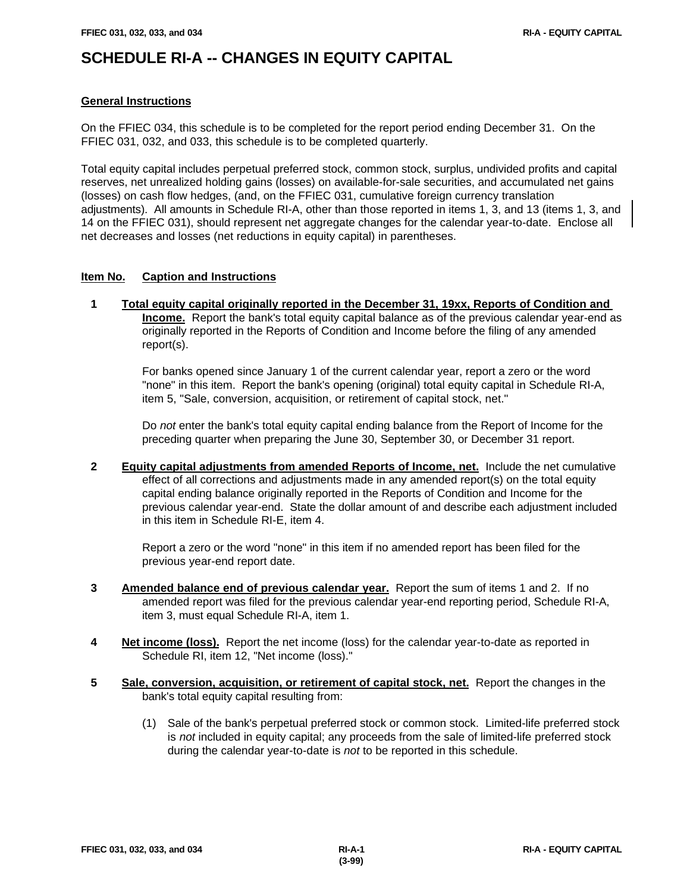# SCHEDULE RI-A -- CHANGES IN EQUITY CAPITAL

**General Instructions**

On the FFIEC 034, this schedule is to be completed for the report period ending December 31. On the FFIEC 031, 032, and 033, this schedule is to be completed quarterly.

Total equity capital includes perpetual preferred stock, common stock, surplus, undivided profits and capital reserves, net unrealized holding gains (losses) on available-for-sale securities, and accumulated net gains (losses) on cash flow hedges, (and, on the FFIEC 031, cumulative foreign currency translation adjustments). All amounts in Schedule RI-A, other than those reported in items 1, 3, and 13 (items 1, 3, and 14 on the FFIEC 031), should represent net aggregate changes for the calendar year-to-date. Enclose all net decreases and losses (net reductions in equity capital) in parentheses.

**Item No. Caption and Instructions**

**1 Total equity capital originally reported in the December 31, 19xx, Reports of Condition and Income.** Report the bank's total equity capital balance as of the previous calendar year-end as originally reported in the Reports of Condition and Income before the filing of any amended report(s).

For banks opened since January 1 of the current calendar year, report a zero or the word "none" in this item. Report the bank's opening (original) total equity capital in Schedule RI-A, item 5, "Sale, conversion, acquisition, or retirement of capital stock, net."

Do *not* enter the bank's total equity capital ending balance from the Report of Income for the preceding quarter when preparing the June 30, September 30, or December 31 report.

**2 Equity capital adjustments from amended Reports of Income, net.** Include the net cumulative effect of all corrections and adjustments made in any amended report(s) on the total equity capital ending balance originally reported in the Reports of Condition and Income for the previous calendar year-end. State the dollar amount of and describe each adjustment included in this item in Schedule RI-E, item 4.

Report a zero or the word "none" in this item if no amended report has been filed for the previous year-end report date.

**3 Amended balance end of previous calendar year.** Report the sum of items 1 and 2. If no amended report was filed for the previous calendar year-end reporting period, Schedule RI-A, item 3, must equal Schedule RI-A, item 1.

**4 Net income (loss).** Report the net income (loss) for the calendar year-to-date as reported in Schedule RI, item 12, "Net income (loss)."

**5 Sale, conversion, acquisition, or retirement of capital stock, net.** Report the changes in the bank's total equity capital resulting from:

(1) Sale of the bank's perpetual preferred stock or common stock. Limited-life preferred stock is *not* included in equity capital; any proceeds from the sale of limited-life preferred stock during the calendar year-to-date is *not* to be reported in this schedule.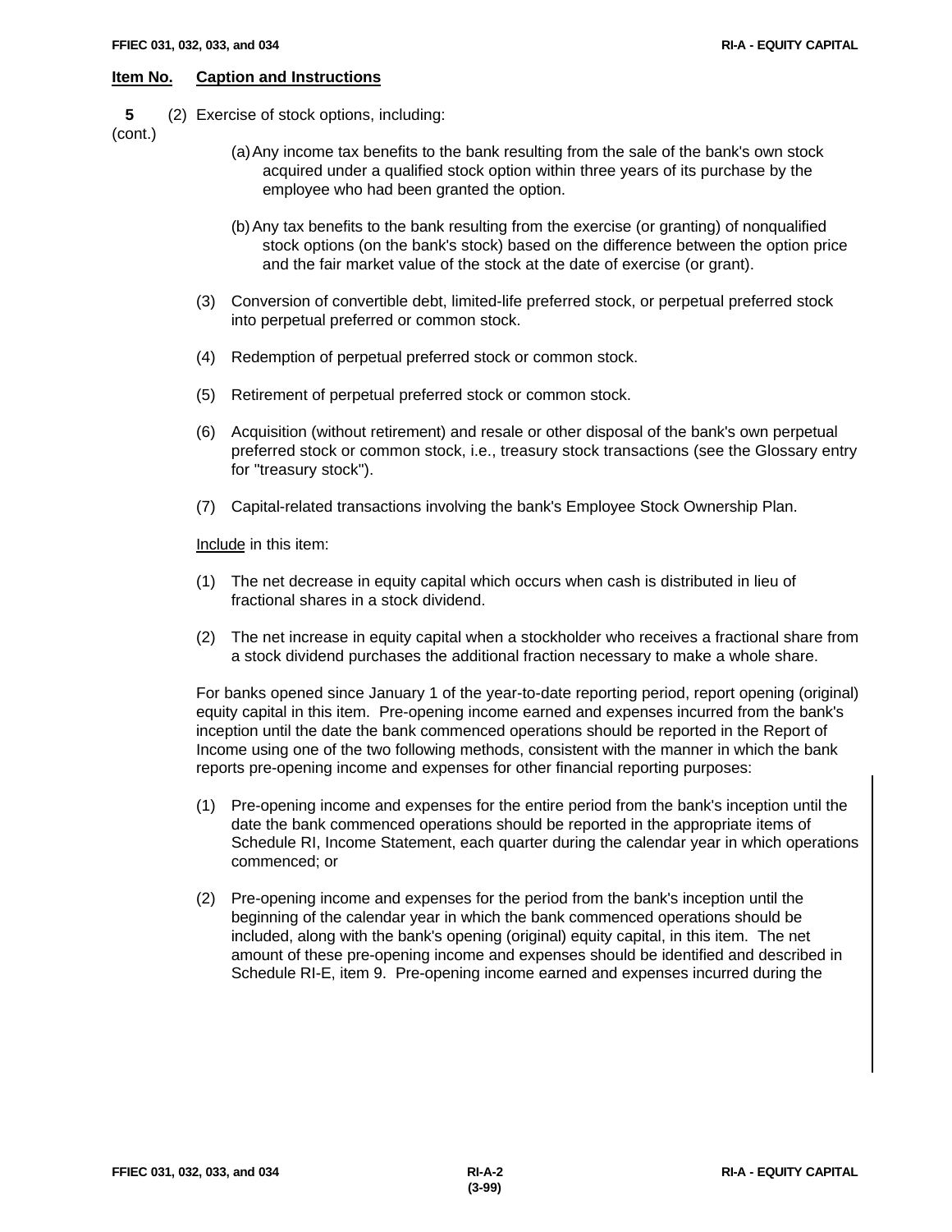**Item No.** **Caption and Instructions**

**5** (cont.)

(2) Exercise of stock options, including:

(a) Any income tax benefits to the bank resulting from the sale of the bank's own stock acquired under a qualified stock option within three years of its purchase by the employee who had been granted the option.

(b) Any tax benefits to the bank resulting from the exercise (or granting) of nonqualified stock options (on the bank's stock) based on the difference between the option price and the fair market value of the stock at the date of exercise (or grant).

(3) Conversion of convertible debt, limited-life preferred stock, or perpetual preferred stock into perpetual preferred or common stock.

(4) Redemption of perpetual preferred stock or common stock.

(5) Retirement of perpetual preferred stock or common stock.

(6) Acquisition (without retirement) and resale or other disposal of the bank's own perpetual preferred stock or common stock, i.e., treasury stock transactions (see the Glossary entry for "treasury stock").

(7) Capital-related transactions involving the bank's Employee Stock Ownership Plan.

Include in this item:

(1) The net decrease in equity capital which occurs when cash is distributed in lieu of fractional shares in a stock dividend.

(2) The net increase in equity capital when a stockholder who receives a fractional share from a stock dividend purchases the additional fraction necessary to make a whole share.

For banks opened since January 1 of the year-to-date reporting period, report opening (original) equity capital in this item. Pre-opening income earned and expenses incurred from the bank's inception until the date the bank commenced operations should be reported in the Report of Income using one of the two following methods, consistent with the manner in which the bank reports pre-opening income and expenses for other financial reporting purposes:

(1) Pre-opening income and expenses for the entire period from the bank's inception until the date the bank commenced operations should be reported in the appropriate items of Schedule RI, Income Statement, each quarter during the calendar year in which operations commenced; or

(2) Pre-opening income and expenses for the period from the bank's inception until the beginning of the calendar year in which the bank commenced operations should be included, along with the bank's opening (original) equity capital, in this item. The net amount of these pre-opening income and expenses should be identified and described in Schedule RI-E, item 9. Pre-opening income earned and expenses incurred during the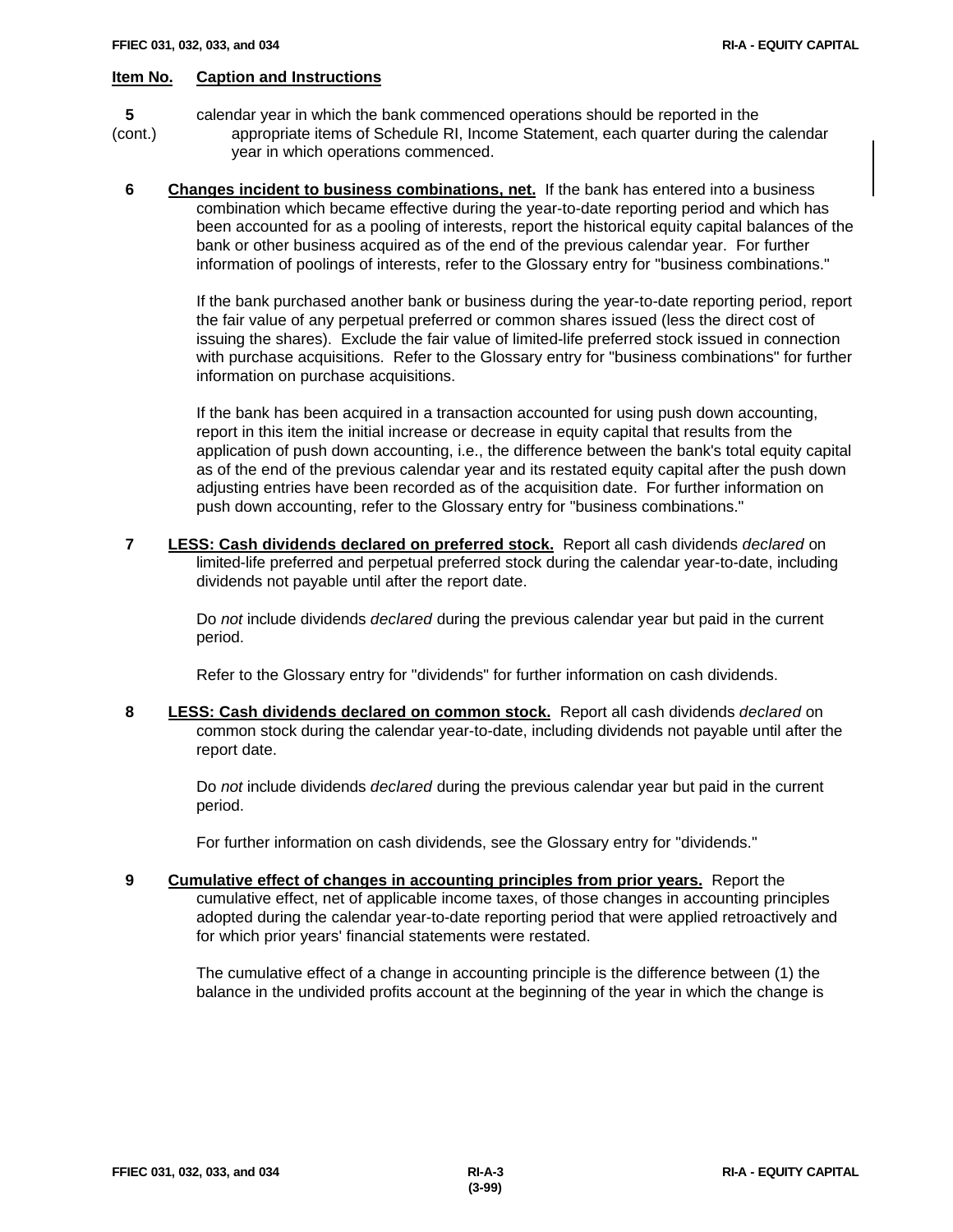**Item No.** **Caption and Instructions**

**5** (cont.) calendar year in which the bank commenced operations should be reported in the appropriate items of Schedule RI, Income Statement, each quarter during the calendar year in which operations commenced.

**6** **Changes incident to business combinations, net.** If the bank has entered into a business combination which became effective during the year-to-date reporting period and which has been accounted for as a pooling of interests, report the historical equity capital balances of the bank or other business acquired as of the end of the previous calendar year. For further information of poolings of interests, refer to the Glossary entry for "business combinations."

If the bank purchased another bank or business during the year-to-date reporting period, report the fair value of any perpetual preferred or common shares issued (less the direct cost of issuing the shares). Exclude the fair value of limited-life preferred stock issued in connection with purchase acquisitions. Refer to the Glossary entry for "business combinations" for further information on purchase acquisitions.

If the bank has been acquired in a transaction accounted for using push down accounting, report in this item the initial increase or decrease in equity capital that results from the application of push down accounting, i.e., the difference between the bank's total equity capital as of the end of the previous calendar year and its restated equity capital after the push down adjusting entries have been recorded as of the acquisition date. For further information on push down accounting, refer to the Glossary entry for "business combinations."

**7** **LESS: Cash dividends declared on preferred stock.** Report all cash dividends *declared* on limited-life preferred and perpetual preferred stock during the calendar year-to-date, including dividends not payable until after the report date.

Do *not* include dividends *declared* during the previous calendar year but paid in the current period.

Refer to the Glossary entry for "dividends" for further information on cash dividends.

**8** **LESS: Cash dividends declared on common stock.** Report all cash dividends *declared* on common stock during the calendar year-to-date, including dividends not payable until after the report date.

Do *not* include dividends *declared* during the previous calendar year but paid in the current period.

For further information on cash dividends, see the Glossary entry for "dividends."

**9** **Cumulative effect of changes in accounting principles from prior years.** Report the cumulative effect, net of applicable income taxes, of those changes in accounting principles adopted during the calendar year-to-date reporting period that were applied retroactively and for which prior years' financial statements were restated.

The cumulative effect of a change in accounting principle is the difference between (1) the balance in the undivided profits account at the beginning of the year in which the change is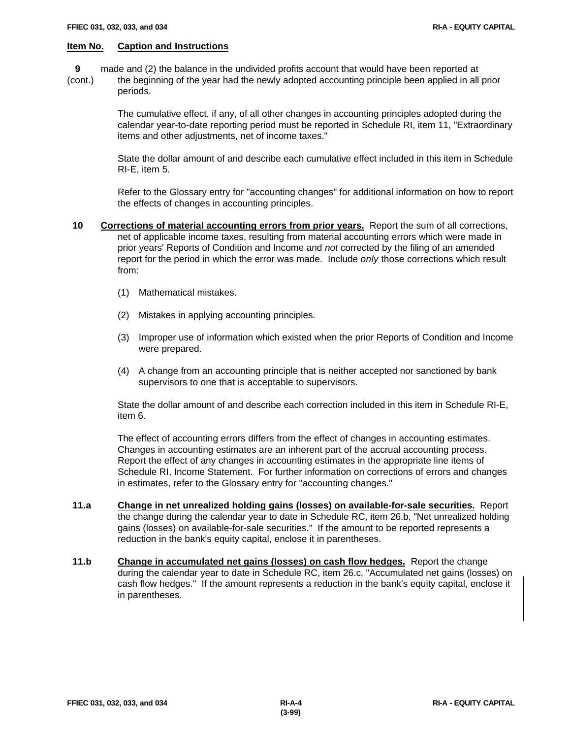**Item No.** **Caption and Instructions**

**9** (cont.) made and (2) the balance in the undivided profits account that would have been reported at the beginning of the year had the newly adopted accounting principle been applied in all prior periods.

The cumulative effect, if any, of all other changes in accounting principles adopted during the calendar year-to-date reporting period must be reported in Schedule RI, item 11, "Extraordinary items and other adjustments, net of income taxes."

State the dollar amount of and describe each cumulative effect included in this item in Schedule RI-E, item 5.

Refer to the Glossary entry for "accounting changes" for additional information on how to report the effects of changes in accounting principles.

**10** **Corrections of material accounting errors from prior years.** Report the sum of all corrections, net of applicable income taxes, resulting from material accounting errors which were made in prior years' Reports of Condition and Income and *not* corrected by the filing of an amended report for the period in which the error was made. Include *only* those corrections which result from:

(1) Mathematical mistakes.

(2) Mistakes in applying accounting principles.

(3) Improper use of information which existed when the prior Reports of Condition and Income were prepared.

(4) A change from an accounting principle that is neither accepted nor sanctioned by bank supervisors to one that is acceptable to supervisors.

State the dollar amount of and describe each correction included in this item in Schedule RI-E, item 6.

The effect of accounting errors differs from the effect of changes in accounting estimates. Changes in accounting estimates are an inherent part of the accrual accounting process. Report the effect of any changes in accounting estimates in the appropriate line items of Schedule RI, Income Statement. For further information on corrections of errors and changes in estimates, refer to the Glossary entry for "accounting changes."

**11.a** **Change in net unrealized holding gains (losses) on available-for-sale securities.** Report the change during the calendar year to date in Schedule RC, item 26.b, "Net unrealized holding gains (losses) on available-for-sale securities." If the amount to be reported represents a reduction in the bank's equity capital, enclose it in parentheses.

**11.b** **Change in accumulated net gains (losses) on cash flow hedges.** Report the change during the calendar year to date in Schedule RC, item 26.c, "Accumulated net gains (losses) on cash flow hedges." If the amount represents a reduction in the bank's equity capital, enclose it in parentheses.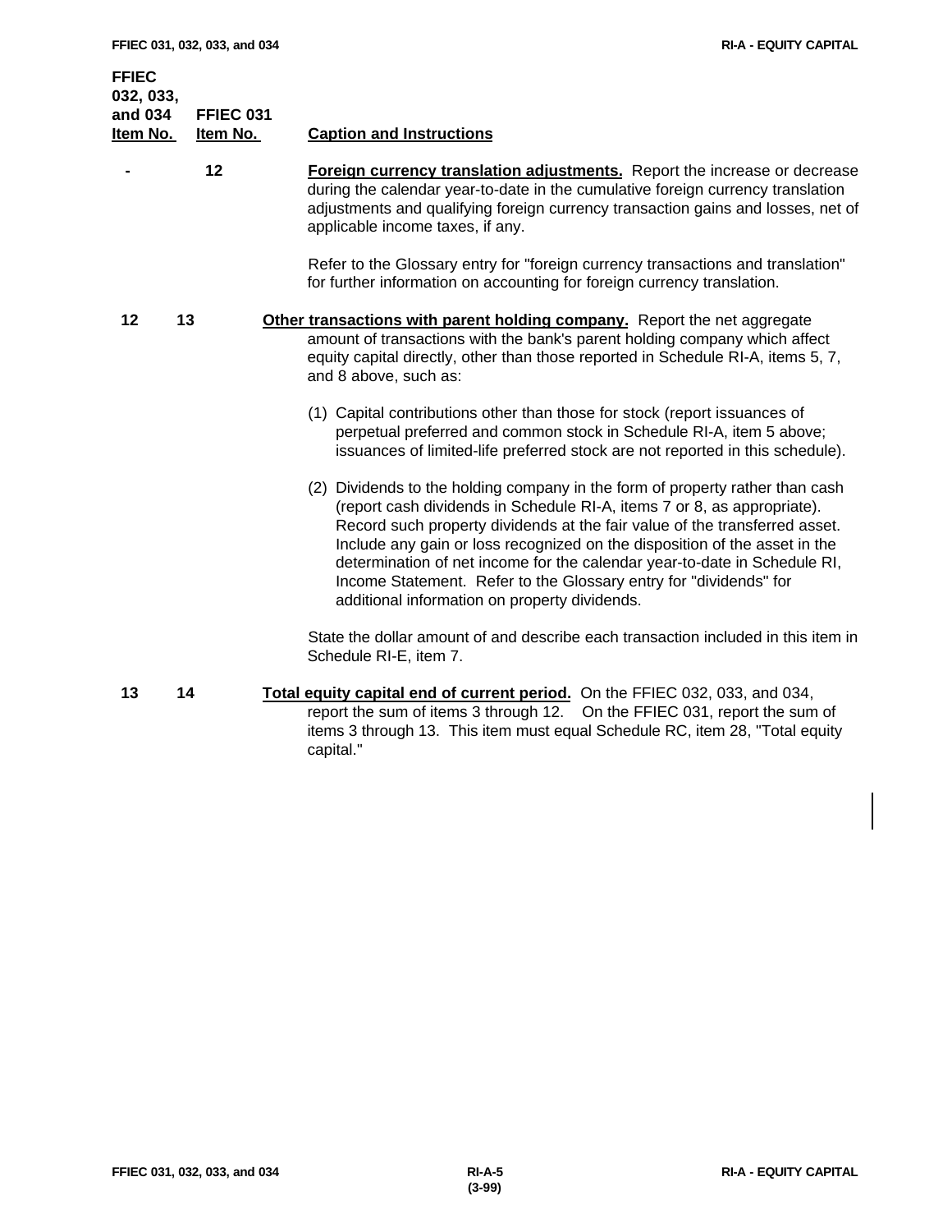| FFIEC 032, 033, and 034 Item No. | FFIEC 031 Item No. | Caption and Instructions |
|---|---|---|
| - | 12 | **Foreign currency translation adjustments.** Report the increase or decrease during the calendar year-to-date in the cumulative foreign currency translation adjustments and qualifying foreign currency transaction gains and losses, net of applicable income taxes, if any. |

Refer to the Glossary entry for "foreign currency transactions and translation" for further information on accounting for foreign currency translation.

**12 13 Other transactions with parent holding company.** Report the net aggregate amount of transactions with the bank's parent holding company which affect equity capital directly, other than those reported in Schedule RI-A, items 5, 7, and 8 above, such as:

(1) Capital contributions other than those for stock (report issuances of perpetual preferred and common stock in Schedule RI-A, item 5 above; issuances of limited-life preferred stock are not reported in this schedule).

(2) Dividends to the holding company in the form of property rather than cash (report cash dividends in Schedule RI-A, items 7 or 8, as appropriate). Record such property dividends at the fair value of the transferred asset. Include any gain or loss recognized on the disposition of the asset in the determination of net income for the calendar year-to-date in Schedule RI, Income Statement. Refer to the Glossary entry for "dividends" for additional information on property dividends.

State the dollar amount of and describe each transaction included in this item in Schedule RI-E, item 7.

**13 14 Total equity capital end of current period.** On the FFIEC 032, 033, and 034, report the sum of items 3 through 12. On the FFIEC 031, report the sum of items 3 through 13. This item must equal Schedule RC, item 28, "Total equity capital."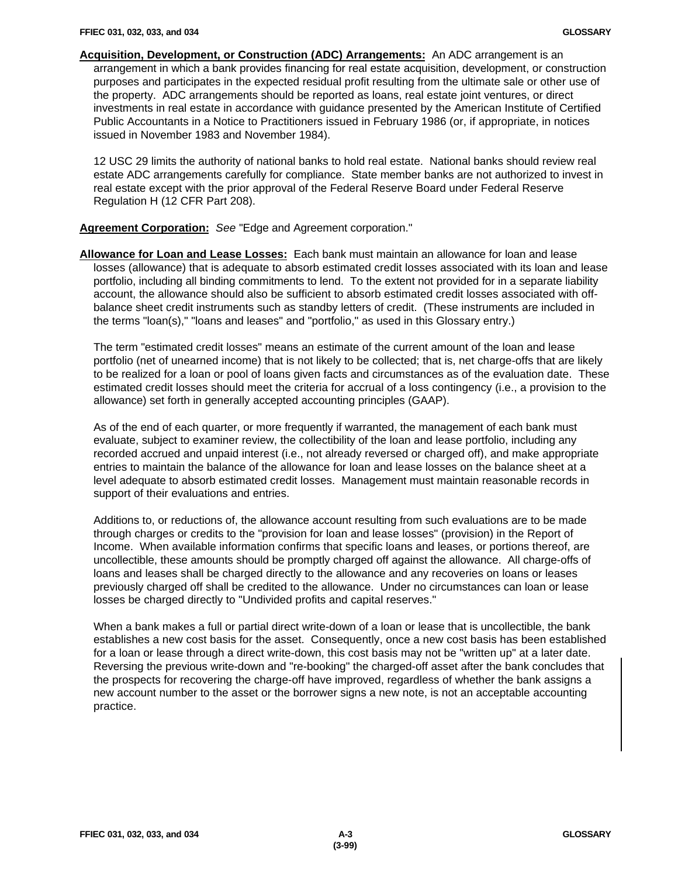**Acquisition, Development, or Construction (ADC) Arrangements:** An ADC arrangement is an arrangement in which a bank provides financing for real estate acquisition, development, or construction purposes and participates in the expected residual profit resulting from the ultimate sale or other use of the property. ADC arrangements should be reported as loans, real estate joint ventures, or direct investments in real estate in accordance with guidance presented by the American Institute of Certified Public Accountants in a Notice to Practitioners issued in February 1986 (or, if appropriate, in notices issued in November 1983 and November 1984).

12 USC 29 limits the authority of national banks to hold real estate. National banks should review real estate ADC arrangements carefully for compliance. State member banks are not authorized to invest in real estate except with the prior approval of the Federal Reserve Board under Federal Reserve Regulation H (12 CFR Part 208).

**Agreement Corporation:** *See* "Edge and Agreement corporation."

**Allowance for Loan and Lease Losses:** Each bank must maintain an allowance for loan and lease losses (allowance) that is adequate to absorb estimated credit losses associated with its loan and lease portfolio, including all binding commitments to lend. To the extent not provided for in a separate liability account, the allowance should also be sufficient to absorb estimated credit losses associated with off-balance sheet credit instruments such as standby letters of credit. (These instruments are included in the terms "loan(s)," "loans and leases" and "portfolio," as used in this Glossary entry.)

The term "estimated credit losses" means an estimate of the current amount of the loan and lease portfolio (net of unearned income) that is not likely to be collected; that is, net charge-offs that are likely to be realized for a loan or pool of loans given facts and circumstances as of the evaluation date. These estimated credit losses should meet the criteria for accrual of a loss contingency (i.e., a provision to the allowance) set forth in generally accepted accounting principles (GAAP).

As of the end of each quarter, or more frequently if warranted, the management of each bank must evaluate, subject to examiner review, the collectibility of the loan and lease portfolio, including any recorded accrued and unpaid interest (i.e., not already reversed or charged off), and make appropriate entries to maintain the balance of the allowance for loan and lease losses on the balance sheet at a level adequate to absorb estimated credit losses. Management must maintain reasonable records in support of their evaluations and entries.

Additions to, or reductions of, the allowance account resulting from such evaluations are to be made through charges or credits to the "provision for loan and lease losses" (provision) in the Report of Income. When available information confirms that specific loans and leases, or portions thereof, are uncollectible, these amounts should be promptly charged off against the allowance. All charge-offs of loans and leases shall be charged directly to the allowance and any recoveries on loans or leases previously charged off shall be credited to the allowance. Under no circumstances can loan or lease losses be charged directly to "Undivided profits and capital reserves."

When a bank makes a full or partial direct write-down of a loan or lease that is uncollectible, the bank establishes a new cost basis for the asset. Consequently, once a new cost basis has been established for a loan or lease through a direct write-down, this cost basis may not be "written up" at a later date. Reversing the previous write-down and "re-booking" the charged-off asset after the bank concludes that the prospects for recovering the charge-off have improved, regardless of whether the bank assigns a new account number to the asset or the borrower signs a new note, is not an acceptable accounting practice.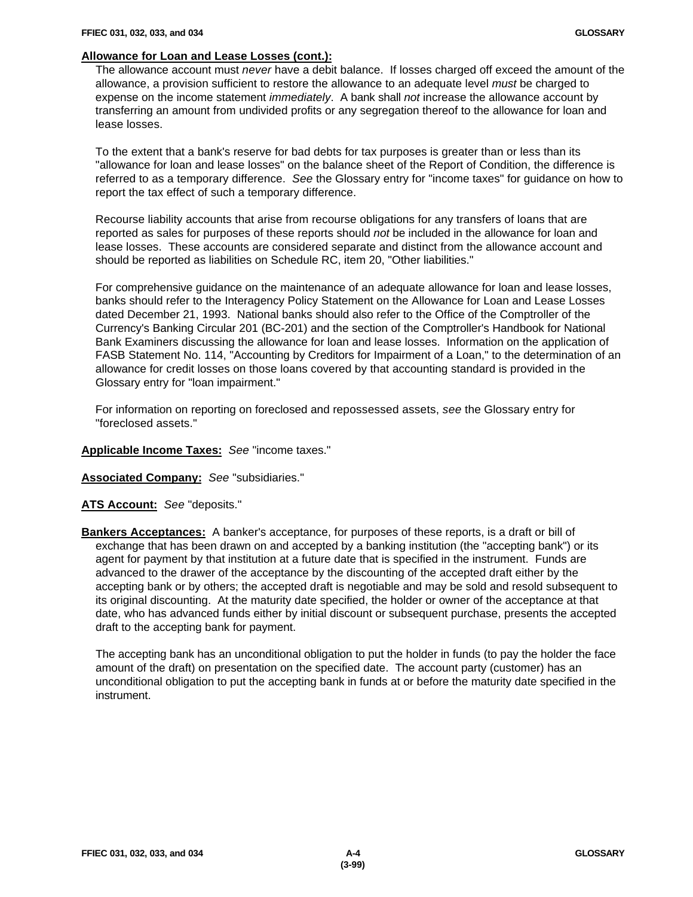**Allowance for Loan and Lease Losses (cont.):**

The allowance account must *never* have a debit balance. If losses charged off exceed the amount of the allowance, a provision sufficient to restore the allowance to an adequate level *must* be charged to expense on the income statement *immediately*. A bank shall *not* increase the allowance account by transferring an amount from undivided profits or any segregation thereof to the allowance for loan and lease losses.

To the extent that a bank's reserve for bad debts for tax purposes is greater than or less than its "allowance for loan and lease losses" on the balance sheet of the Report of Condition, the difference is referred to as a temporary difference. *See* the Glossary entry for "income taxes" for guidance on how to report the tax effect of such a temporary difference.

Recourse liability accounts that arise from recourse obligations for any transfers of loans that are reported as sales for purposes of these reports should *not* be included in the allowance for loan and lease losses. These accounts are considered separate and distinct from the allowance account and should be reported as liabilities on Schedule RC, item 20, "Other liabilities."

For comprehensive guidance on the maintenance of an adequate allowance for loan and lease losses, banks should refer to the Interagency Policy Statement on the Allowance for Loan and Lease Losses dated December 21, 1993. National banks should also refer to the Office of the Comptroller of the Currency's Banking Circular 201 (BC-201) and the section of the Comptroller's Handbook for National Bank Examiners discussing the allowance for loan and lease losses. Information on the application of FASB Statement No. 114, "Accounting by Creditors for Impairment of a Loan," to the determination of an allowance for credit losses on those loans covered by that accounting standard is provided in the Glossary entry for "loan impairment."

For information on reporting on foreclosed and repossessed assets, *see* the Glossary entry for "foreclosed assets."

**Applicable Income Taxes:** *See* "income taxes."

**Associated Company:** *See* "subsidiaries."

**ATS Account:** *See* "deposits."

**Bankers Acceptances:** A banker's acceptance, for purposes of these reports, is a draft or bill of exchange that has been drawn on and accepted by a banking institution (the "accepting bank") or its agent for payment by that institution at a future date that is specified in the instrument. Funds are advanced to the drawer of the acceptance by the discounting of the accepted draft either by the accepting bank or by others; the accepted draft is negotiable and may be sold and resold subsequent to its original discounting. At the maturity date specified, the holder or owner of the acceptance at that date, who has advanced funds either by initial discount or subsequent purchase, presents the accepted draft to the accepting bank for payment.

The accepting bank has an unconditional obligation to put the holder in funds (to pay the holder the face amount of the draft) on presentation on the specified date. The account party (customer) has an unconditional obligation to put the accepting bank in funds at or before the maturity date specified in the instrument.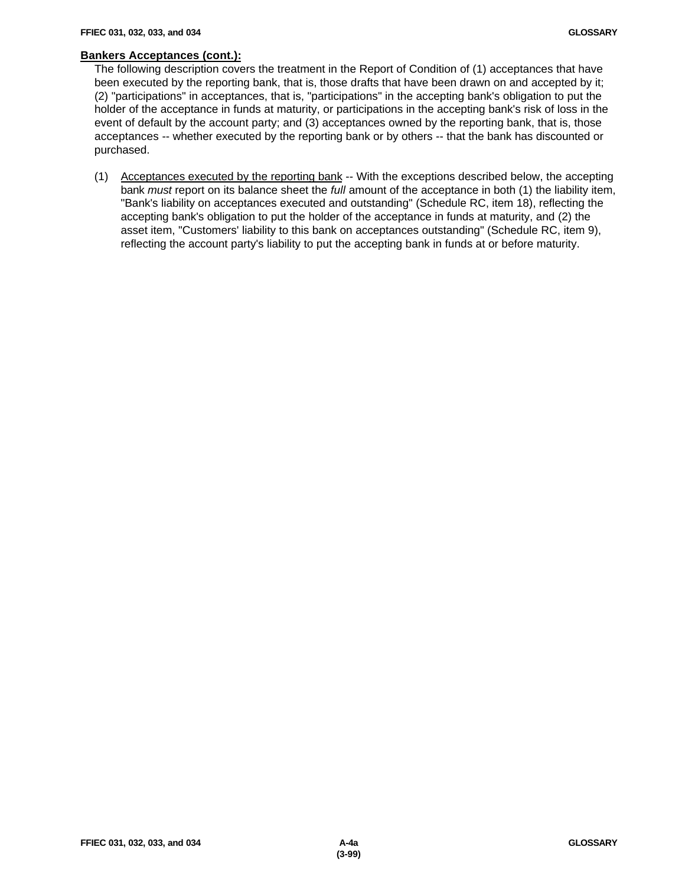**Bankers Acceptances (cont.):**

The following description covers the treatment in the Report of Condition of (1) acceptances that have been executed by the reporting bank, that is, those drafts that have been drawn on and accepted by it; (2) "participations" in acceptances, that is, "participations" in the accepting bank's obligation to put the holder of the acceptance in funds at maturity, or participations in the accepting bank's risk of loss in the event of default by the account party; and (3) acceptances owned by the reporting bank, that is, those acceptances -- whether executed by the reporting bank or by others -- that the bank has discounted or purchased.

(1) Acceptances executed by the reporting bank -- With the exceptions described below, the accepting bank *must* report on its balance sheet the *full* amount of the acceptance in both (1) the liability item, "Bank's liability on acceptances executed and outstanding" (Schedule RC, item 18), reflecting the accepting bank's obligation to put the holder of the acceptance in funds at maturity, and (2) the asset item, "Customers' liability to this bank on acceptances outstanding" (Schedule RC, item 9), reflecting the account party's liability to put the accepting bank in funds at or before maturity.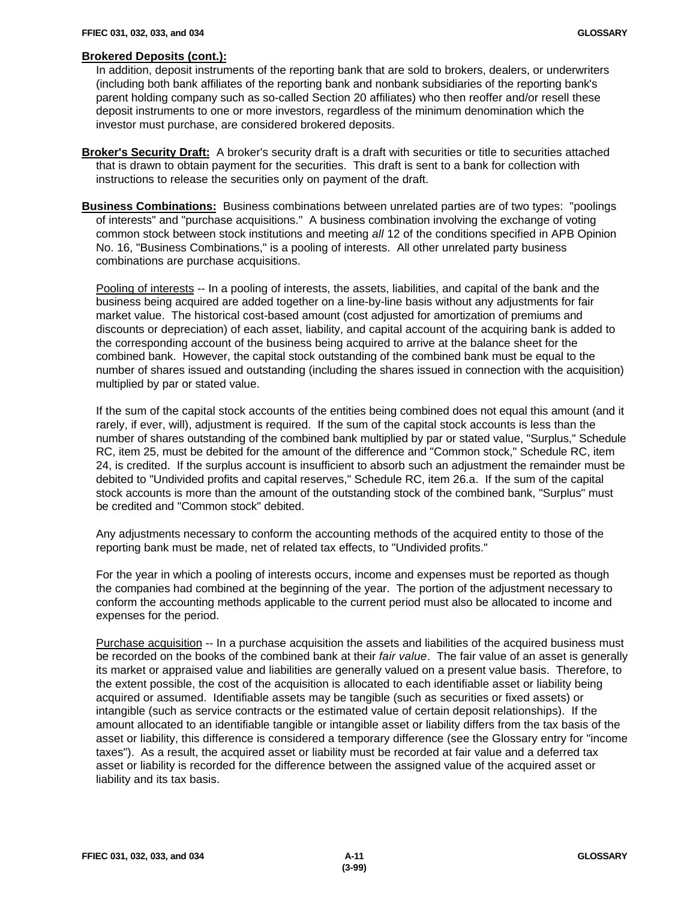**Brokered Deposits (cont.):**

In addition, deposit instruments of the reporting bank that are sold to brokers, dealers, or underwriters (including both bank affiliates of the reporting bank and nonbank subsidiaries of the reporting bank's parent holding company such as so-called Section 20 affiliates) who then reoffer and/or resell these deposit instruments to one or more investors, regardless of the minimum denomination which the investor must purchase, are considered brokered deposits.

**Broker's Security Draft:** A broker's security draft is a draft with securities or title to securities attached that is drawn to obtain payment for the securities. This draft is sent to a bank for collection with instructions to release the securities only on payment of the draft.

**Business Combinations:** Business combinations between unrelated parties are of two types: "poolings of interests" and "purchase acquisitions." A business combination involving the exchange of voting common stock between stock institutions and meeting *all* 12 of the conditions specified in APB Opinion No. 16, "Business Combinations," is a pooling of interests. All other unrelated party business combinations are purchase acquisitions.

Pooling of interests -- In a pooling of interests, the assets, liabilities, and capital of the bank and the business being acquired are added together on a line-by-line basis without any adjustments for fair market value. The historical cost-based amount (cost adjusted for amortization of premiums and discounts or depreciation) of each asset, liability, and capital account of the acquiring bank is added to the corresponding account of the business being acquired to arrive at the balance sheet for the combined bank. However, the capital stock outstanding of the combined bank must be equal to the number of shares issued and outstanding (including the shares issued in connection with the acquisition) multiplied by par or stated value.

If the sum of the capital stock accounts of the entities being combined does not equal this amount (and it rarely, if ever, will), adjustment is required. If the sum of the capital stock accounts is less than the number of shares outstanding of the combined bank multiplied by par or stated value, "Surplus," Schedule RC, item 25, must be debited for the amount of the difference and "Common stock," Schedule RC, item 24, is credited. If the surplus account is insufficient to absorb such an adjustment the remainder must be debited to "Undivided profits and capital reserves," Schedule RC, item 26.a. If the sum of the capital stock accounts is more than the amount of the outstanding stock of the combined bank, "Surplus" must be credited and "Common stock" debited.

Any adjustments necessary to conform the accounting methods of the acquired entity to those of the reporting bank must be made, net of related tax effects, to "Undivided profits."

For the year in which a pooling of interests occurs, income and expenses must be reported as though the companies had combined at the beginning of the year. The portion of the adjustment necessary to conform the accounting methods applicable to the current period must also be allocated to income and expenses for the period.

Purchase acquisition -- In a purchase acquisition the assets and liabilities of the acquired business must be recorded on the books of the combined bank at their *fair value*. The fair value of an asset is generally its market or appraised value and liabilities are generally valued on a present value basis. Therefore, to the extent possible, the cost of the acquisition is allocated to each identifiable asset or liability being acquired or assumed. Identifiable assets may be tangible (such as securities or fixed assets) or intangible (such as service contracts or the estimated value of certain deposit relationships). If the amount allocated to an identifiable tangible or intangible asset or liability differs from the tax basis of the asset or liability, this difference is considered a temporary difference (see the Glossary entry for "income taxes"). As a result, the acquired asset or liability must be recorded at fair value and a deferred tax asset or liability is recorded for the difference between the assigned value of the acquired asset or liability and its tax basis.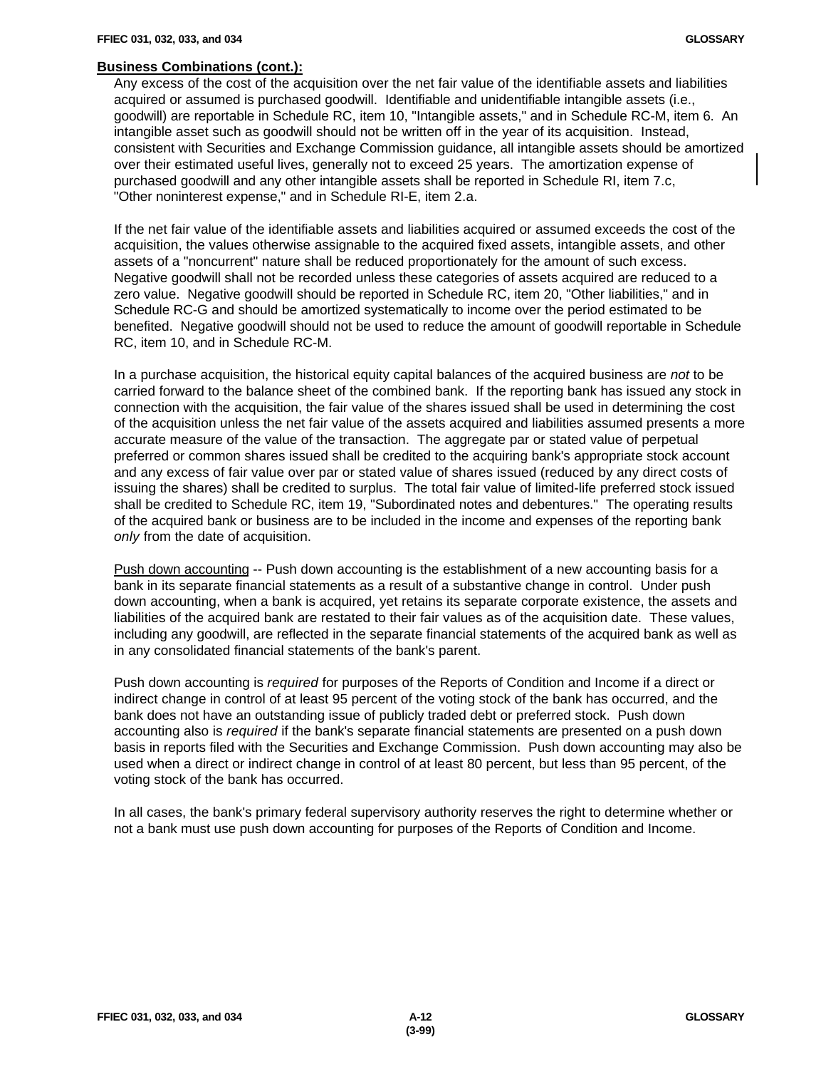**Business Combinations (cont.):**

Any excess of the cost of the acquisition over the net fair value of the identifiable assets and liabilities acquired or assumed is purchased goodwill. Identifiable and unidentifiable intangible assets (i.e., goodwill) are reportable in Schedule RC, item 10, "Intangible assets," and in Schedule RC-M, item 6. An intangible asset such as goodwill should not be written off in the year of its acquisition. Instead, consistent with Securities and Exchange Commission guidance, all intangible assets should be amortized over their estimated useful lives, generally not to exceed 25 years. The amortization expense of purchased goodwill and any other intangible assets shall be reported in Schedule RI, item 7.c, "Other noninterest expense," and in Schedule RI-E, item 2.a.

If the net fair value of the identifiable assets and liabilities acquired or assumed exceeds the cost of the acquisition, the values otherwise assignable to the acquired fixed assets, intangible assets, and other assets of a "noncurrent" nature shall be reduced proportionately for the amount of such excess. Negative goodwill shall not be recorded unless these categories of assets acquired are reduced to a zero value. Negative goodwill should be reported in Schedule RC, item 20, "Other liabilities," and in Schedule RC-G and should be amortized systematically to income over the period estimated to be benefited. Negative goodwill should not be used to reduce the amount of goodwill reportable in Schedule RC, item 10, and in Schedule RC-M.

In a purchase acquisition, the historical equity capital balances of the acquired business are *not* to be carried forward to the balance sheet of the combined bank. If the reporting bank has issued any stock in connection with the acquisition, the fair value of the shares issued shall be used in determining the cost of the acquisition unless the net fair value of the assets acquired and liabilities assumed presents a more accurate measure of the value of the transaction. The aggregate par or stated value of perpetual preferred or common shares issued shall be credited to the acquiring bank's appropriate stock account and any excess of fair value over par or stated value of shares issued (reduced by any direct costs of issuing the shares) shall be credited to surplus. The total fair value of limited-life preferred stock issued shall be credited to Schedule RC, item 19, "Subordinated notes and debentures." The operating results of the acquired bank or business are to be included in the income and expenses of the reporting bank *only* from the date of acquisition.

Push down accounting -- Push down accounting is the establishment of a new accounting basis for a bank in its separate financial statements as a result of a substantive change in control. Under push down accounting, when a bank is acquired, yet retains its separate corporate existence, the assets and liabilities of the acquired bank are restated to their fair values as of the acquisition date. These values, including any goodwill, are reflected in the separate financial statements of the acquired bank as well as in any consolidated financial statements of the bank's parent.

Push down accounting is *required* for purposes of the Reports of Condition and Income if a direct or indirect change in control of at least 95 percent of the voting stock of the bank has occurred, and the bank does not have an outstanding issue of publicly traded debt or preferred stock. Push down accounting also is *required* if the bank's separate financial statements are presented on a push down basis in reports filed with the Securities and Exchange Commission. Push down accounting may also be used when a direct or indirect change in control of at least 80 percent, but less than 95 percent, of the voting stock of the bank has occurred.

In all cases, the bank's primary federal supervisory authority reserves the right to determine whether or not a bank must use push down accounting for purposes of the Reports of Condition and Income.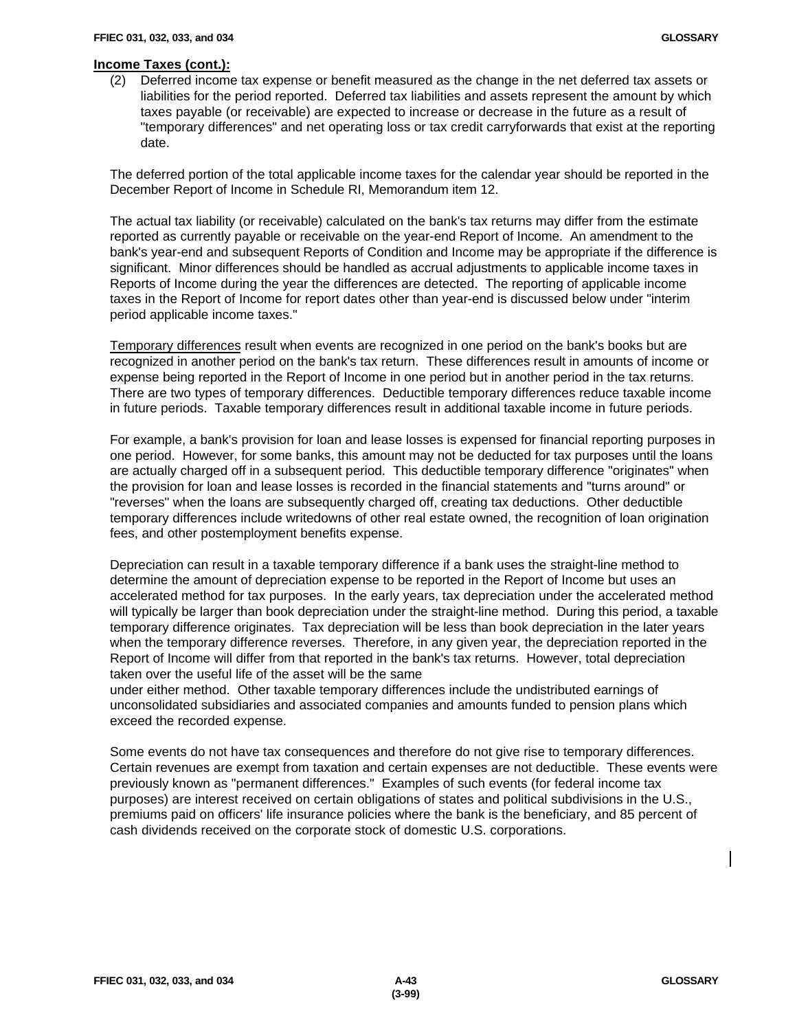**Income Taxes (cont.):**

(2) Deferred income tax expense or benefit measured as the change in the net deferred tax assets or liabilities for the period reported. Deferred tax liabilities and assets represent the amount by which taxes payable (or receivable) are expected to increase or decrease in the future as a result of "temporary differences" and net operating loss or tax credit carryforwards that exist at the reporting date.

The deferred portion of the total applicable income taxes for the calendar year should be reported in the December Report of Income in Schedule RI, Memorandum item 12.

The actual tax liability (or receivable) calculated on the bank's tax returns may differ from the estimate reported as currently payable or receivable on the year-end Report of Income. An amendment to the bank's year-end and subsequent Reports of Condition and Income may be appropriate if the difference is significant. Minor differences should be handled as accrual adjustments to applicable income taxes in Reports of Income during the year the differences are detected. The reporting of applicable income taxes in the Report of Income for report dates other than year-end is discussed below under "interim period applicable income taxes."

Temporary differences result when events are recognized in one period on the bank's books but are recognized in another period on the bank's tax return. These differences result in amounts of income or expense being reported in the Report of Income in one period but in another period in the tax returns. There are two types of temporary differences. Deductible temporary differences reduce taxable income in future periods. Taxable temporary differences result in additional taxable income in future periods.

For example, a bank's provision for loan and lease losses is expensed for financial reporting purposes in one period. However, for some banks, this amount may not be deducted for tax purposes until the loans are actually charged off in a subsequent period. This deductible temporary difference "originates" when the provision for loan and lease losses is recorded in the financial statements and "turns around" or "reverses" when the loans are subsequently charged off, creating tax deductions. Other deductible temporary differences include writedowns of other real estate owned, the recognition of loan origination fees, and other postemployment benefits expense.

Depreciation can result in a taxable temporary difference if a bank uses the straight-line method to determine the amount of depreciation expense to be reported in the Report of Income but uses an accelerated method for tax purposes. In the early years, tax depreciation under the accelerated method will typically be larger than book depreciation under the straight-line method. During this period, a taxable temporary difference originates. Tax depreciation will be less than book depreciation in the later years when the temporary difference reverses. Therefore, in any given year, the depreciation reported in the Report of Income will differ from that reported in the bank's tax returns. However, total depreciation taken over the useful life of the asset will be the same under either method. Other taxable temporary differences include the undistributed earnings of unconsolidated subsidiaries and associated companies and amounts funded to pension plans which exceed the recorded expense.

Some events do not have tax consequences and therefore do not give rise to temporary differences. Certain revenues are exempt from taxation and certain expenses are not deductible. These events were previously known as "permanent differences." Examples of such events (for federal income tax purposes) are interest received on certain obligations of states and political subdivisions in the U.S., premiums paid on officers' life insurance policies where the bank is the beneficiary, and 85 percent of cash dividends received on the corporate stock of domestic U.S. corporations.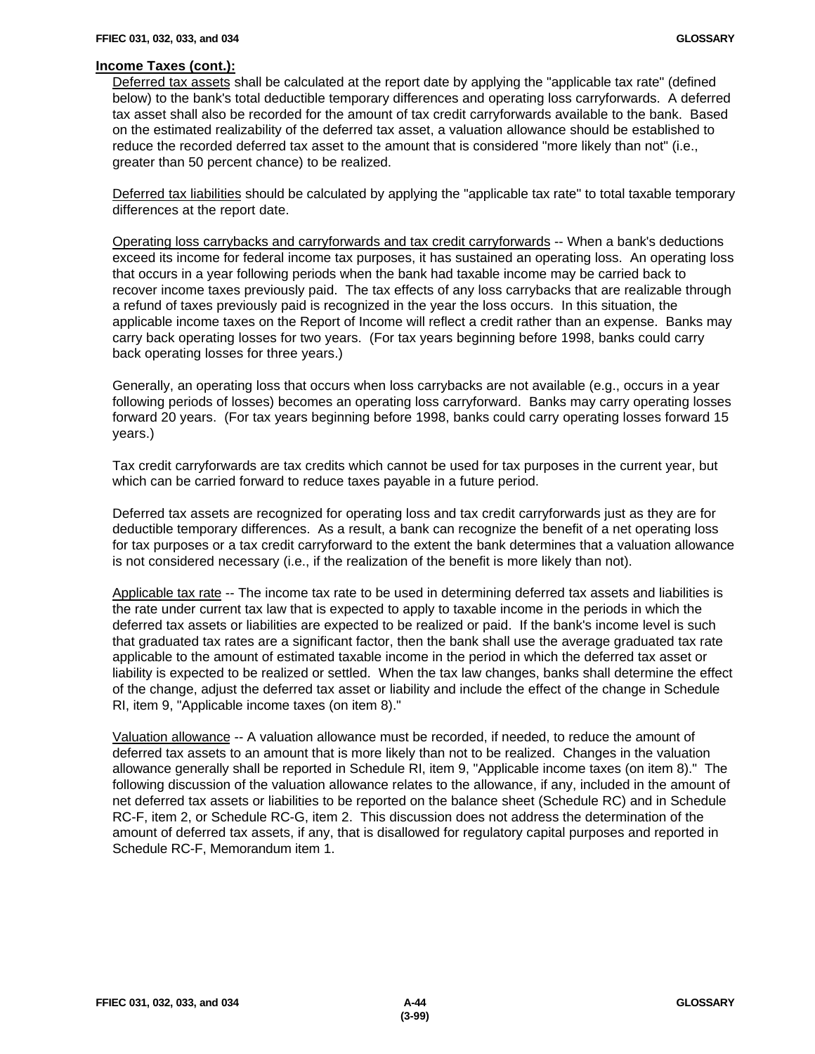**Income Taxes (cont.):**

Deferred tax assets shall be calculated at the report date by applying the "applicable tax rate" (defined below) to the bank's total deductible temporary differences and operating loss carryforwards. A deferred tax asset shall also be recorded for the amount of tax credit carryforwards available to the bank. Based on the estimated realizability of the deferred tax asset, a valuation allowance should be established to reduce the recorded deferred tax asset to the amount that is considered "more likely than not" (i.e., greater than 50 percent chance) to be realized.

Deferred tax liabilities should be calculated by applying the "applicable tax rate" to total taxable temporary differences at the report date.

Operating loss carrybacks and carryforwards and tax credit carryforwards -- When a bank's deductions exceed its income for federal income tax purposes, it has sustained an operating loss. An operating loss that occurs in a year following periods when the bank had taxable income may be carried back to recover income taxes previously paid. The tax effects of any loss carrybacks that are realizable through a refund of taxes previously paid is recognized in the year the loss occurs. In this situation, the applicable income taxes on the Report of Income will reflect a credit rather than an expense. Banks may carry back operating losses for two years. (For tax years beginning before 1998, banks could carry back operating losses for three years.)

Generally, an operating loss that occurs when loss carrybacks are not available (e.g., occurs in a year following periods of losses) becomes an operating loss carryforward. Banks may carry operating losses forward 20 years. (For tax years beginning before 1998, banks could carry operating losses forward 15 years.)

Tax credit carryforwards are tax credits which cannot be used for tax purposes in the current year, but which can be carried forward to reduce taxes payable in a future period.

Deferred tax assets are recognized for operating loss and tax credit carryforwards just as they are for deductible temporary differences. As a result, a bank can recognize the benefit of a net operating loss for tax purposes or a tax credit carryforward to the extent the bank determines that a valuation allowance is not considered necessary (i.e., if the realization of the benefit is more likely than not).

Applicable tax rate -- The income tax rate to be used in determining deferred tax assets and liabilities is the rate under current tax law that is expected to apply to taxable income in the periods in which the deferred tax assets or liabilities are expected to be realized or paid. If the bank's income level is such that graduated tax rates are a significant factor, then the bank shall use the average graduated tax rate applicable to the amount of estimated taxable income in the period in which the deferred tax asset or liability is expected to be realized or settled. When the tax law changes, banks shall determine the effect of the change, adjust the deferred tax asset or liability and include the effect of the change in Schedule RI, item 9, "Applicable income taxes (on item 8)."

Valuation allowance -- A valuation allowance must be recorded, if needed, to reduce the amount of deferred tax assets to an amount that is more likely than not to be realized. Changes in the valuation allowance generally shall be reported in Schedule RI, item 9, "Applicable income taxes (on item 8)." The following discussion of the valuation allowance relates to the allowance, if any, included in the amount of net deferred tax assets or liabilities to be reported on the balance sheet (Schedule RC) and in Schedule RC-F, item 2, or Schedule RC-G, item 2. This discussion does not address the determination of the amount of deferred tax assets, if any, that is disallowed for regulatory capital purposes and reported in Schedule RC-F, Memorandum item 1.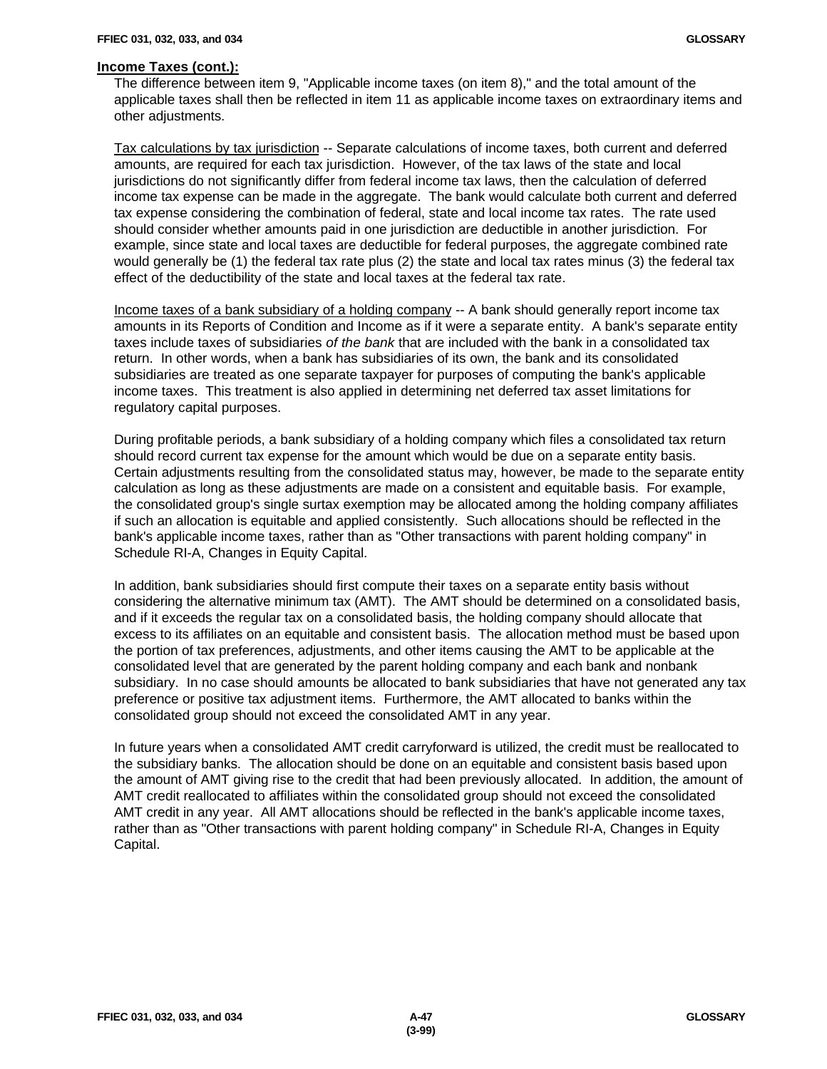**Income Taxes (cont.):**

The difference between item 9, "Applicable income taxes (on item 8)," and the total amount of the applicable taxes shall then be reflected in item 11 as applicable income taxes on extraordinary items and other adjustments.

Tax calculations by tax jurisdiction -- Separate calculations of income taxes, both current and deferred amounts, are required for each tax jurisdiction. However, of the tax laws of the state and local jurisdictions do not significantly differ from federal income tax laws, then the calculation of deferred income tax expense can be made in the aggregate. The bank would calculate both current and deferred tax expense considering the combination of federal, state and local income tax rates. The rate used should consider whether amounts paid in one jurisdiction are deductible in another jurisdiction. For example, since state and local taxes are deductible for federal purposes, the aggregate combined rate would generally be (1) the federal tax rate plus (2) the state and local tax rates minus (3) the federal tax effect of the deductibility of the state and local taxes at the federal tax rate.

Income taxes of a bank subsidiary of a holding company -- A bank should generally report income tax amounts in its Reports of Condition and Income as if it were a separate entity. A bank's separate entity taxes include taxes of subsidiaries *of the bank* that are included with the bank in a consolidated tax return. In other words, when a bank has subsidiaries of its own, the bank and its consolidated subsidiaries are treated as one separate taxpayer for purposes of computing the bank's applicable income taxes. This treatment is also applied in determining net deferred tax asset limitations for regulatory capital purposes.

During profitable periods, a bank subsidiary of a holding company which files a consolidated tax return should record current tax expense for the amount which would be due on a separate entity basis. Certain adjustments resulting from the consolidated status may, however, be made to the separate entity calculation as long as these adjustments are made on a consistent and equitable basis. For example, the consolidated group's single surtax exemption may be allocated among the holding company affiliates if such an allocation is equitable and applied consistently. Such allocations should be reflected in the bank's applicable income taxes, rather than as "Other transactions with parent holding company" in Schedule RI-A, Changes in Equity Capital.

In addition, bank subsidiaries should first compute their taxes on a separate entity basis without considering the alternative minimum tax (AMT). The AMT should be determined on a consolidated basis, and if it exceeds the regular tax on a consolidated basis, the holding company should allocate that excess to its affiliates on an equitable and consistent basis. The allocation method must be based upon the portion of tax preferences, adjustments, and other items causing the AMT to be applicable at the consolidated level that are generated by the parent holding company and each bank and nonbank subsidiary. In no case should amounts be allocated to bank subsidiaries that have not generated any tax preference or positive tax adjustment items. Furthermore, the AMT allocated to banks within the consolidated group should not exceed the consolidated AMT in any year.

In future years when a consolidated AMT credit carryforward is utilized, the credit must be reallocated to the subsidiary banks. The allocation should be done on an equitable and consistent basis based upon the amount of AMT giving rise to the credit that had been previously allocated. In addition, the amount of AMT credit reallocated to affiliates within the consolidated group should not exceed the consolidated AMT credit in any year. All AMT allocations should be reflected in the bank's applicable income taxes, rather than as "Other transactions with parent holding company" in Schedule RI-A, Changes in Equity Capital.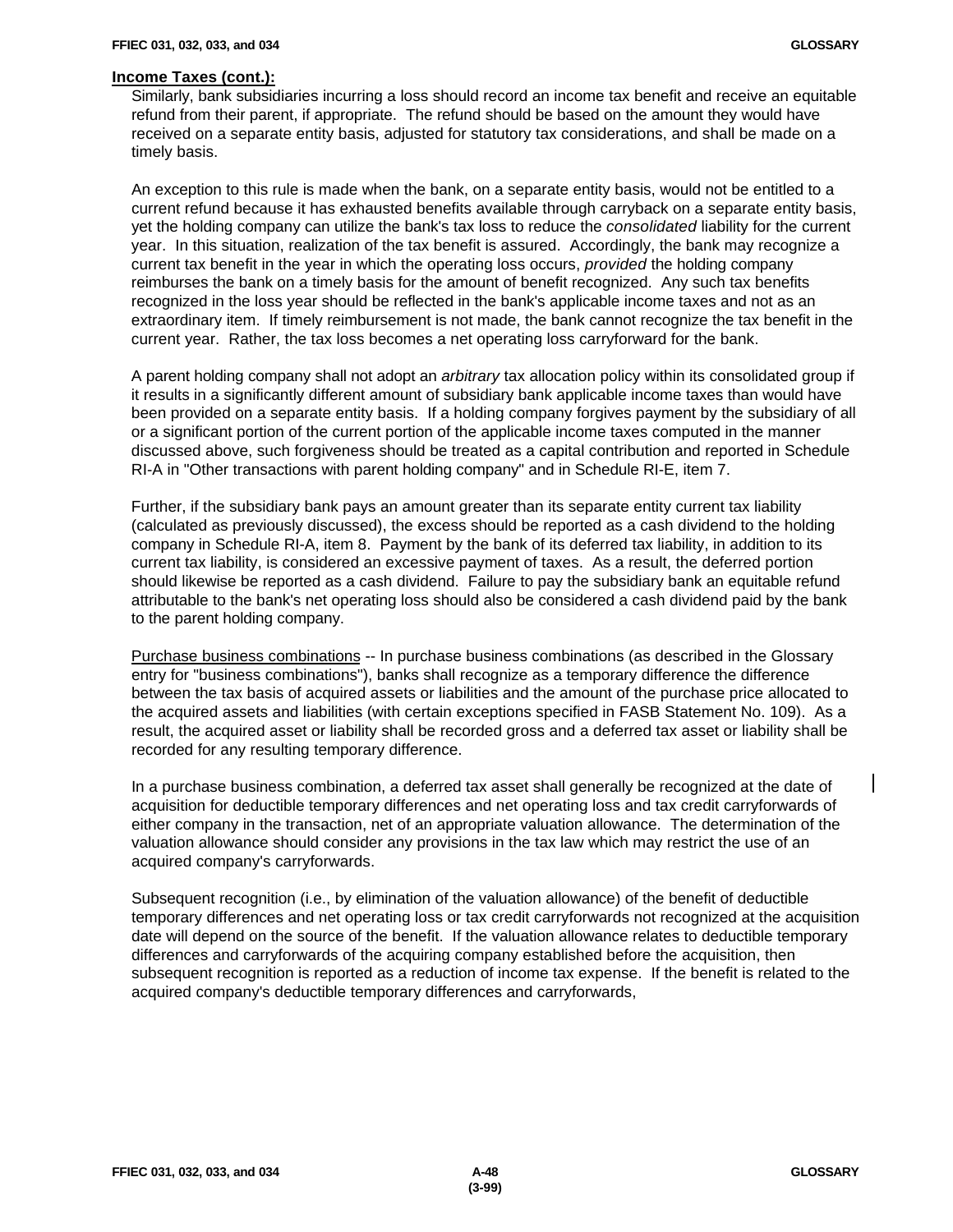**Income Taxes (cont.):**

Similarly, bank subsidiaries incurring a loss should record an income tax benefit and receive an equitable refund from their parent, if appropriate. The refund should be based on the amount they would have received on a separate entity basis, adjusted for statutory tax considerations, and shall be made on a timely basis.

An exception to this rule is made when the bank, on a separate entity basis, would not be entitled to a current refund because it has exhausted benefits available through carryback on a separate entity basis, yet the holding company can utilize the bank's tax loss to reduce the *consolidated* liability for the current year. In this situation, realization of the tax benefit is assured. Accordingly, the bank may recognize a current tax benefit in the year in which the operating loss occurs, *provided* the holding company reimburses the bank on a timely basis for the amount of benefit recognized. Any such tax benefits recognized in the loss year should be reflected in the bank's applicable income taxes and not as an extraordinary item. If timely reimbursement is not made, the bank cannot recognize the tax benefit in the current year. Rather, the tax loss becomes a net operating loss carryforward for the bank.

A parent holding company shall not adopt an *arbitrary* tax allocation policy within its consolidated group if it results in a significantly different amount of subsidiary bank applicable income taxes than would have been provided on a separate entity basis. If a holding company forgives payment by the subsidiary of all or a significant portion of the current portion of the applicable income taxes computed in the manner discussed above, such forgiveness should be treated as a capital contribution and reported in Schedule RI-A in "Other transactions with parent holding company" and in Schedule RI-E, item 7.

Further, if the subsidiary bank pays an amount greater than its separate entity current tax liability (calculated as previously discussed), the excess should be reported as a cash dividend to the holding company in Schedule RI-A, item 8. Payment by the bank of its deferred tax liability, in addition to its current tax liability, is considered an excessive payment of taxes. As a result, the deferred portion should likewise be reported as a cash dividend. Failure to pay the subsidiary bank an equitable refund attributable to the bank's net operating loss should also be considered a cash dividend paid by the bank to the parent holding company.

Purchase business combinations -- In purchase business combinations (as described in the Glossary entry for "business combinations"), banks shall recognize as a temporary difference the difference between the tax basis of acquired assets or liabilities and the amount of the purchase price allocated to the acquired assets and liabilities (with certain exceptions specified in FASB Statement No. 109). As a result, the acquired asset or liability shall be recorded gross and a deferred tax asset or liability shall be recorded for any resulting temporary difference.

In a purchase business combination, a deferred tax asset shall generally be recognized at the date of acquisition for deductible temporary differences and net operating loss and tax credit carryforwards of either company in the transaction, net of an appropriate valuation allowance. The determination of the valuation allowance should consider any provisions in the tax law which may restrict the use of an acquired company's carryforwards.

Subsequent recognition (i.e., by elimination of the valuation allowance) of the benefit of deductible temporary differences and net operating loss or tax credit carryforwards not recognized at the acquisition date will depend on the source of the benefit. If the valuation allowance relates to deductible temporary differences and carryforwards of the acquiring company established before the acquisition, then subsequent recognition is reported as a reduction of income tax expense. If the benefit is related to the acquired company's deductible temporary differences and carryforwards,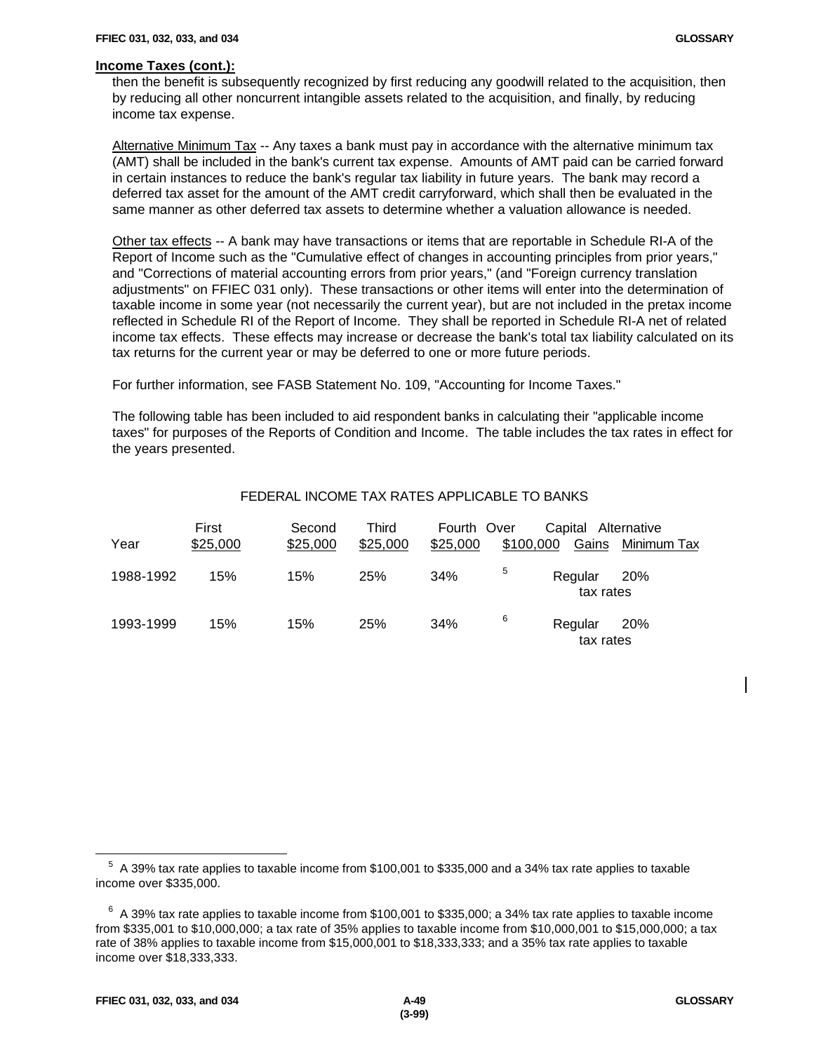**Income Taxes (cont.):**

then the benefit is subsequently recognized by first reducing any goodwill related to the acquisition, then by reducing all other noncurrent intangible assets related to the acquisition, and finally, by reducing income tax expense.

Alternative Minimum Tax -- Any taxes a bank must pay in accordance with the alternative minimum tax (AMT) shall be included in the bank's current tax expense. Amounts of AMT paid can be carried forward in certain instances to reduce the bank's regular tax liability in future years. The bank may record a deferred tax asset for the amount of the AMT credit carryforward, which shall then be evaluated in the same manner as other deferred tax assets to determine whether a valuation allowance is needed.

Other tax effects -- A bank may have transactions or items that are reportable in Schedule RI-A of the Report of Income such as the "Cumulative effect of changes in accounting principles from prior years," and "Corrections of material accounting errors from prior years," (and "Foreign currency translation adjustments" on FFIEC 031 only). These transactions or other items will enter into the determination of taxable income in some year (not necessarily the current year), but are not included in the pretax income reflected in Schedule RI of the Report of Income. They shall be reported in Schedule RI-A net of related income tax effects. These effects may increase or decrease the bank's total tax liability calculated on its tax returns for the current year or may be deferred to one or more future periods.

For further information, see FASB Statement No. 109, "Accounting for Income Taxes."

The following table has been included to aid respondent banks in calculating their "applicable income taxes" for purposes of the Reports of Condition and Income. The table includes the tax rates in effect for the years presented.

FEDERAL INCOME TAX RATES APPLICABLE TO BANKS

| Year | First $25,000 | Second $25,000 | Third $25,000 | Fourth $25,000 | Over $100,000 | Capital Gains | Alternative Minimum Tax |
|---|---|---|---|---|---|---|---|
| 1988-1992 | 15% | 15% | 25% | 34% | [5] | Regular tax rates | 20% |
| 1993-1999 | 15% | 15% | 25% | 34% | [6] | Regular tax rates | 20% |

[5] A 39% tax rate applies to taxable income from $100,001 to $335,000 and a 34% tax rate applies to taxable income over $335,000.

[6] A 39% tax rate applies to taxable income from $100,001 to $335,000; a 34% tax rate applies to taxable income from $335,001 to $10,000,000; a tax rate of 35% applies to taxable income from $10,000,001 to $15,000,000; a tax rate of 38% applies to taxable income from $15,000,001 to $18,333,333; and a 35% tax rate applies to taxable income over $18,333,333.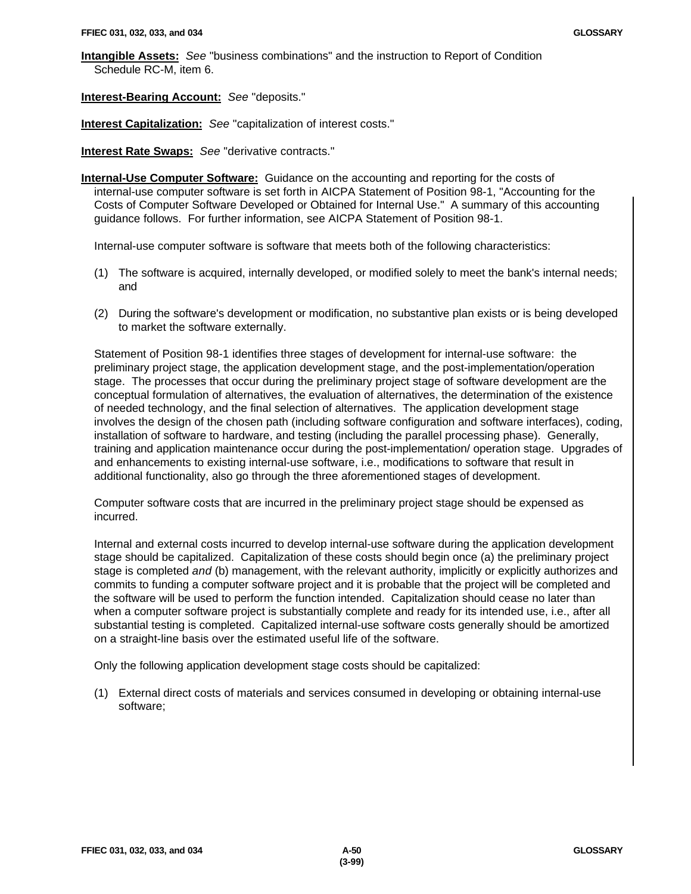**Intangible Assets:** *See* "business combinations" and the instruction to Report of Condition Schedule RC-M, item 6.

**Interest-Bearing Account:** *See* "deposits."

**Interest Capitalization:** *See* "capitalization of interest costs."

**Interest Rate Swaps:** *See* "derivative contracts."

**Internal-Use Computer Software:** Guidance on the accounting and reporting for the costs of internal-use computer software is set forth in AICPA Statement of Position 98-1, "Accounting for the Costs of Computer Software Developed or Obtained for Internal Use." A summary of this accounting guidance follows. For further information, see AICPA Statement of Position 98-1.

Internal-use computer software is software that meets both of the following characteristics:

(1) The software is acquired, internally developed, or modified solely to meet the bank's internal needs; and

(2) During the software's development or modification, no substantive plan exists or is being developed to market the software externally.

Statement of Position 98-1 identifies three stages of development for internal-use software: the preliminary project stage, the application development stage, and the post-implementation/operation stage. The processes that occur during the preliminary project stage of software development are the conceptual formulation of alternatives, the evaluation of alternatives, the determination of the existence of needed technology, and the final selection of alternatives. The application development stage involves the design of the chosen path (including software configuration and software interfaces), coding, installation of software to hardware, and testing (including the parallel processing phase). Generally, training and application maintenance occur during the post-implementation/ operation stage. Upgrades of and enhancements to existing internal-use software, i.e., modifications to software that result in additional functionality, also go through the three aforementioned stages of development.

Computer software costs that are incurred in the preliminary project stage should be expensed as incurred.

Internal and external costs incurred to develop internal-use software during the application development stage should be capitalized. Capitalization of these costs should begin once (a) the preliminary project stage is completed *and* (b) management, with the relevant authority, implicitly or explicitly authorizes and commits to funding a computer software project and it is probable that the project will be completed and the software will be used to perform the function intended. Capitalization should cease no later than when a computer software project is substantially complete and ready for its intended use, i.e., after all substantial testing is completed. Capitalized internal-use software costs generally should be amortized on a straight-line basis over the estimated useful life of the software.

Only the following application development stage costs should be capitalized:

(1) External direct costs of materials and services consumed in developing or obtaining internal-use software;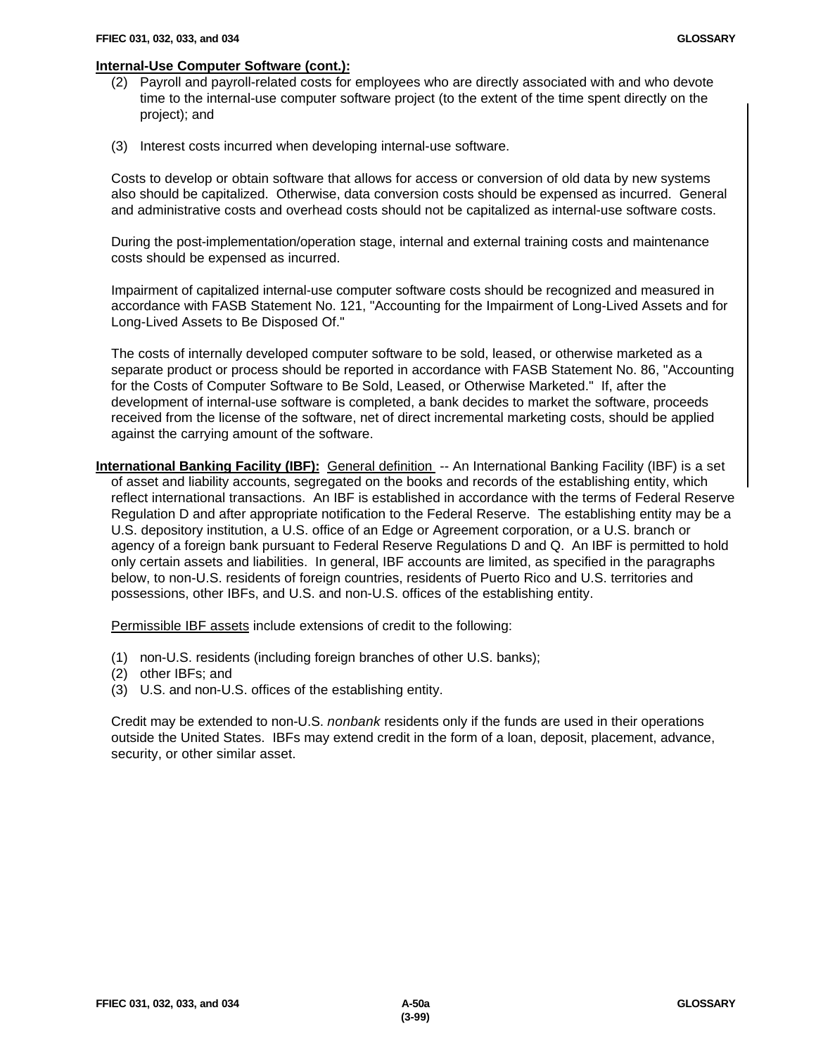**Internal-Use Computer Software (cont.):**

(2) Payroll and payroll-related costs for employees who are directly associated with and who devote time to the internal-use computer software project (to the extent of the time spent directly on the project); and

(3) Interest costs incurred when developing internal-use software.

Costs to develop or obtain software that allows for access or conversion of old data by new systems also should be capitalized. Otherwise, data conversion costs should be expensed as incurred. General and administrative costs and overhead costs should not be capitalized as internal-use software costs.

During the post-implementation/operation stage, internal and external training costs and maintenance costs should be expensed as incurred.

Impairment of capitalized internal-use computer software costs should be recognized and measured in accordance with FASB Statement No. 121, "Accounting for the Impairment of Long-Lived Assets and for Long-Lived Assets to Be Disposed Of."

The costs of internally developed computer software to be sold, leased, or otherwise marketed as a separate product or process should be reported in accordance with FASB Statement No. 86, "Accounting for the Costs of Computer Software to Be Sold, Leased, or Otherwise Marketed." If, after the development of internal-use software is completed, a bank decides to market the software, proceeds received from the license of the software, net of direct incremental marketing costs, should be applied against the carrying amount of the software.

**International Banking Facility (IBF):** General definition -- An International Banking Facility (IBF) is a set of asset and liability accounts, segregated on the books and records of the establishing entity, which reflect international transactions. An IBF is established in accordance with the terms of Federal Reserve Regulation D and after appropriate notification to the Federal Reserve. The establishing entity may be a U.S. depository institution, a U.S. office of an Edge or Agreement corporation, or a U.S. branch or agency of a foreign bank pursuant to Federal Reserve Regulations D and Q. An IBF is permitted to hold only certain assets and liabilities. In general, IBF accounts are limited, as specified in the paragraphs below, to non-U.S. residents of foreign countries, residents of Puerto Rico and U.S. territories and possessions, other IBFs, and U.S. and non-U.S. offices of the establishing entity.

Permissible IBF assets include extensions of credit to the following:

(1) non-U.S. residents (including foreign branches of other U.S. banks);
(2) other IBFs; and
(3) U.S. and non-U.S. offices of the establishing entity.

Credit may be extended to non-U.S. *nonbank* residents only if the funds are used in their operations outside the United States. IBFs may extend credit in the form of a loan, deposit, placement, advance, security, or other similar asset.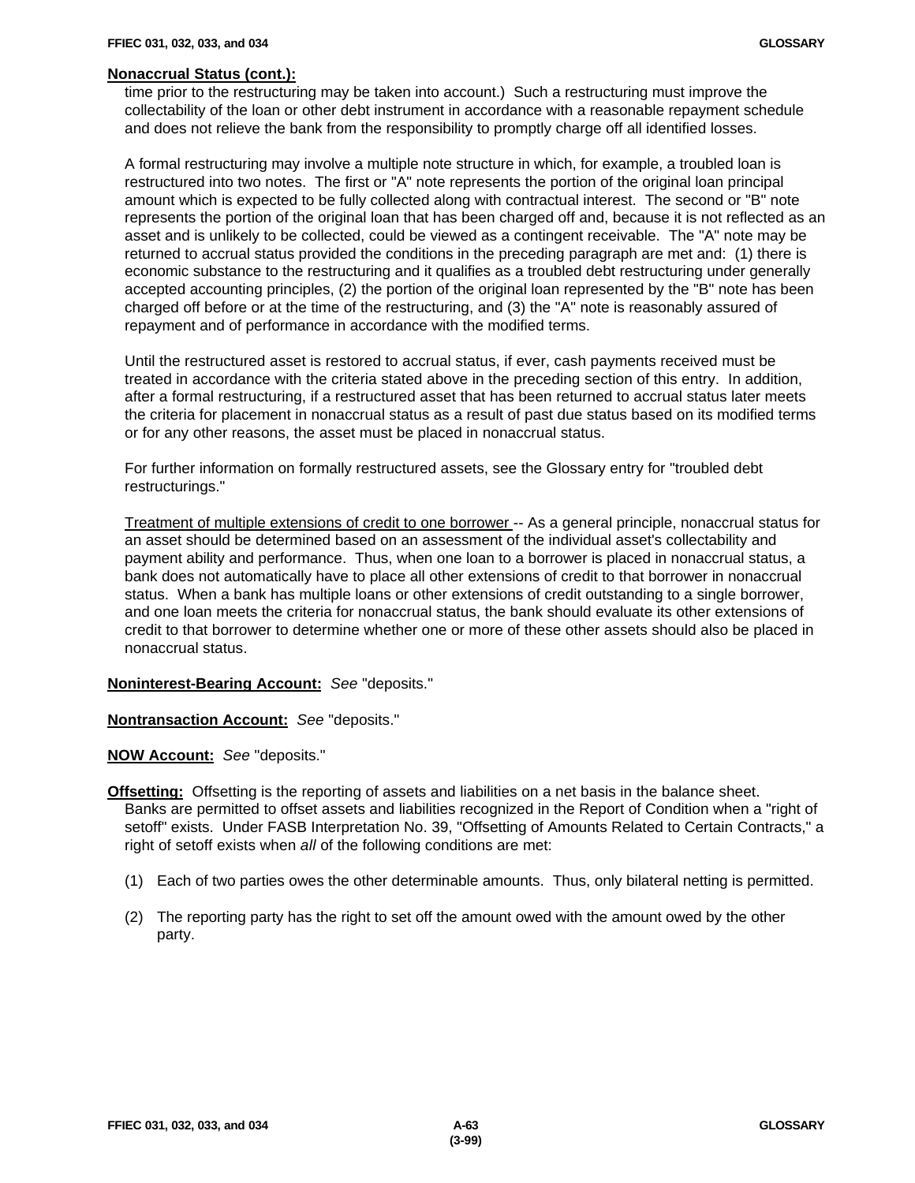**Nonaccrual Status (cont.):**

time prior to the restructuring may be taken into account.) Such a restructuring must improve the collectability of the loan or other debt instrument in accordance with a reasonable repayment schedule and does not relieve the bank from the responsibility to promptly charge off all identified losses.

A formal restructuring may involve a multiple note structure in which, for example, a troubled loan is restructured into two notes. The first or "A" note represents the portion of the original loan principal amount which is expected to be fully collected along with contractual interest. The second or "B" note represents the portion of the original loan that has been charged off and, because it is not reflected as an asset and is unlikely to be collected, could be viewed as a contingent receivable. The "A" note may be returned to accrual status provided the conditions in the preceding paragraph are met and: (1) there is economic substance to the restructuring and it qualifies as a troubled debt restructuring under generally accepted accounting principles, (2) the portion of the original loan represented by the "B" note has been charged off before or at the time of the restructuring, and (3) the "A" note is reasonably assured of repayment and of performance in accordance with the modified terms.

Until the restructured asset is restored to accrual status, if ever, cash payments received must be treated in accordance with the criteria stated above in the preceding section of this entry. In addition, after a formal restructuring, if a restructured asset that has been returned to accrual status later meets the criteria for placement in nonaccrual status as a result of past due status based on its modified terms or for any other reasons, the asset must be placed in nonaccrual status.

For further information on formally restructured assets, see the Glossary entry for "troubled debt restructurings."

Treatment of multiple extensions of credit to one borrower -- As a general principle, nonaccrual status for an asset should be determined based on an assessment of the individual asset's collectability and payment ability and performance. Thus, when one loan to a borrower is placed in nonaccrual status, a bank does not automatically have to place all other extensions of credit to that borrower in nonaccrual status. When a bank has multiple loans or other extensions of credit outstanding to a single borrower, and one loan meets the criteria for nonaccrual status, the bank should evaluate its other extensions of credit to that borrower to determine whether one or more of these other assets should also be placed in nonaccrual status.

**Noninterest-Bearing Account:** *See* "deposits."

**Nontransaction Account:** *See* "deposits."

**NOW Account:** *See* "deposits."

**Offsetting:** Offsetting is the reporting of assets and liabilities on a net basis in the balance sheet. Banks are permitted to offset assets and liabilities recognized in the Report of Condition when a "right of setoff" exists. Under FASB Interpretation No. 39, "Offsetting of Amounts Related to Certain Contracts," a right of setoff exists when *all* of the following conditions are met:

(1) Each of two parties owes the other determinable amounts. Thus, only bilateral netting is permitted.

(2) The reporting party has the right to set off the amount owed with the amount owed by the other party.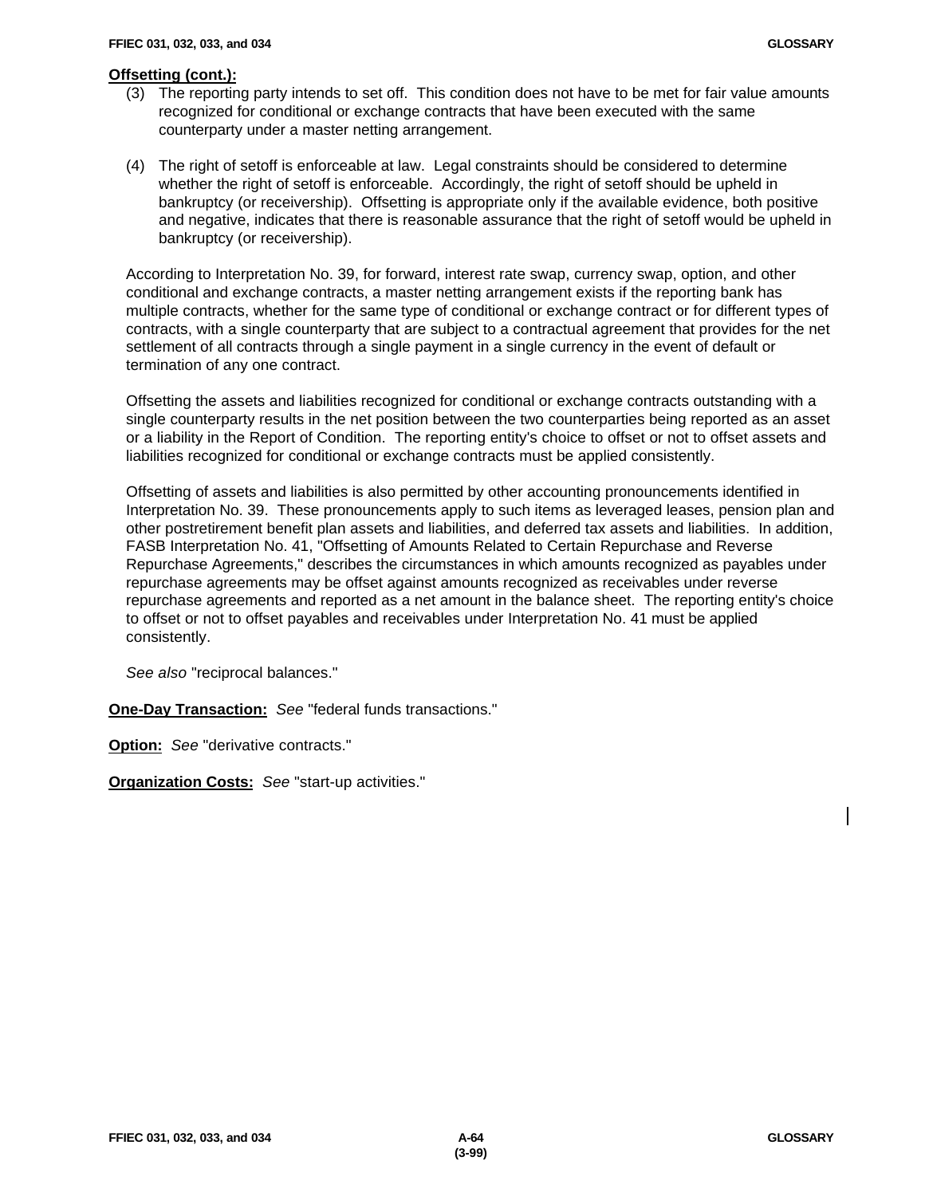**Offsetting (cont.):**

(3) The reporting party intends to set off. This condition does not have to be met for fair value amounts recognized for conditional or exchange contracts that have been executed with the same counterparty under a master netting arrangement.

(4) The right of setoff is enforceable at law. Legal constraints should be considered to determine whether the right of setoff is enforceable. Accordingly, the right of setoff should be upheld in bankruptcy (or receivership). Offsetting is appropriate only if the available evidence, both positive and negative, indicates that there is reasonable assurance that the right of setoff would be upheld in bankruptcy (or receivership).

According to Interpretation No. 39, for forward, interest rate swap, currency swap, option, and other conditional and exchange contracts, a master netting arrangement exists if the reporting bank has multiple contracts, whether for the same type of conditional or exchange contract or for different types of contracts, with a single counterparty that are subject to a contractual agreement that provides for the net settlement of all contracts through a single payment in a single currency in the event of default or termination of any one contract.

Offsetting the assets and liabilities recognized for conditional or exchange contracts outstanding with a single counterparty results in the net position between the two counterparties being reported as an asset or a liability in the Report of Condition. The reporting entity's choice to offset or not to offset assets and liabilities recognized for conditional or exchange contracts must be applied consistently.

Offsetting of assets and liabilities is also permitted by other accounting pronouncements identified in Interpretation No. 39. These pronouncements apply to such items as leveraged leases, pension plan and other postretirement benefit plan assets and liabilities, and deferred tax assets and liabilities. In addition, FASB Interpretation No. 41, "Offsetting of Amounts Related to Certain Repurchase and Reverse Repurchase Agreements," describes the circumstances in which amounts recognized as payables under repurchase agreements may be offset against amounts recognized as receivables under reverse repurchase agreements and reported as a net amount in the balance sheet. The reporting entity's choice to offset or not to offset payables and receivables under Interpretation No. 41 must be applied consistently.

*See also* "reciprocal balances."

**One-Day Transaction:** *See* "federal funds transactions."

**Option:** *See* "derivative contracts."

**Organization Costs:** *See* "start-up activities."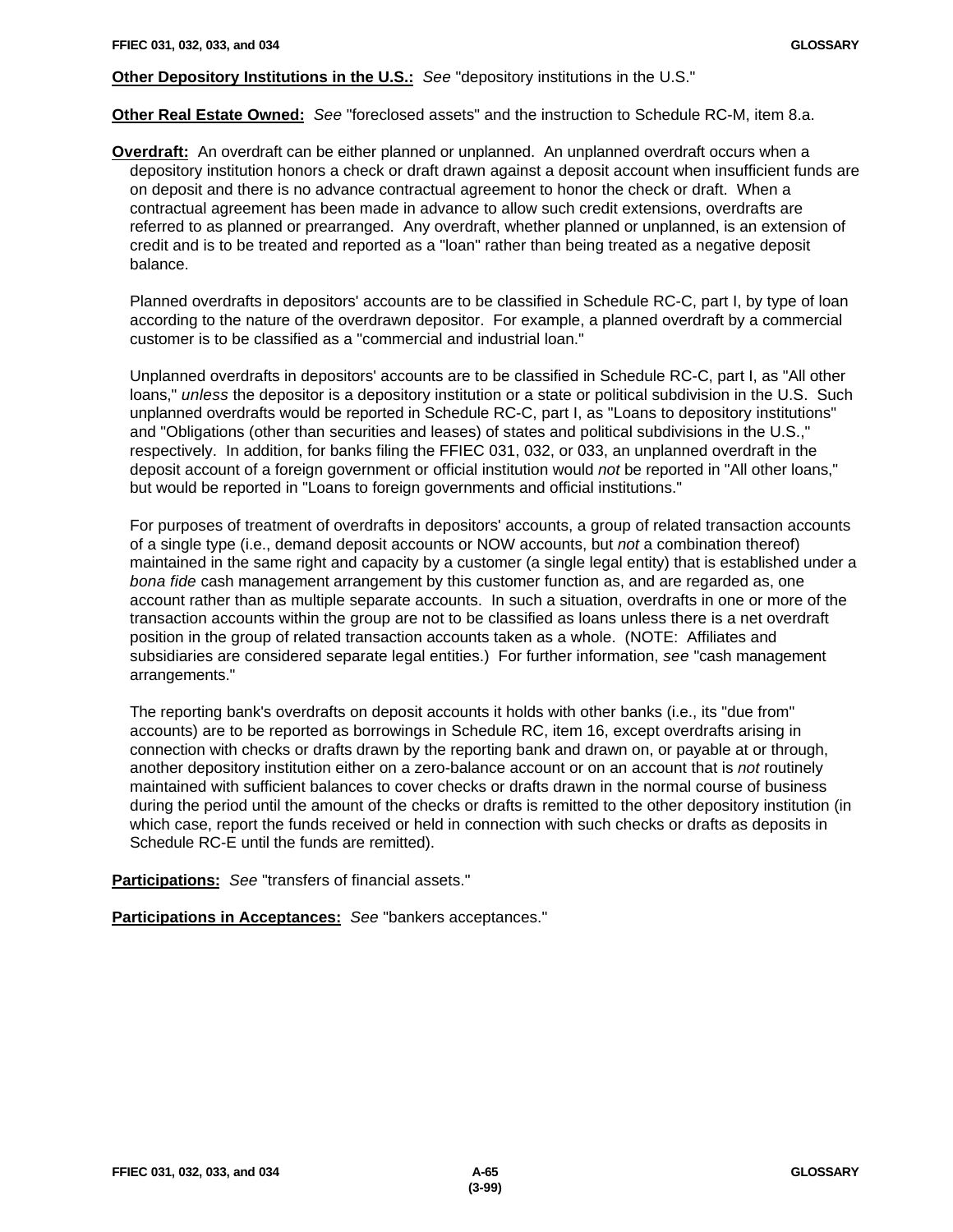**Other Depository Institutions in the U.S.:** *See* "depository institutions in the U.S."

**Other Real Estate Owned:** *See* "foreclosed assets" and the instruction to Schedule RC-M, item 8.a.

**Overdraft:** An overdraft can be either planned or unplanned. An unplanned overdraft occurs when a depository institution honors a check or draft drawn against a deposit account when insufficient funds are on deposit and there is no advance contractual agreement to honor the check or draft. When a contractual agreement has been made in advance to allow such credit extensions, overdrafts are referred to as planned or prearranged. Any overdraft, whether planned or unplanned, is an extension of credit and is to be treated and reported as a "loan" rather than being treated as a negative deposit balance.

Planned overdrafts in depositors' accounts are to be classified in Schedule RC-C, part I, by type of loan according to the nature of the overdrawn depositor. For example, a planned overdraft by a commercial customer is to be classified as a "commercial and industrial loan."

Unplanned overdrafts in depositors' accounts are to be classified in Schedule RC-C, part I, as "All other loans," *unless* the depositor is a depository institution or a state or political subdivision in the U.S. Such unplanned overdrafts would be reported in Schedule RC-C, part I, as "Loans to depository institutions" and "Obligations (other than securities and leases) of states and political subdivisions in the U.S.," respectively. In addition, for banks filing the FFIEC 031, 032, or 033, an unplanned overdraft in the deposit account of a foreign government or official institution would *not* be reported in "All other loans," but would be reported in "Loans to foreign governments and official institutions."

For purposes of treatment of overdrafts in depositors' accounts, a group of related transaction accounts of a single type (i.e., demand deposit accounts or NOW accounts, but *not* a combination thereof) maintained in the same right and capacity by a customer (a single legal entity) that is established under a *bona fide* cash management arrangement by this customer function as, and are regarded as, one account rather than as multiple separate accounts. In such a situation, overdrafts in one or more of the transaction accounts within the group are not to be classified as loans unless there is a net overdraft position in the group of related transaction accounts taken as a whole. (NOTE: Affiliates and subsidiaries are considered separate legal entities.) For further information, *see* "cash management arrangements."

The reporting bank's overdrafts on deposit accounts it holds with other banks (i.e., its "due from" accounts) are to be reported as borrowings in Schedule RC, item 16, except overdrafts arising in connection with checks or drafts drawn by the reporting bank and drawn on, or payable at or through, another depository institution either on a zero-balance account or on an account that is *not* routinely maintained with sufficient balances to cover checks or drafts drawn in the normal course of business during the period until the amount of the checks or drafts is remitted to the other depository institution (in which case, report the funds received or held in connection with such checks or drafts as deposits in Schedule RC-E until the funds are remitted).

**Participations:** *See* "transfers of financial assets."

**Participations in Acceptances:** *See* "bankers acceptances."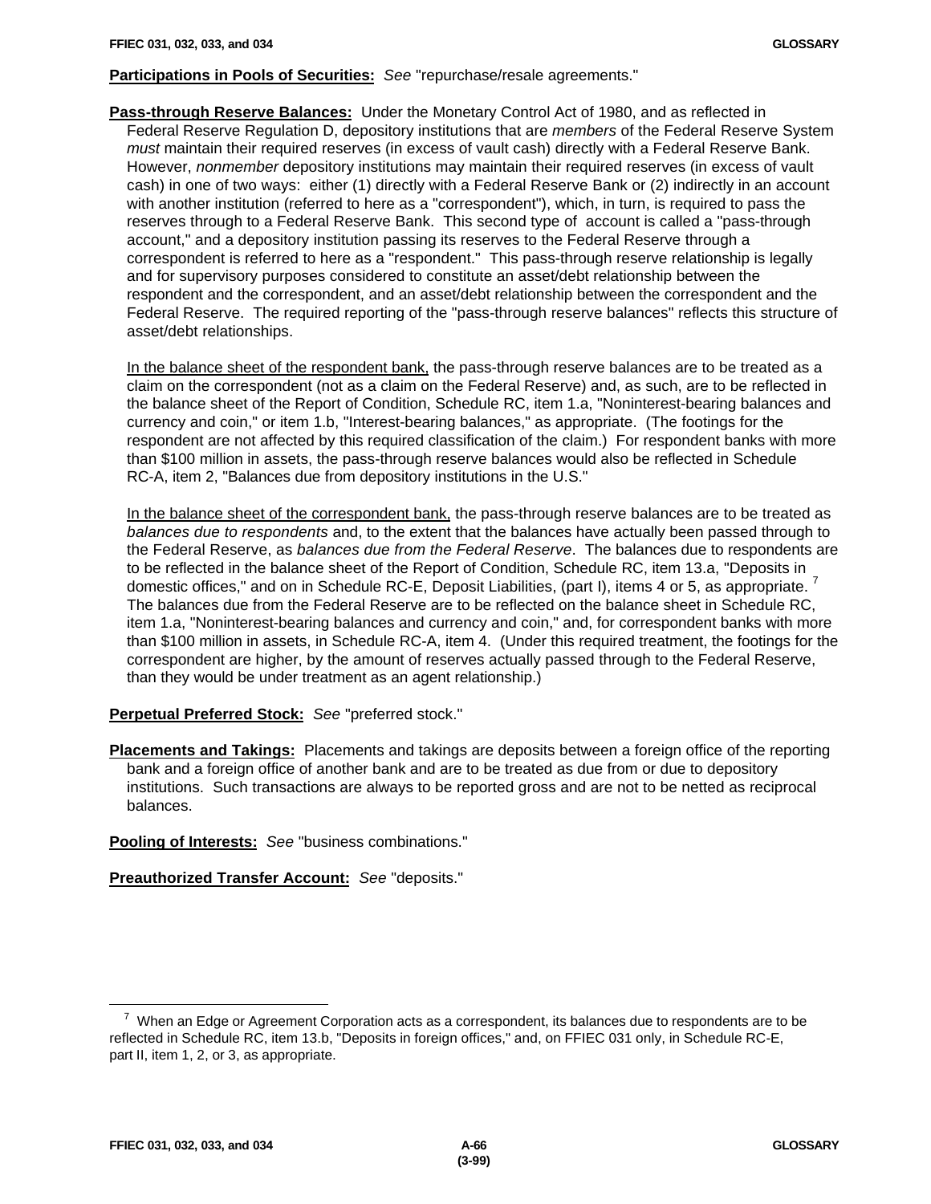**Participations in Pools of Securities:** *See* "repurchase/resale agreements."

**Pass-through Reserve Balances:** Under the Monetary Control Act of 1980, and as reflected in Federal Reserve Regulation D, depository institutions that are *members* of the Federal Reserve System *must* maintain their required reserves (in excess of vault cash) directly with a Federal Reserve Bank. However, *nonmember* depository institutions may maintain their required reserves (in excess of vault cash) in one of two ways: either (1) directly with a Federal Reserve Bank or (2) indirectly in an account with another institution (referred to here as a "correspondent"), which, in turn, is required to pass the reserves through to a Federal Reserve Bank. This second type of account is called a "pass-through account," and a depository institution passing its reserves to the Federal Reserve through a correspondent is referred to here as a "respondent." This pass-through reserve relationship is legally and for supervisory purposes considered to constitute an asset/debt relationship between the respondent and the correspondent, and an asset/debt relationship between the correspondent and the Federal Reserve. The required reporting of the "pass-through reserve balances" reflects this structure of asset/debt relationships.

In the balance sheet of the respondent bank, the pass-through reserve balances are to be treated as a claim on the correspondent (not as a claim on the Federal Reserve) and, as such, are to be reflected in the balance sheet of the Report of Condition, Schedule RC, item 1.a, "Noninterest-bearing balances and currency and coin," or item 1.b, "Interest-bearing balances," as appropriate. (The footings for the respondent are not affected by this required classification of the claim.) For respondent banks with more than $100 million in assets, the pass-through reserve balances would also be reflected in Schedule RC-A, item 2, "Balances due from depository institutions in the U.S."

In the balance sheet of the correspondent bank, the pass-through reserve balances are to be treated as *balances due to respondents* and, to the extent that the balances have actually been passed through to the Federal Reserve, as *balances due from the Federal Reserve*. The balances due to respondents are to be reflected in the balance sheet of the Report of Condition, Schedule RC, item 13.a, "Deposits in domestic offices," and on in Schedule RC-E, Deposit Liabilities, (part I), items 4 or 5, as appropriate. [7] The balances due from the Federal Reserve are to be reflected on the balance sheet in Schedule RC, item 1.a, "Noninterest-bearing balances and currency and coin," and, for correspondent banks with more than $100 million in assets, in Schedule RC-A, item 4. (Under this required treatment, the footings for the correspondent are higher, by the amount of reserves actually passed through to the Federal Reserve, than they would be under treatment as an agent relationship.)

**Perpetual Preferred Stock:** *See* "preferred stock."

**Placements and Takings:** Placements and takings are deposits between a foreign office of the reporting bank and a foreign office of another bank and are to be treated as due from or due to depository institutions. Such transactions are always to be reported gross and are not to be netted as reciprocal balances.

**Pooling of Interests:** *See* "business combinations."

**Preauthorized Transfer Account:** *See* "deposits."

---

[7] When an Edge or Agreement Corporation acts as a correspondent, its balances due to respondents are to be reflected in Schedule RC, item 13.b, "Deposits in foreign offices," and, on FFIEC 031 only, in Schedule RC-E, part II, item 1, 2, or 3, as appropriate.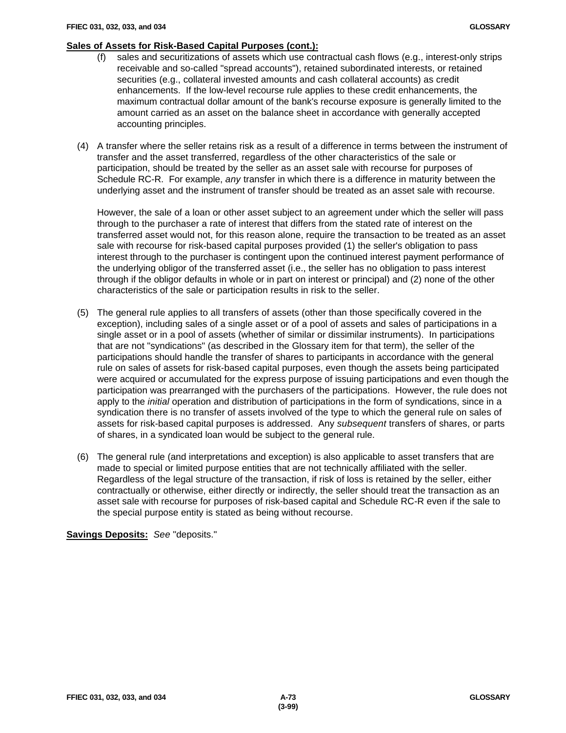**Sales of Assets for Risk-Based Capital Purposes (cont.):**

(f) sales and securitizations of assets which use contractual cash flows (e.g., interest-only strips receivable and so-called "spread accounts"), retained subordinated interests, or retained securities (e.g., collateral invested amounts and cash collateral accounts) as credit enhancements. If the low-level recourse rule applies to these credit enhancements, the maximum contractual dollar amount of the bank's recourse exposure is generally limited to the amount carried as an asset on the balance sheet in accordance with generally accepted accounting principles.

(4) A transfer where the seller retains risk as a result of a difference in terms between the instrument of transfer and the asset transferred, regardless of the other characteristics of the sale or participation, should be treated by the seller as an asset sale with recourse for purposes of Schedule RC-R. For example, *any* transfer in which there is a difference in maturity between the underlying asset and the instrument of transfer should be treated as an asset sale with recourse.

However, the sale of a loan or other asset subject to an agreement under which the seller will pass through to the purchaser a rate of interest that differs from the stated rate of interest on the transferred asset would not, for this reason alone, require the transaction to be treated as an asset sale with recourse for risk-based capital purposes provided (1) the seller's obligation to pass interest through to the purchaser is contingent upon the continued interest payment performance of the underlying obligor of the transferred asset (i.e., the seller has no obligation to pass interest through if the obligor defaults in whole or in part on interest or principal) and (2) none of the other characteristics of the sale or participation results in risk to the seller.

(5) The general rule applies to all transfers of assets (other than those specifically covered in the exception), including sales of a single asset or of a pool of assets and sales of participations in a single asset or in a pool of assets (whether of similar or dissimilar instruments). In participations that are not "syndications" (as described in the Glossary item for that term), the seller of the participations should handle the transfer of shares to participants in accordance with the general rule on sales of assets for risk-based capital purposes, even though the assets being participated were acquired or accumulated for the express purpose of issuing participations and even though the participation was prearranged with the purchasers of the participations. However, the rule does not apply to the *initial* operation and distribution of participations in the form of syndications, since in a syndication there is no transfer of assets involved of the type to which the general rule on sales of assets for risk-based capital purposes is addressed. Any *subsequent* transfers of shares, or parts of shares, in a syndicated loan would be subject to the general rule.

(6) The general rule (and interpretations and exception) is also applicable to asset transfers that are made to special or limited purpose entities that are not technically affiliated with the seller. Regardless of the legal structure of the transaction, if risk of loss is retained by the seller, either contractually or otherwise, either directly or indirectly, the seller should treat the transaction as an asset sale with recourse for purposes of risk-based capital and Schedule RC-R even if the sale to the special purpose entity is stated as being without recourse.

**Savings Deposits:** *See* "deposits."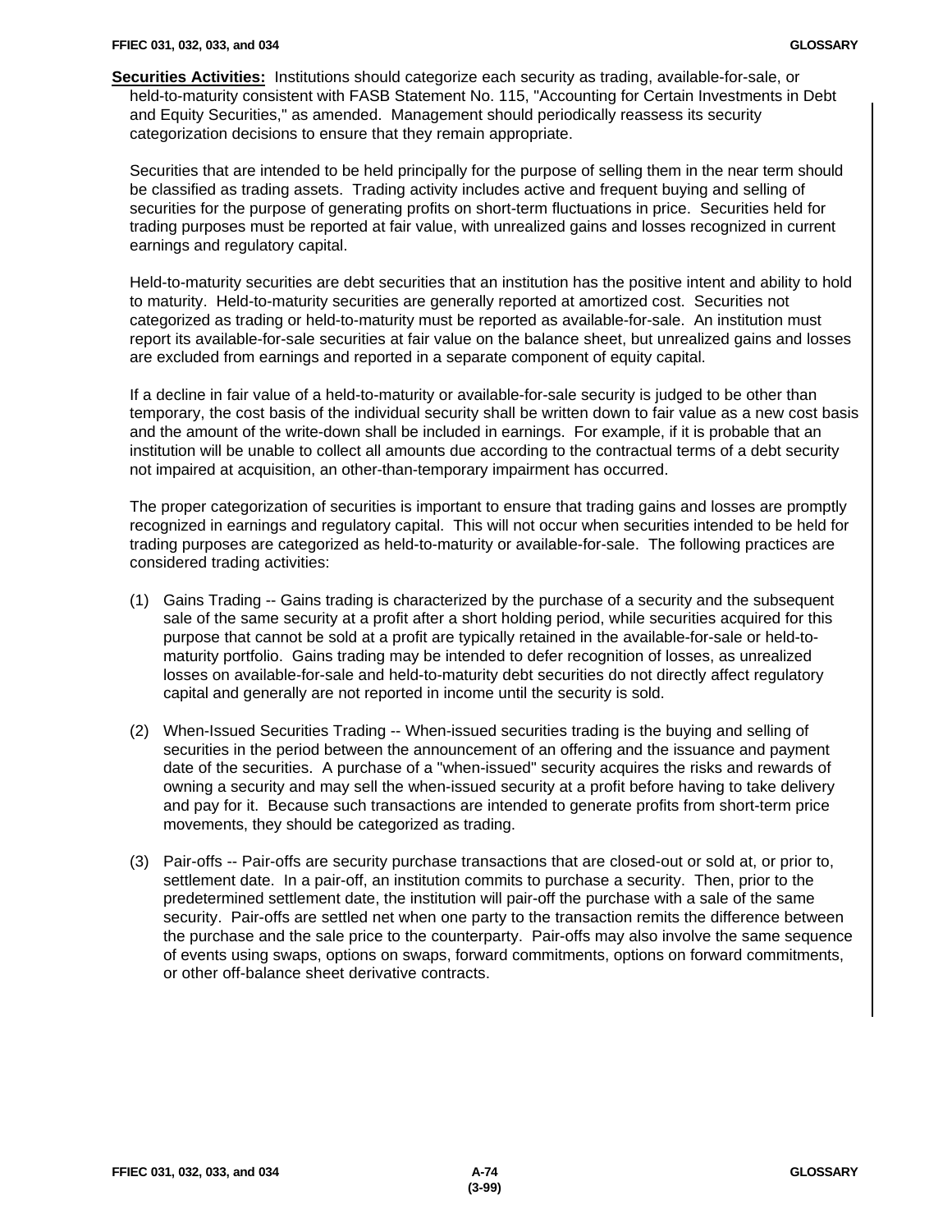**Securities Activities:** Institutions should categorize each security as trading, available-for-sale, or held-to-maturity consistent with FASB Statement No. 115, "Accounting for Certain Investments in Debt and Equity Securities," as amended. Management should periodically reassess its security categorization decisions to ensure that they remain appropriate.

Securities that are intended to be held principally for the purpose of selling them in the near term should be classified as trading assets. Trading activity includes active and frequent buying and selling of securities for the purpose of generating profits on short-term fluctuations in price. Securities held for trading purposes must be reported at fair value, with unrealized gains and losses recognized in current earnings and regulatory capital.

Held-to-maturity securities are debt securities that an institution has the positive intent and ability to hold to maturity. Held-to-maturity securities are generally reported at amortized cost. Securities not categorized as trading or held-to-maturity must be reported as available-for-sale. An institution must report its available-for-sale securities at fair value on the balance sheet, but unrealized gains and losses are excluded from earnings and reported in a separate component of equity capital.

If a decline in fair value of a held-to-maturity or available-for-sale security is judged to be other than temporary, the cost basis of the individual security shall be written down to fair value as a new cost basis and the amount of the write-down shall be included in earnings. For example, if it is probable that an institution will be unable to collect all amounts due according to the contractual terms of a debt security not impaired at acquisition, an other-than-temporary impairment has occurred.

The proper categorization of securities is important to ensure that trading gains and losses are promptly recognized in earnings and regulatory capital. This will not occur when securities intended to be held for trading purposes are categorized as held-to-maturity or available-for-sale. The following practices are considered trading activities:

(1) Gains Trading -- Gains trading is characterized by the purchase of a security and the subsequent sale of the same security at a profit after a short holding period, while securities acquired for this purpose that cannot be sold at a profit are typically retained in the available-for-sale or held-to-maturity portfolio. Gains trading may be intended to defer recognition of losses, as unrealized losses on available-for-sale and held-to-maturity debt securities do not directly affect regulatory capital and generally are not reported in income until the security is sold.

(2) When-Issued Securities Trading -- When-issued securities trading is the buying and selling of securities in the period between the announcement of an offering and the issuance and payment date of the securities. A purchase of a "when-issued" security acquires the risks and rewards of owning a security and may sell the when-issued security at a profit before having to take delivery and pay for it. Because such transactions are intended to generate profits from short-term price movements, they should be categorized as trading.

(3) Pair-offs -- Pair-offs are security purchase transactions that are closed-out or sold at, or prior to, settlement date. In a pair-off, an institution commits to purchase a security. Then, prior to the predetermined settlement date, the institution will pair-off the purchase with a sale of the same security. Pair-offs are settled net when one party to the transaction remits the difference between the purchase and the sale price to the counterparty. Pair-offs may also involve the same sequence of events using swaps, options on swaps, forward commitments, options on forward commitments, or other off-balance sheet derivative contracts.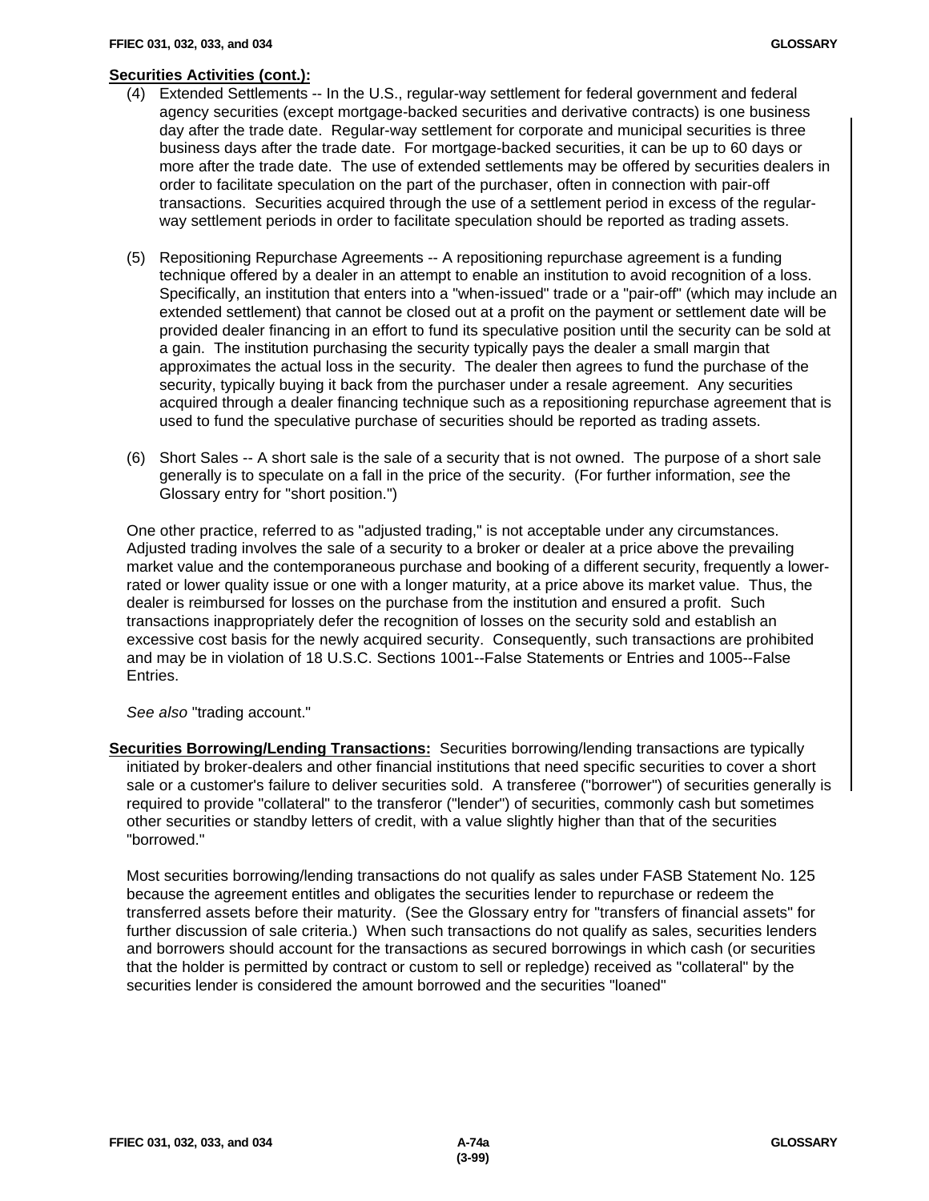**Securities Activities (cont.):**

(4) Extended Settlements -- In the U.S., regular-way settlement for federal government and federal agency securities (except mortgage-backed securities and derivative contracts) is one business day after the trade date. Regular-way settlement for corporate and municipal securities is three business days after the trade date. For mortgage-backed securities, it can be up to 60 days or more after the trade date. The use of extended settlements may be offered by securities dealers in order to facilitate speculation on the part of the purchaser, often in connection with pair-off transactions. Securities acquired through the use of a settlement period in excess of the regular-way settlement periods in order to facilitate speculation should be reported as trading assets.

(5) Repositioning Repurchase Agreements -- A repositioning repurchase agreement is a funding technique offered by a dealer in an attempt to enable an institution to avoid recognition of a loss. Specifically, an institution that enters into a "when-issued" trade or a "pair-off" (which may include an extended settlement) that cannot be closed out at a profit on the payment or settlement date will be provided dealer financing in an effort to fund its speculative position until the security can be sold at a gain. The institution purchasing the security typically pays the dealer a small margin that approximates the actual loss in the security. The dealer then agrees to fund the purchase of the security, typically buying it back from the purchaser under a resale agreement. Any securities acquired through a dealer financing technique such as a repositioning repurchase agreement that is used to fund the speculative purchase of securities should be reported as trading assets.

(6) Short Sales -- A short sale is the sale of a security that is not owned. The purpose of a short sale generally is to speculate on a fall in the price of the security. (For further information, *see* the Glossary entry for "short position.")

One other practice, referred to as "adjusted trading," is not acceptable under any circumstances. Adjusted trading involves the sale of a security to a broker or dealer at a price above the prevailing market value and the contemporaneous purchase and booking of a different security, frequently a lower-rated or lower quality issue or one with a longer maturity, at a price above its market value. Thus, the dealer is reimbursed for losses on the purchase from the institution and ensured a profit. Such transactions inappropriately defer the recognition of losses on the security sold and establish an excessive cost basis for the newly acquired security. Consequently, such transactions are prohibited and may be in violation of 18 U.S.C. Sections 1001--False Statements or Entries and 1005--False Entries.

*See also* "trading account."

**Securities Borrowing/Lending Transactions:** Securities borrowing/lending transactions are typically initiated by broker-dealers and other financial institutions that need specific securities to cover a short sale or a customer's failure to deliver securities sold. A transferee ("borrower") of securities generally is required to provide "collateral" to the transferor ("lender") of securities, commonly cash but sometimes other securities or standby letters of credit, with a value slightly higher than that of the securities "borrowed."

Most securities borrowing/lending transactions do not qualify as sales under FASB Statement No. 125 because the agreement entitles and obligates the securities lender to repurchase or redeem the transferred assets before their maturity. (See the Glossary entry for "transfers of financial assets" for further discussion of sale criteria.) When such transactions do not qualify as sales, securities lenders and borrowers should account for the transactions as secured borrowings in which cash (or securities that the holder is permitted by contract or custom to sell or repledge) received as "collateral" by the securities lender is considered the amount borrowed and the securities "loaned"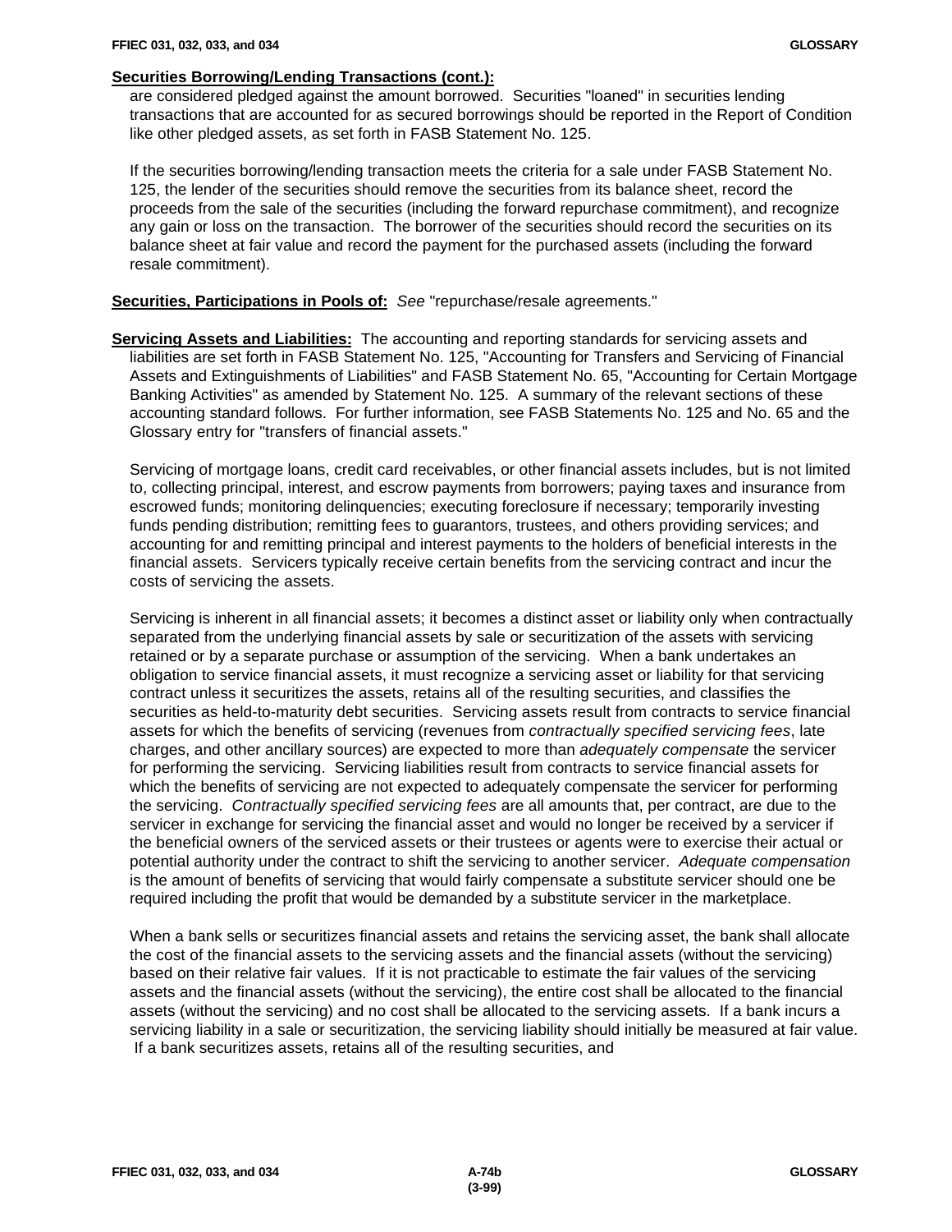**Securities Borrowing/Lending Transactions (cont.):**

are considered pledged against the amount borrowed. Securities "loaned" in securities lending transactions that are accounted for as secured borrowings should be reported in the Report of Condition like other pledged assets, as set forth in FASB Statement No. 125.

If the securities borrowing/lending transaction meets the criteria for a sale under FASB Statement No. 125, the lender of the securities should remove the securities from its balance sheet, record the proceeds from the sale of the securities (including the forward repurchase commitment), and recognize any gain or loss on the transaction. The borrower of the securities should record the securities on its balance sheet at fair value and record the payment for the purchased assets (including the forward resale commitment).

**Securities, Participations in Pools of:** *See* "repurchase/resale agreements."

**Servicing Assets and Liabilities:** The accounting and reporting standards for servicing assets and liabilities are set forth in FASB Statement No. 125, "Accounting for Transfers and Servicing of Financial Assets and Extinguishments of Liabilities" and FASB Statement No. 65, "Accounting for Certain Mortgage Banking Activities" as amended by Statement No. 125. A summary of the relevant sections of these accounting standard follows. For further information, see FASB Statements No. 125 and No. 65 and the Glossary entry for "transfers of financial assets."

Servicing of mortgage loans, credit card receivables, or other financial assets includes, but is not limited to, collecting principal, interest, and escrow payments from borrowers; paying taxes and insurance from escrowed funds; monitoring delinquencies; executing foreclosure if necessary; temporarily investing funds pending distribution; remitting fees to guarantors, trustees, and others providing services; and accounting for and remitting principal and interest payments to the holders of beneficial interests in the financial assets. Servicers typically receive certain benefits from the servicing contract and incur the costs of servicing the assets.

Servicing is inherent in all financial assets; it becomes a distinct asset or liability only when contractually separated from the underlying financial assets by sale or securitization of the assets with servicing retained or by a separate purchase or assumption of the servicing. When a bank undertakes an obligation to service financial assets, it must recognize a servicing asset or liability for that servicing contract unless it securitizes the assets, retains all of the resulting securities, and classifies the securities as held-to-maturity debt securities. Servicing assets result from contracts to service financial assets for which the benefits of servicing (revenues from *contractually specified servicing fees*, late charges, and other ancillary sources) are expected to more than *adequately compensate* the servicer for performing the servicing. Servicing liabilities result from contracts to service financial assets for which the benefits of servicing are not expected to adequately compensate the servicer for performing the servicing. *Contractually specified servicing fees* are all amounts that, per contract, are due to the servicer in exchange for servicing the financial asset and would no longer be received by a servicer if the beneficial owners of the serviced assets or their trustees or agents were to exercise their actual or potential authority under the contract to shift the servicing to another servicer. *Adequate compensation* is the amount of benefits of servicing that would fairly compensate a substitute servicer should one be required including the profit that would be demanded by a substitute servicer in the marketplace.

When a bank sells or securitizes financial assets and retains the servicing asset, the bank shall allocate the cost of the financial assets to the servicing assets and the financial assets (without the servicing) based on their relative fair values. If it is not practicable to estimate the fair values of the servicing assets and the financial assets (without the servicing), the entire cost shall be allocated to the financial assets (without the servicing) and no cost shall be allocated to the servicing assets. If a bank incurs a servicing liability in a sale or securitization, the servicing liability should initially be measured at fair value. If a bank securitizes assets, retains all of the resulting securities, and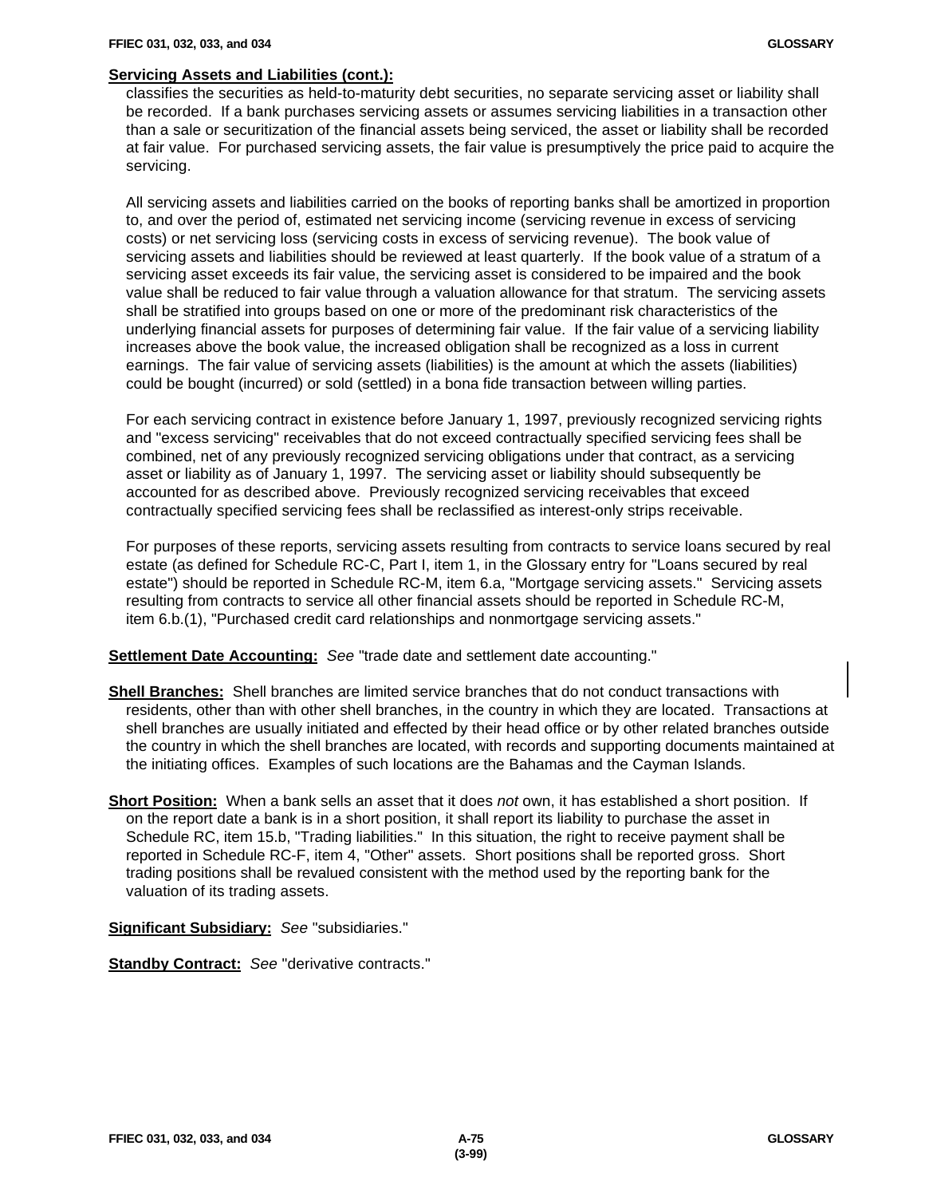**Servicing Assets and Liabilities (cont.):**

classifies the securities as held-to-maturity debt securities, no separate servicing asset or liability shall be recorded. If a bank purchases servicing assets or assumes servicing liabilities in a transaction other than a sale or securitization of the financial assets being serviced, the asset or liability shall be recorded at fair value. For purchased servicing assets, the fair value is presumptively the price paid to acquire the servicing.

All servicing assets and liabilities carried on the books of reporting banks shall be amortized in proportion to, and over the period of, estimated net servicing income (servicing revenue in excess of servicing costs) or net servicing loss (servicing costs in excess of servicing revenue). The book value of servicing assets and liabilities should be reviewed at least quarterly. If the book value of a stratum of a servicing asset exceeds its fair value, the servicing asset is considered to be impaired and the book value shall be reduced to fair value through a valuation allowance for that stratum. The servicing assets shall be stratified into groups based on one or more of the predominant risk characteristics of the underlying financial assets for purposes of determining fair value. If the fair value of a servicing liability increases above the book value, the increased obligation shall be recognized as a loss in current earnings. The fair value of servicing assets (liabilities) is the amount at which the assets (liabilities) could be bought (incurred) or sold (settled) in a bona fide transaction between willing parties.

For each servicing contract in existence before January 1, 1997, previously recognized servicing rights and "excess servicing" receivables that do not exceed contractually specified servicing fees shall be combined, net of any previously recognized servicing obligations under that contract, as a servicing asset or liability as of January 1, 1997. The servicing asset or liability should subsequently be accounted for as described above. Previously recognized servicing receivables that exceed contractually specified servicing fees shall be reclassified as interest-only strips receivable.

For purposes of these reports, servicing assets resulting from contracts to service loans secured by real estate (as defined for Schedule RC-C, Part I, item 1, in the Glossary entry for "Loans secured by real estate") should be reported in Schedule RC-M, item 6.a, "Mortgage servicing assets." Servicing assets resulting from contracts to service all other financial assets should be reported in Schedule RC-M, item 6.b.(1), "Purchased credit card relationships and nonmortgage servicing assets."

**Settlement Date Accounting:** *See* "trade date and settlement date accounting."

**Shell Branches:** Shell branches are limited service branches that do not conduct transactions with residents, other than with other shell branches, in the country in which they are located. Transactions at shell branches are usually initiated and effected by their head office or by other related branches outside the country in which the shell branches are located, with records and supporting documents maintained at the initiating offices. Examples of such locations are the Bahamas and the Cayman Islands.

**Short Position:** When a bank sells an asset that it does *not* own, it has established a short position. If on the report date a bank is in a short position, it shall report its liability to purchase the asset in Schedule RC, item 15.b, "Trading liabilities." In this situation, the right to receive payment shall be reported in Schedule RC-F, item 4, "Other" assets. Short positions shall be reported gross. Short trading positions shall be revalued consistent with the method used by the reporting bank for the valuation of its trading assets.

**Significant Subsidiary:** *See* "subsidiaries."

**Standby Contract:** *See* "derivative contracts."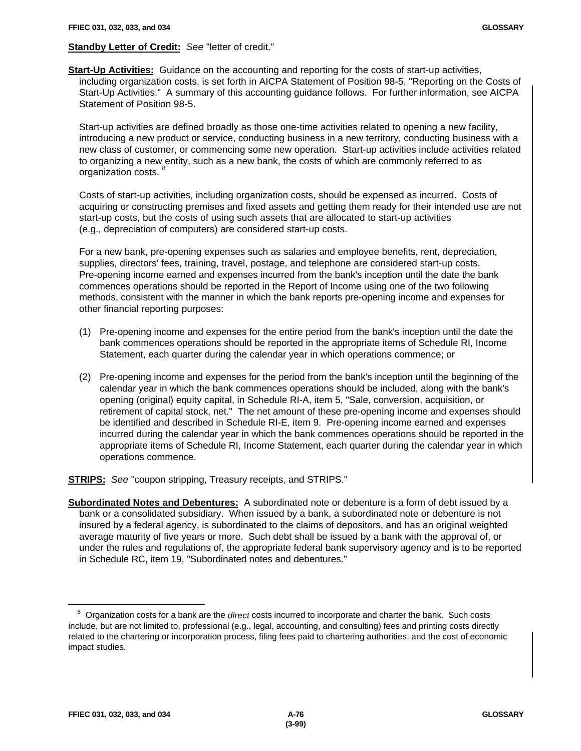**Standby Letter of Credit:** *See* "letter of credit."

**Start-Up Activities:** Guidance on the accounting and reporting for the costs of start-up activities, including organization costs, is set forth in AICPA Statement of Position 98-5, "Reporting on the Costs of Start-Up Activities." A summary of this accounting guidance follows. For further information, see AICPA Statement of Position 98-5.

Start-up activities are defined broadly as those one-time activities related to opening a new facility, introducing a new product or service, conducting business in a new territory, conducting business with a new class of customer, or commencing some new operation. Start-up activities include activities related to organizing a new entity, such as a new bank, the costs of which are commonly referred to as organization costs.[8]

Costs of start-up activities, including organization costs, should be expensed as incurred. Costs of acquiring or constructing premises and fixed assets and getting them ready for their intended use are not start-up costs, but the costs of using such assets that are allocated to start-up activities (e.g., depreciation of computers) are considered start-up costs.

For a new bank, pre-opening expenses such as salaries and employee benefits, rent, depreciation, supplies, directors' fees, training, travel, postage, and telephone are considered start-up costs. Pre-opening income earned and expenses incurred from the bank's inception until the date the bank commences operations should be reported in the Report of Income using one of the two following methods, consistent with the manner in which the bank reports pre-opening income and expenses for other financial reporting purposes:

(1) Pre-opening income and expenses for the entire period from the bank's inception until the date the bank commences operations should be reported in the appropriate items of Schedule RI, Income Statement, each quarter during the calendar year in which operations commence; or

(2) Pre-opening income and expenses for the period from the bank's inception until the beginning of the calendar year in which the bank commences operations should be included, along with the bank's opening (original) equity capital, in Schedule RI-A, item 5, "Sale, conversion, acquisition, or retirement of capital stock, net." The net amount of these pre-opening income and expenses should be identified and described in Schedule RI-E, item 9. Pre-opening income earned and expenses incurred during the calendar year in which the bank commences operations should be reported in the appropriate items of Schedule RI, Income Statement, each quarter during the calendar year in which operations commence.

**STRIPS:** *See* "coupon stripping, Treasury receipts, and STRIPS."

**Subordinated Notes and Debentures:** A subordinated note or debenture is a form of debt issued by a bank or a consolidated subsidiary. When issued by a bank, a subordinated note or debenture is not insured by a federal agency, is subordinated to the claims of depositors, and has an original weighted average maturity of five years or more. Such debt shall be issued by a bank with the approval of, or under the rules and regulations of, the appropriate federal bank supervisory agency and is to be reported in Schedule RC, item 19, "Subordinated notes and debentures."

---

[8] Organization costs for a bank are the *direct* costs incurred to incorporate and charter the bank. Such costs include, but are not limited to, professional (e.g., legal, accounting, and consulting) fees and printing costs directly related to the chartering or incorporation process, filing fees paid to chartering authorities, and the cost of economic impact studies.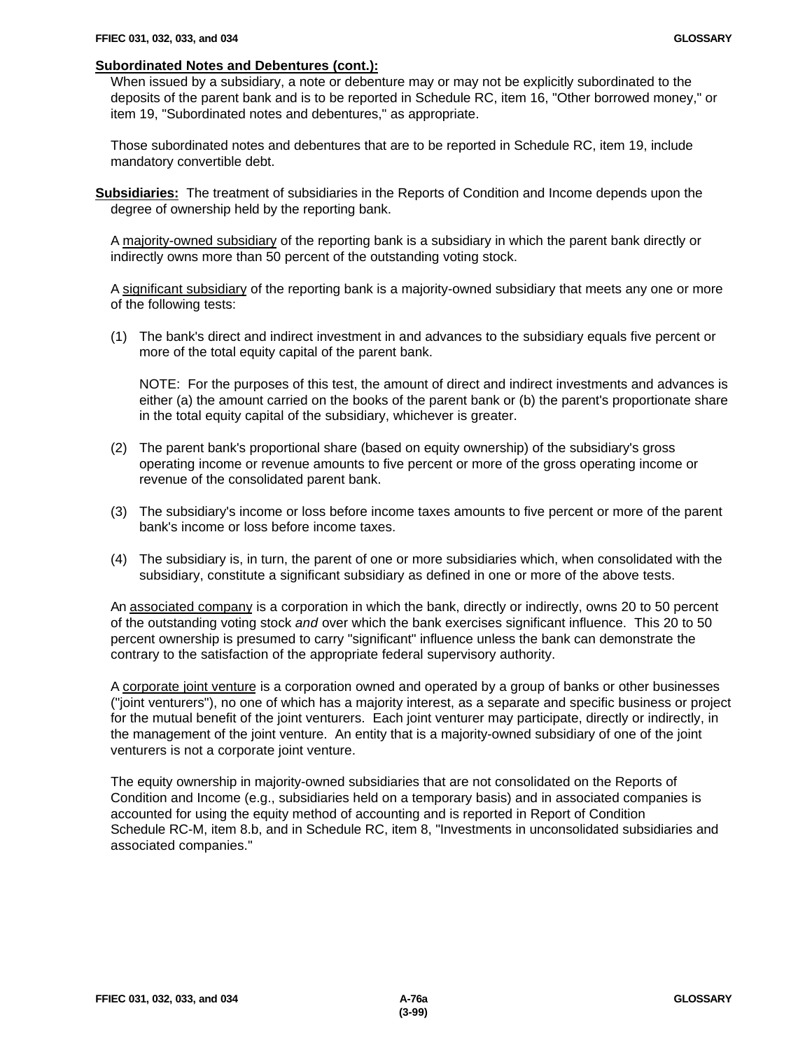**Subordinated Notes and Debentures (cont.):**

When issued by a subsidiary, a note or debenture may or may not be explicitly subordinated to the deposits of the parent bank and is to be reported in Schedule RC, item 16, "Other borrowed money," or item 19, "Subordinated notes and debentures," as appropriate.

Those subordinated notes and debentures that are to be reported in Schedule RC, item 19, include mandatory convertible debt.

**Subsidiaries:** The treatment of subsidiaries in the Reports of Condition and Income depends upon the degree of ownership held by the reporting bank.

A majority-owned subsidiary of the reporting bank is a subsidiary in which the parent bank directly or indirectly owns more than 50 percent of the outstanding voting stock.

A significant subsidiary of the reporting bank is a majority-owned subsidiary that meets any one or more of the following tests:

(1) The bank's direct and indirect investment in and advances to the subsidiary equals five percent or more of the total equity capital of the parent bank.

NOTE: For the purposes of this test, the amount of direct and indirect investments and advances is either (a) the amount carried on the books of the parent bank or (b) the parent's proportionate share in the total equity capital of the subsidiary, whichever is greater.

(2) The parent bank's proportional share (based on equity ownership) of the subsidiary's gross operating income or revenue amounts to five percent or more of the gross operating income or revenue of the consolidated parent bank.

(3) The subsidiary's income or loss before income taxes amounts to five percent or more of the parent bank's income or loss before income taxes.

(4) The subsidiary is, in turn, the parent of one or more subsidiaries which, when consolidated with the subsidiary, constitute a significant subsidiary as defined in one or more of the above tests.

An associated company is a corporation in which the bank, directly or indirectly, owns 20 to 50 percent of the outstanding voting stock *and* over which the bank exercises significant influence. This 20 to 50 percent ownership is presumed to carry "significant" influence unless the bank can demonstrate the contrary to the satisfaction of the appropriate federal supervisory authority.

A corporate joint venture is a corporation owned and operated by a group of banks or other businesses ("joint venturers"), no one of which has a majority interest, as a separate and specific business or project for the mutual benefit of the joint venturers. Each joint venturer may participate, directly or indirectly, in the management of the joint venture. An entity that is a majority-owned subsidiary of one of the joint venturers is not a corporate joint venture.

The equity ownership in majority-owned subsidiaries that are not consolidated on the Reports of Condition and Income (e.g., subsidiaries held on a temporary basis) and in associated companies is accounted for using the equity method of accounting and is reported in Report of Condition Schedule RC-M, item 8.b, and in Schedule RC, item 8, "Investments in unconsolidated subsidiaries and associated companies."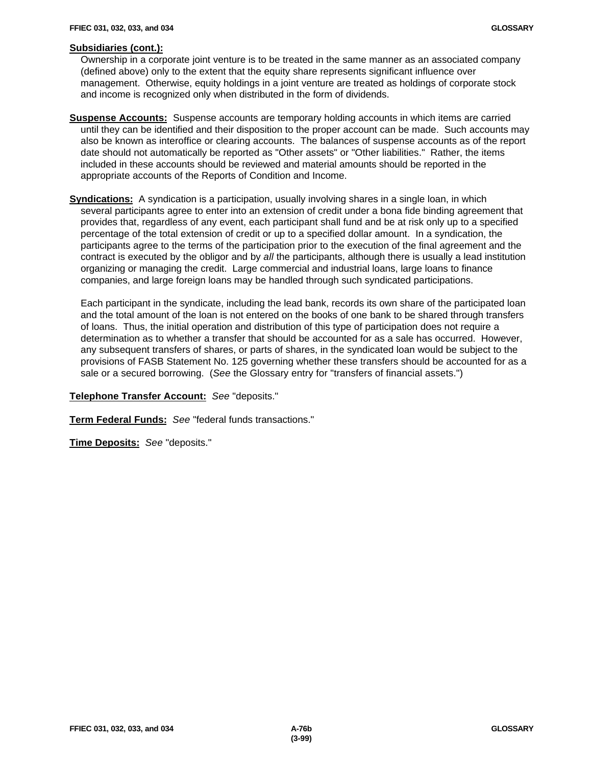**Subsidiaries (cont.):**

Ownership in a corporate joint venture is to be treated in the same manner as an associated company (defined above) only to the extent that the equity share represents significant influence over management. Otherwise, equity holdings in a joint venture are treated as holdings of corporate stock and income is recognized only when distributed in the form of dividends.

**Suspense Accounts:** Suspense accounts are temporary holding accounts in which items are carried until they can be identified and their disposition to the proper account can be made. Such accounts may also be known as interoffice or clearing accounts. The balances of suspense accounts as of the report date should not automatically be reported as "Other assets" or "Other liabilities." Rather, the items included in these accounts should be reviewed and material amounts should be reported in the appropriate accounts of the Reports of Condition and Income.

**Syndications:** A syndication is a participation, usually involving shares in a single loan, in which several participants agree to enter into an extension of credit under a bona fide binding agreement that provides that, regardless of any event, each participant shall fund and be at risk only up to a specified percentage of the total extension of credit or up to a specified dollar amount. In a syndication, the participants agree to the terms of the participation prior to the execution of the final agreement and the contract is executed by the obligor and by *all* the participants, although there is usually a lead institution organizing or managing the credit. Large commercial and industrial loans, large loans to finance companies, and large foreign loans may be handled through such syndicated participations.

Each participant in the syndicate, including the lead bank, records its own share of the participated loan and the total amount of the loan is not entered on the books of one bank to be shared through transfers of loans. Thus, the initial operation and distribution of this type of participation does not require a determination as to whether a transfer that should be accounted for as a sale has occurred. However, any subsequent transfers of shares, or parts of shares, in the syndicated loan would be subject to the provisions of FASB Statement No. 125 governing whether these transfers should be accounted for as a sale or a secured borrowing. (*See* the Glossary entry for "transfers of financial assets.")

**Telephone Transfer Account:** *See* "deposits."

**Term Federal Funds:** *See* "federal funds transactions."

**Time Deposits:** *See* "deposits."